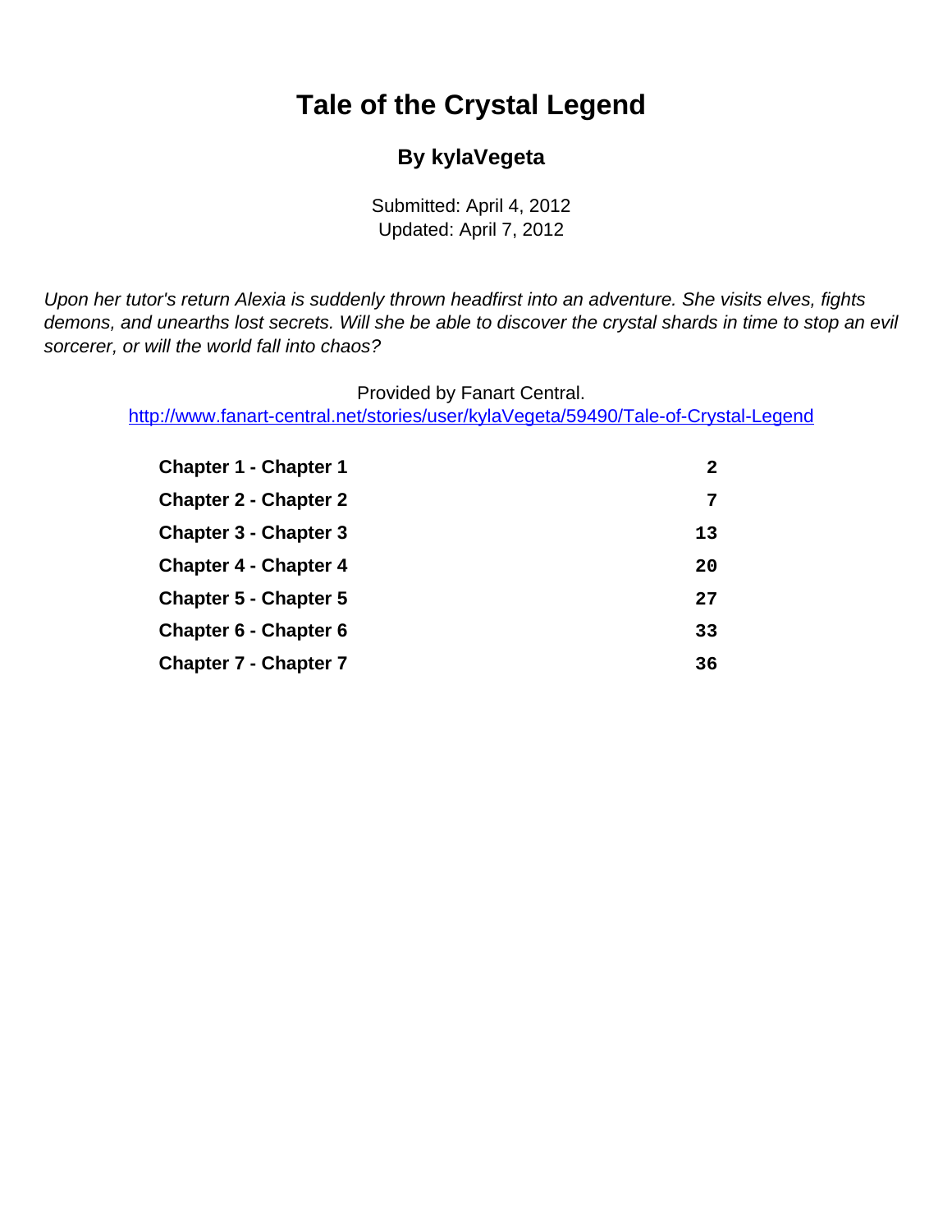# Tale of the Crystal Legend

### By kylaVegeta

Submitted: April 4, 2012
Updated: April 7, 2012

*Upon her tutor's return Alexia is suddenly thrown headfirst into an adventure. She visits elves, fights demons, and unearths lost secrets. Will she be able to discover the crystal shards in time to stop an evil sorcerer, or will the world fall into chaos?*

Provided by Fanart Central.
http://www.fanart-central.net/stories/user/kylaVegeta/59490/Tale-of-Crystal-Legend

| | |
|---|---|
| **Chapter 1 - Chapter 1** | 2 |
| **Chapter 2 - Chapter 2** | 7 |
| **Chapter 3 - Chapter 3** | 13 |
| **Chapter 4 - Chapter 4** | 20 |
| **Chapter 5 - Chapter 5** | 27 |
| **Chapter 6 - Chapter 6** | 33 |
| **Chapter 7 - Chapter 7** | 36 |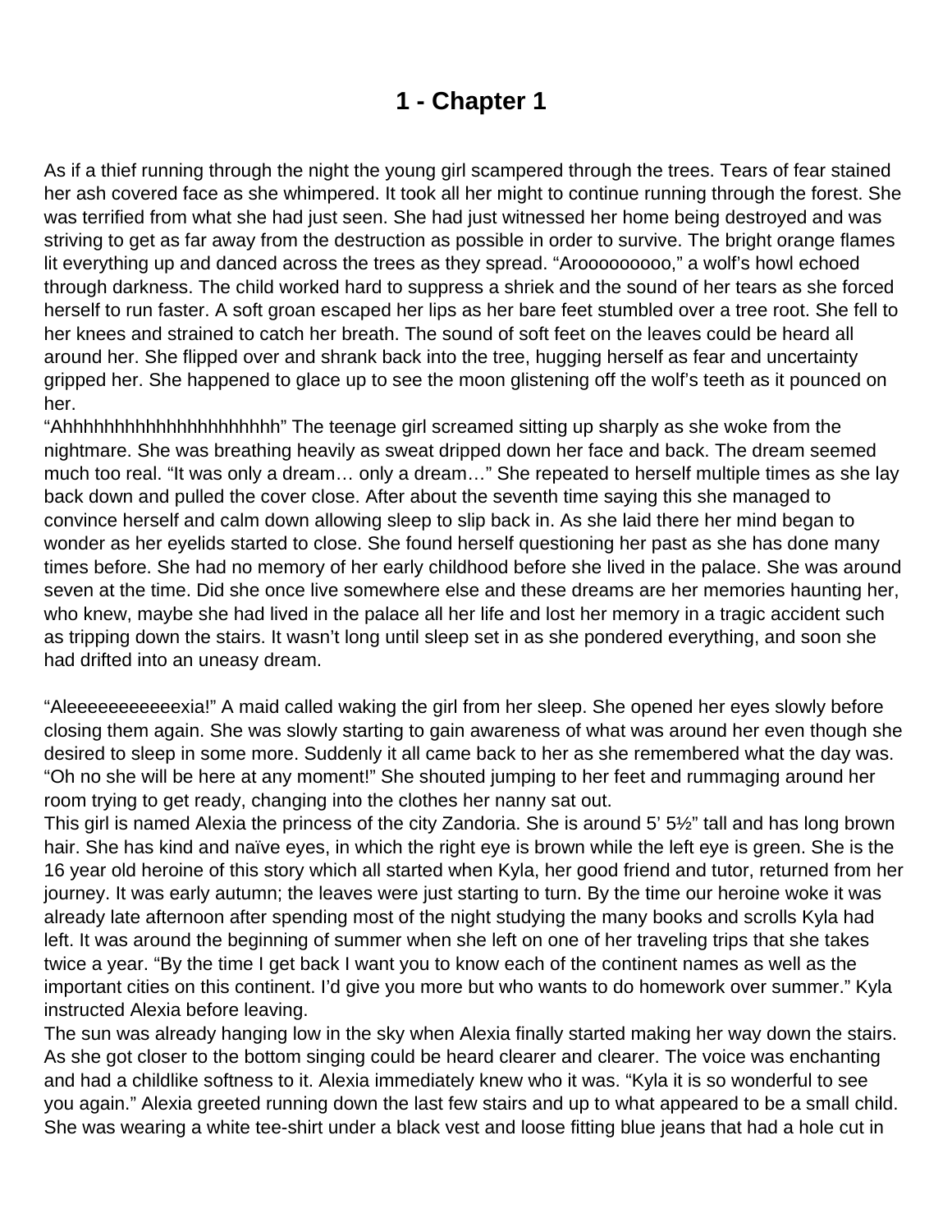# 1 - Chapter 1

As if a thief running through the night the young girl scampered through the trees. Tears of fear stained her ash covered face as she whimpered. It took all her might to continue running through the forest. She was terrified from what she had just seen. She had just witnessed her home being destroyed and was striving to get as far away from the destruction as possible in order to survive. The bright orange flames lit everything up and danced across the trees as they spread. "Arooooooooo," a wolf's howl echoed through darkness. The child worked hard to suppress a shriek and the sound of her tears as she forced herself to run faster. A soft groan escaped her lips as her bare feet stumbled over a tree root. She fell to her knees and strained to catch her breath. The sound of soft feet on the leaves could be heard all around her. She flipped over and shrank back into the tree, hugging herself as fear and uncertainty gripped her. She happened to glace up to see the moon glistening off the wolf's teeth as it pounced on her.

"Ahhhhhhhhhhhhhhhhhhhhh" The teenage girl screamed sitting up sharply as she woke from the nightmare. She was breathing heavily as sweat dripped down her face and back. The dream seemed much too real. "It was only a dream… only a dream…" She repeated to herself multiple times as she lay back down and pulled the cover close. After about the seventh time saying this she managed to convince herself and calm down allowing sleep to slip back in. As she laid there her mind began to wonder as her eyelids started to close. She found herself questioning her past as she has done many times before. She had no memory of her early childhood before she lived in the palace. She was around seven at the time. Did she once live somewhere else and these dreams are her memories haunting her, who knew, maybe she had lived in the palace all her life and lost her memory in a tragic accident such as tripping down the stairs. It wasn't long until sleep set in as she pondered everything, and soon she had drifted into an uneasy dream.

"Aleeeeeeeeeeexia!" A maid called waking the girl from her sleep. She opened her eyes slowly before closing them again. She was slowly starting to gain awareness of what was around her even though she desired to sleep in some more. Suddenly it all came back to her as she remembered what the day was. "Oh no she will be here at any moment!" She shouted jumping to her feet and rummaging around her room trying to get ready, changing into the clothes her nanny sat out.

This girl is named Alexia the princess of the city Zandoria. She is around 5' 5½" tall and has long brown hair. She has kind and naïve eyes, in which the right eye is brown while the left eye is green. She is the 16 year old heroine of this story which all started when Kyla, her good friend and tutor, returned from her journey. It was early autumn; the leaves were just starting to turn. By the time our heroine woke it was already late afternoon after spending most of the night studying the many books and scrolls Kyla had left. It was around the beginning of summer when she left on one of her traveling trips that she takes twice a year. "By the time I get back I want you to know each of the continent names as well as the important cities on this continent. I'd give you more but who wants to do homework over summer." Kyla instructed Alexia before leaving.

The sun was already hanging low in the sky when Alexia finally started making her way down the stairs. As she got closer to the bottom singing could be heard clearer and clearer. The voice was enchanting and had a childlike softness to it. Alexia immediately knew who it was. "Kyla it is so wonderful to see you again." Alexia greeted running down the last few stairs and up to what appeared to be a small child. She was wearing a white tee-shirt under a black vest and loose fitting blue jeans that had a hole cut in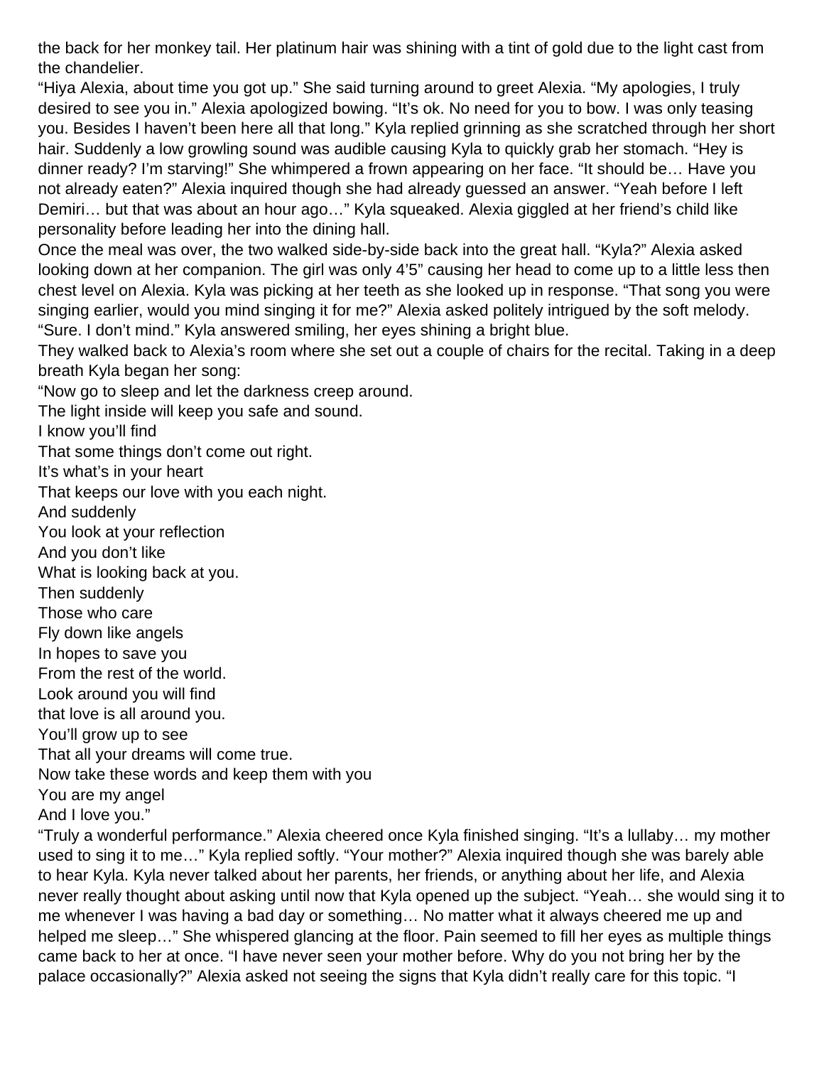the back for her monkey tail. Her platinum hair was shining with a tint of gold due to the light cast from the chandelier.

“Hiya Alexia, about time you got up.” She said turning around to greet Alexia. “My apologies, I truly desired to see you in.” Alexia apologized bowing. “It’s ok. No need for you to bow. I was only teasing you. Besides I haven’t been here all that long.” Kyla replied grinning as she scratched through her short hair. Suddenly a low growling sound was audible causing Kyla to quickly grab her stomach. “Hey is dinner ready? I’m starving!” She whimpered a frown appearing on her face. “It should be… Have you not already eaten?” Alexia inquired though she had already guessed an answer. “Yeah before I left Demiri… but that was about an hour ago…” Kyla squeaked. Alexia giggled at her friend’s child like personality before leading her into the dining hall.

Once the meal was over, the two walked side-by-side back into the great hall. “Kyla?” Alexia asked looking down at her companion. The girl was only 4’5” causing her head to come up to a little less then chest level on Alexia. Kyla was picking at her teeth as she looked up in response. “That song you were singing earlier, would you mind singing it for me?” Alexia asked politely intrigued by the soft melody. “Sure. I don’t mind.” Kyla answered smiling, her eyes shining a bright blue.

They walked back to Alexia’s room where she set out a couple of chairs for the recital. Taking in a deep breath Kyla began her song:

“Now go to sleep and let the darkness creep around.  
The light inside will keep you safe and sound.  
I know you’ll find  
That some things don’t come out right.  
It’s what’s in your heart  
That keeps our love with you each night.  
And suddenly  
You look at your reflection  
And you don’t like  
What is looking back at you.  
Then suddenly  
Those who care  
Fly down like angels  
In hopes to save you  
From the rest of the world.  
Look around you will find  
that love is all around you.  
You’ll grow up to see  
That all your dreams will come true.  
Now take these words and keep them with you  
You are my angel  
And I love you.”

“Truly a wonderful performance.” Alexia cheered once Kyla finished singing. “It’s a lullaby… my mother used to sing it to me…” Kyla replied softly. “Your mother?” Alexia inquired though she was barely able to hear Kyla. Kyla never talked about her parents, her friends, or anything about her life, and Alexia never really thought about asking until now that Kyla opened up the subject. “Yeah… she would sing it to me whenever I was having a bad day or something… No matter what it always cheered me up and helped me sleep…” She whispered glancing at the floor. Pain seemed to fill her eyes as multiple things came back to her at once. “I have never seen your mother before. Why do you not bring her by the palace occasionally?” Alexia asked not seeing the signs that Kyla didn’t really care for this topic. “I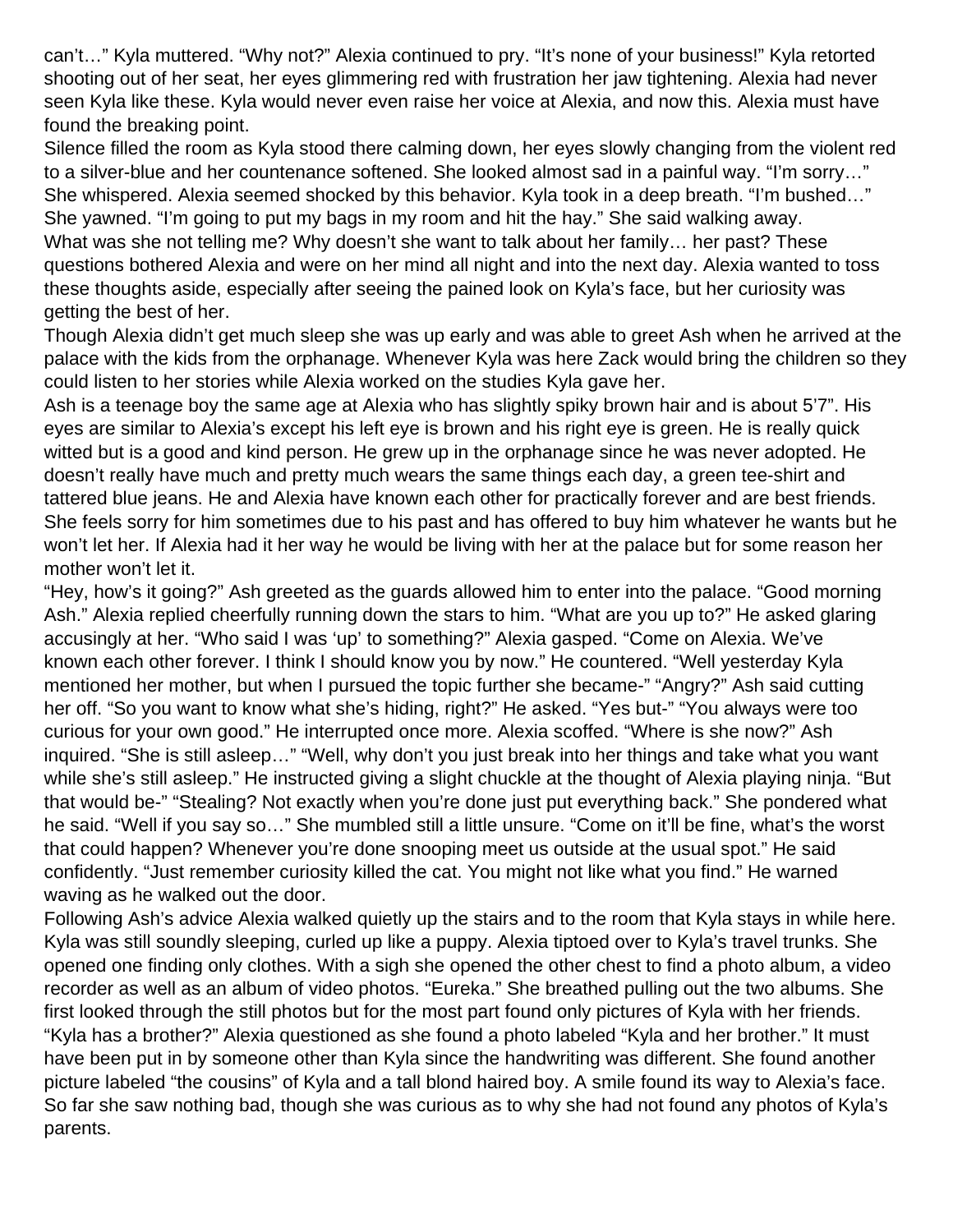can't…" Kyla muttered. "Why not?" Alexia continued to pry. "It's none of your business!" Kyla retorted shooting out of her seat, her eyes glimmering red with frustration her jaw tightening. Alexia had never seen Kyla like these. Kyla would never even raise her voice at Alexia, and now this. Alexia must have found the breaking point.

Silence filled the room as Kyla stood there calming down, her eyes slowly changing from the violent red to a silver-blue and her countenance softened. She looked almost sad in a painful way. "I'm sorry…" She whispered. Alexia seemed shocked by this behavior. Kyla took in a deep breath. "I'm bushed…" She yawned. "I'm going to put my bags in my room and hit the hay." She said walking away.

What was she not telling me? Why doesn't she want to talk about her family… her past? These questions bothered Alexia and were on her mind all night and into the next day. Alexia wanted to toss these thoughts aside, especially after seeing the pained look on Kyla's face, but her curiosity was getting the best of her.

Though Alexia didn't get much sleep she was up early and was able to greet Ash when he arrived at the palace with the kids from the orphanage. Whenever Kyla was here Zack would bring the children so they could listen to her stories while Alexia worked on the studies Kyla gave her.

Ash is a teenage boy the same age at Alexia who has slightly spiky brown hair and is about 5'7". His eyes are similar to Alexia's except his left eye is brown and his right eye is green. He is really quick witted but is a good and kind person. He grew up in the orphanage since he was never adopted. He doesn't really have much and pretty much wears the same things each day, a green tee-shirt and tattered blue jeans. He and Alexia have known each other for practically forever and are best friends. She feels sorry for him sometimes due to his past and has offered to buy him whatever he wants but he won't let her. If Alexia had it her way he would be living with her at the palace but for some reason her mother won't let it.

"Hey, how's it going?" Ash greeted as the guards allowed him to enter into the palace. "Good morning Ash." Alexia replied cheerfully running down the stars to him. "What are you up to?" He asked glaring accusingly at her. "Who said I was 'up' to something?" Alexia gasped. "Come on Alexia. We've known each other forever. I think I should know you by now." He countered. "Well yesterday Kyla mentioned her mother, but when I pursued the topic further she became-" "Angry?" Ash said cutting her off. "So you want to know what she's hiding, right?" He asked. "Yes but-" "You always were too curious for your own good." He interrupted once more. Alexia scoffed. "Where is she now?" Ash inquired. "She is still asleep…" "Well, why don't you just break into her things and take what you want while she's still asleep." He instructed giving a slight chuckle at the thought of Alexia playing ninja. "But that would be-" "Stealing? Not exactly when you're done just put everything back." She pondered what he said. "Well if you say so…" She mumbled still a little unsure. "Come on it'll be fine, what's the worst that could happen? Whenever you're done snooping meet us outside at the usual spot." He said confidently. "Just remember curiosity killed the cat. You might not like what you find." He warned waving as he walked out the door.

Following Ash's advice Alexia walked quietly up the stairs and to the room that Kyla stays in while here. Kyla was still soundly sleeping, curled up like a puppy. Alexia tiptoed over to Kyla's travel trunks. She opened one finding only clothes. With a sigh she opened the other chest to find a photo album, a video recorder as well as an album of video photos. "Eureka." She breathed pulling out the two albums. She first looked through the still photos but for the most part found only pictures of Kyla with her friends. "Kyla has a brother?" Alexia questioned as she found a photo labeled "Kyla and her brother." It must have been put in by someone other than Kyla since the handwriting was different. She found another picture labeled "the cousins" of Kyla and a tall blond haired boy. A smile found its way to Alexia's face. So far she saw nothing bad, though she was curious as to why she had not found any photos of Kyla's parents.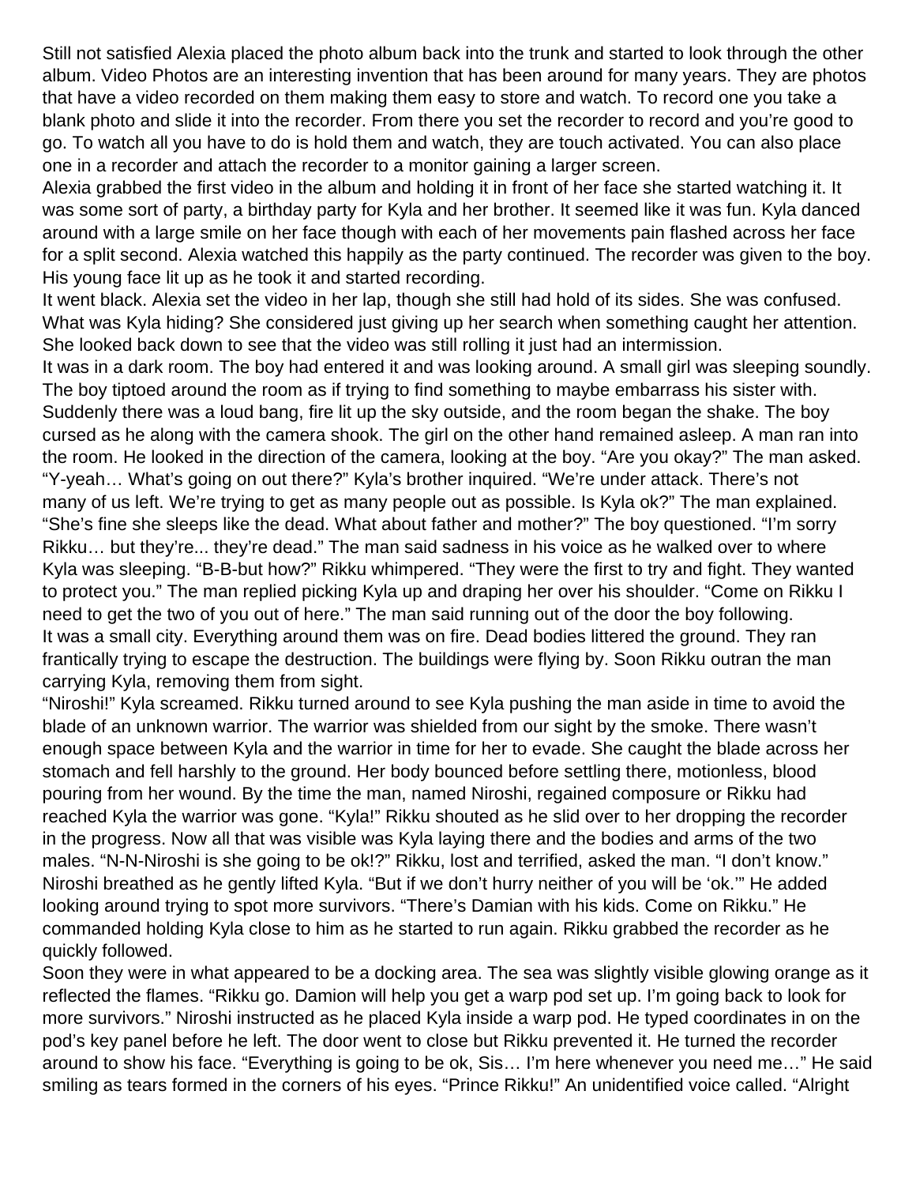Still not satisfied Alexia placed the photo album back into the trunk and started to look through the other album. Video Photos are an interesting invention that has been around for many years. They are photos that have a video recorded on them making them easy to store and watch. To record one you take a blank photo and slide it into the recorder. From there you set the recorder to record and you're good to go. To watch all you have to do is hold them and watch, they are touch activated. You can also place one in a recorder and attach the recorder to a monitor gaining a larger screen.

Alexia grabbed the first video in the album and holding it in front of her face she started watching it. It was some sort of party, a birthday party for Kyla and her brother. It seemed like it was fun. Kyla danced around with a large smile on her face though with each of her movements pain flashed across her face for a split second. Alexia watched this happily as the party continued. The recorder was given to the boy. His young face lit up as he took it and started recording.

It went black. Alexia set the video in her lap, though she still had hold of its sides. She was confused. What was Kyla hiding? She considered just giving up her search when something caught her attention. She looked back down to see that the video was still rolling it just had an intermission.

It was in a dark room. The boy had entered it and was looking around. A small girl was sleeping soundly. The boy tiptoed around the room as if trying to find something to maybe embarrass his sister with. Suddenly there was a loud bang, fire lit up the sky outside, and the room began the shake. The boy cursed as he along with the camera shook. The girl on the other hand remained asleep. A man ran into the room. He looked in the direction of the camera, looking at the boy. "Are you okay?" The man asked. "Y-yeah… What's going on out there?" Kyla's brother inquired. "We're under attack. There's not many of us left. We're trying to get as many people out as possible. Is Kyla ok?" The man explained. "She's fine she sleeps like the dead. What about father and mother?" The boy questioned. "I'm sorry Rikku… but they're... they're dead." The man said sadness in his voice as he walked over to where Kyla was sleeping. "B-B-but how?" Rikku whimpered. "They were the first to try and fight. They wanted to protect you." The man replied picking Kyla up and draping her over his shoulder. "Come on Rikku I need to get the two of you out of here." The man said running out of the door the boy following.

It was a small city. Everything around them was on fire. Dead bodies littered the ground. They ran frantically trying to escape the destruction. The buildings were flying by. Soon Rikku outran the man carrying Kyla, removing them from sight.

"Niroshi!" Kyla screamed. Rikku turned around to see Kyla pushing the man aside in time to avoid the blade of an unknown warrior. The warrior was shielded from our sight by the smoke. There wasn't enough space between Kyla and the warrior in time for her to evade. She caught the blade across her stomach and fell harshly to the ground. Her body bounced before settling there, motionless, blood pouring from her wound. By the time the man, named Niroshi, regained composure or Rikku had reached Kyla the warrior was gone. "Kyla!" Rikku shouted as he slid over to her dropping the recorder in the progress. Now all that was visible was Kyla laying there and the bodies and arms of the two males. "N-N-Niroshi is she going to be ok!?" Rikku, lost and terrified, asked the man. "I don't know." Niroshi breathed as he gently lifted Kyla. "But if we don't hurry neither of you will be 'ok.'" He added looking around trying to spot more survivors. "There's Damian with his kids. Come on Rikku." He commanded holding Kyla close to him as he started to run again. Rikku grabbed the recorder as he quickly followed.

Soon they were in what appeared to be a docking area. The sea was slightly visible glowing orange as it reflected the flames. "Rikku go. Damion will help you get a warp pod set up. I'm going back to look for more survivors." Niroshi instructed as he placed Kyla inside a warp pod. He typed coordinates in on the pod's key panel before he left. The door went to close but Rikku prevented it. He turned the recorder around to show his face. "Everything is going to be ok, Sis… I'm here whenever you need me…" He said smiling as tears formed in the corners of his eyes. "Prince Rikku!" An unidentified voice called. "Alright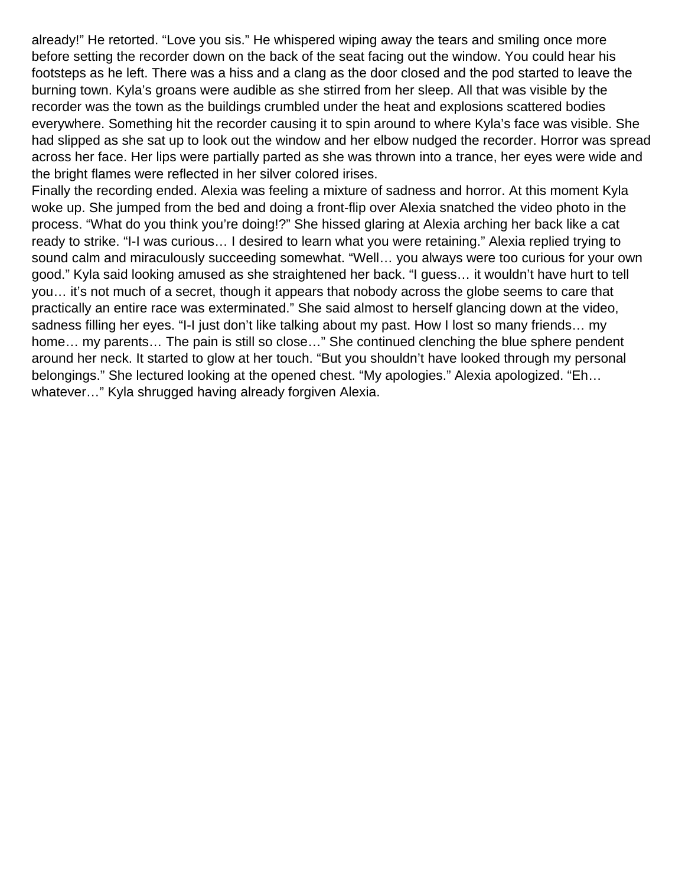already!" He retorted. "Love you sis." He whispered wiping away the tears and smiling once more before setting the recorder down on the back of the seat facing out the window. You could hear his footsteps as he left. There was a hiss and a clang as the door closed and the pod started to leave the burning town. Kyla's groans were audible as she stirred from her sleep. All that was visible by the recorder was the town as the buildings crumbled under the heat and explosions scattered bodies everywhere. Something hit the recorder causing it to spin around to where Kyla's face was visible. She had slipped as she sat up to look out the window and her elbow nudged the recorder. Horror was spread across her face. Her lips were partially parted as she was thrown into a trance, her eyes were wide and the bright flames were reflected in her silver colored irises.

Finally the recording ended. Alexia was feeling a mixture of sadness and horror. At this moment Kyla woke up. She jumped from the bed and doing a front-flip over Alexia snatched the video photo in the process. "What do you think you're doing!?" She hissed glaring at Alexia arching her back like a cat ready to strike. "I-I was curious… I desired to learn what you were retaining." Alexia replied trying to sound calm and miraculously succeeding somewhat. "Well… you always were too curious for your own good." Kyla said looking amused as she straightened her back. "I guess… it wouldn't have hurt to tell you… it's not much of a secret, though it appears that nobody across the globe seems to care that practically an entire race was exterminated." She said almost to herself glancing down at the video, sadness filling her eyes. "I-I just don't like talking about my past. How I lost so many friends… my home… my parents… The pain is still so close…" She continued clenching the blue sphere pendent around her neck. It started to glow at her touch. "But you shouldn't have looked through my personal belongings." She lectured looking at the opened chest. "My apologies." Alexia apologized. "Eh… whatever…" Kyla shrugged having already forgiven Alexia.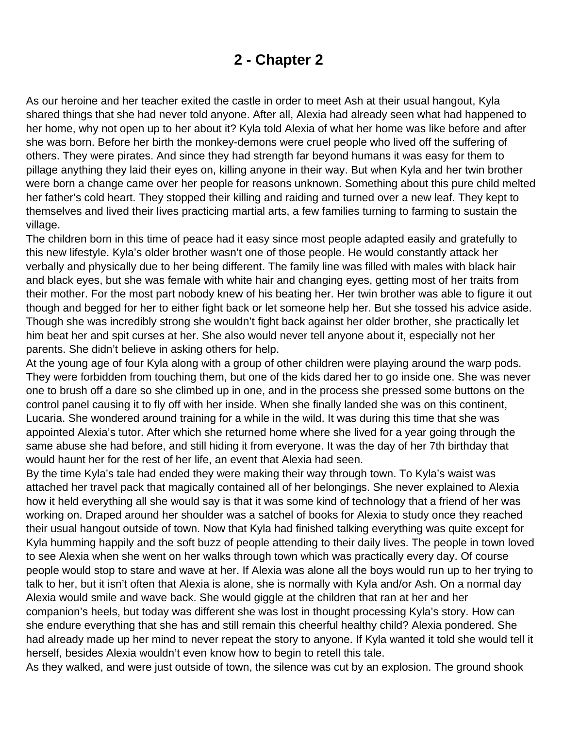# 2 - Chapter 2

As our heroine and her teacher exited the castle in order to meet Ash at their usual hangout, Kyla shared things that she had never told anyone. After all, Alexia had already seen what had happened to her home, why not open up to her about it? Kyla told Alexia of what her home was like before and after she was born. Before her birth the monkey-demons were cruel people who lived off the suffering of others. They were pirates. And since they had strength far beyond humans it was easy for them to pillage anything they laid their eyes on, killing anyone in their way. But when Kyla and her twin brother were born a change came over her people for reasons unknown. Something about this pure child melted her father's cold heart. They stopped their killing and raiding and turned over a new leaf. They kept to themselves and lived their lives practicing martial arts, a few families turning to farming to sustain the village.

The children born in this time of peace had it easy since most people adapted easily and gratefully to this new lifestyle. Kyla's older brother wasn't one of those people. He would constantly attack her verbally and physically due to her being different. The family line was filled with males with black hair and black eyes, but she was female with white hair and changing eyes, getting most of her traits from their mother. For the most part nobody knew of his beating her. Her twin brother was able to figure it out though and begged for her to either fight back or let someone help her. But she tossed his advice aside. Though she was incredibly strong she wouldn't fight back against her older brother, she practically let him beat her and spit curses at her. She also would never tell anyone about it, especially not her parents. She didn't believe in asking others for help.

At the young age of four Kyla along with a group of other children were playing around the warp pods. They were forbidden from touching them, but one of the kids dared her to go inside one. She was never one to brush off a dare so she climbed up in one, and in the process she pressed some buttons on the control panel causing it to fly off with her inside. When she finally landed she was on this continent, Lucaria. She wondered around training for a while in the wild. It was during this time that she was appointed Alexia's tutor. After which she returned home where she lived for a year going through the same abuse she had before, and still hiding it from everyone. It was the day of her 7th birthday that would haunt her for the rest of her life, an event that Alexia had seen.

By the time Kyla's tale had ended they were making their way through town. To Kyla's waist was attached her travel pack that magically contained all of her belongings. She never explained to Alexia how it held everything all she would say is that it was some kind of technology that a friend of her was working on. Draped around her shoulder was a satchel of books for Alexia to study once they reached their usual hangout outside of town. Now that Kyla had finished talking everything was quite except for Kyla humming happily and the soft buzz of people attending to their daily lives. The people in town loved to see Alexia when she went on her walks through town which was practically every day. Of course people would stop to stare and wave at her. If Alexia was alone all the boys would run up to her trying to talk to her, but it isn't often that Alexia is alone, she is normally with Kyla and/or Ash. On a normal day Alexia would smile and wave back. She would giggle at the children that ran at her and her companion's heels, but today was different she was lost in thought processing Kyla's story. How can she endure everything that she has and still remain this cheerful healthy child? Alexia pondered. She had already made up her mind to never repeat the story to anyone. If Kyla wanted it told she would tell it herself, besides Alexia wouldn't even know how to begin to retell this tale.

As they walked, and were just outside of town, the silence was cut by an explosion. The ground shook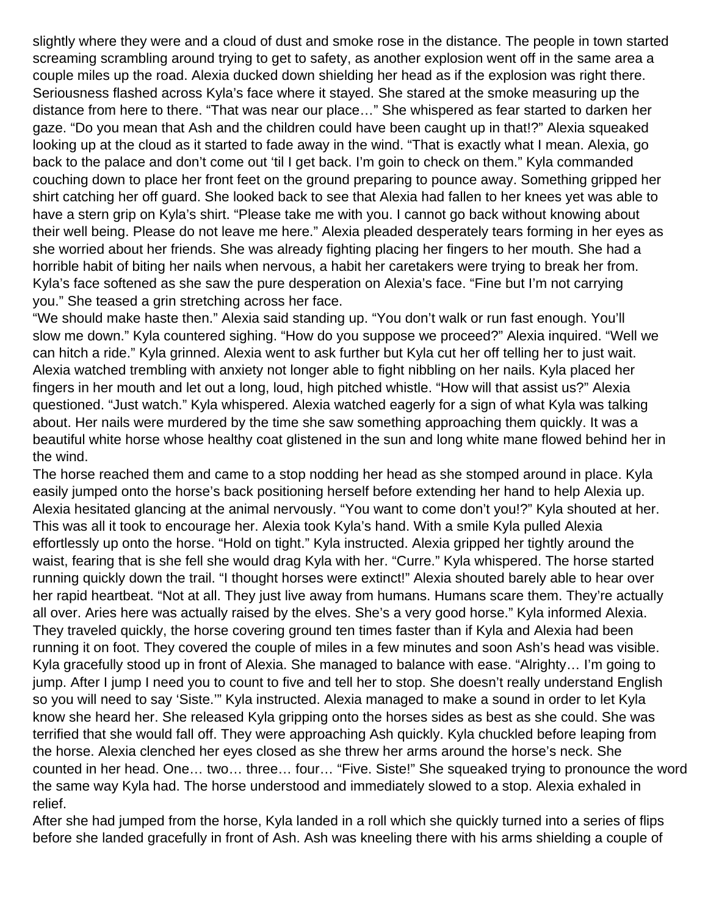slightly where they were and a cloud of dust and smoke rose in the distance. The people in town started screaming scrambling around trying to get to safety, as another explosion went off in the same area a couple miles up the road. Alexia ducked down shielding her head as if the explosion was right there. Seriousness flashed across Kyla's face where it stayed. She stared at the smoke measuring up the distance from here to there. "That was near our place…" She whispered as fear started to darken her gaze. "Do you mean that Ash and the children could have been caught up in that!?" Alexia squeaked looking up at the cloud as it started to fade away in the wind. "That is exactly what I mean. Alexia, go back to the palace and don't come out 'til I get back. I'm goin to check on them." Kyla commanded couching down to place her front feet on the ground preparing to pounce away. Something gripped her shirt catching her off guard. She looked back to see that Alexia had fallen to her knees yet was able to have a stern grip on Kyla's shirt. "Please take me with you. I cannot go back without knowing about their well being. Please do not leave me here." Alexia pleaded desperately tears forming in her eyes as she worried about her friends. She was already fighting placing her fingers to her mouth. She had a horrible habit of biting her nails when nervous, a habit her caretakers were trying to break her from. Kyla's face softened as she saw the pure desperation on Alexia's face. "Fine but I'm not carrying you." She teased a grin stretching across her face.

"We should make haste then." Alexia said standing up. "You don't walk or run fast enough. You'll slow me down." Kyla countered sighing. "How do you suppose we proceed?" Alexia inquired. "Well we can hitch a ride." Kyla grinned. Alexia went to ask further but Kyla cut her off telling her to just wait. Alexia watched trembling with anxiety not longer able to fight nibbling on her nails. Kyla placed her fingers in her mouth and let out a long, loud, high pitched whistle. "How will that assist us?" Alexia questioned. "Just watch." Kyla whispered. Alexia watched eagerly for a sign of what Kyla was talking about. Her nails were murdered by the time she saw something approaching them quickly. It was a beautiful white horse whose healthy coat glistened in the sun and long white mane flowed behind her in the wind.

The horse reached them and came to a stop nodding her head as she stomped around in place. Kyla easily jumped onto the horse's back positioning herself before extending her hand to help Alexia up. Alexia hesitated glancing at the animal nervously. "You want to come don't you!?" Kyla shouted at her. This was all it took to encourage her. Alexia took Kyla's hand. With a smile Kyla pulled Alexia effortlessly up onto the horse. "Hold on tight." Kyla instructed. Alexia gripped her tightly around the waist, fearing that is she fell she would drag Kyla with her. "Curre." Kyla whispered. The horse started running quickly down the trail. "I thought horses were extinct!" Alexia shouted barely able to hear over her rapid heartbeat. "Not at all. They just live away from humans. Humans scare them. They're actually all over. Aries here was actually raised by the elves. She's a very good horse." Kyla informed Alexia. They traveled quickly, the horse covering ground ten times faster than if Kyla and Alexia had been running it on foot. They covered the couple of miles in a few minutes and soon Ash's head was visible. Kyla gracefully stood up in front of Alexia. She managed to balance with ease. "Alrighty… I'm going to jump. After I jump I need you to count to five and tell her to stop. She doesn't really understand English so you will need to say 'Siste.'" Kyla instructed. Alexia managed to make a sound in order to let Kyla know she heard her. She released Kyla gripping onto the horses sides as best as she could. She was terrified that she would fall off. They were approaching Ash quickly. Kyla chuckled before leaping from the horse. Alexia clenched her eyes closed as she threw her arms around the horse's neck. She counted in her head. One… two… three… four… "Five. Siste!" She squeaked trying to pronounce the word the same way Kyla had. The horse understood and immediately slowed to a stop. Alexia exhaled in relief.

After she had jumped from the horse, Kyla landed in a roll which she quickly turned into a series of flips before she landed gracefully in front of Ash. Ash was kneeling there with his arms shielding a couple of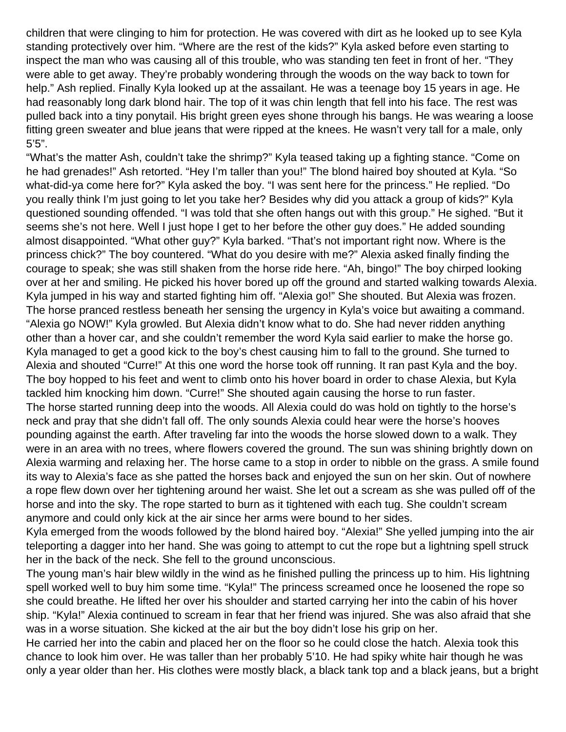children that were clinging to him for protection. He was covered with dirt as he looked up to see Kyla standing protectively over him. “Where are the rest of the kids?” Kyla asked before even starting to inspect the man who was causing all of this trouble, who was standing ten feet in front of her. “They were able to get away. They’re probably wondering through the woods on the way back to town for help.” Ash replied. Finally Kyla looked up at the assailant. He was a teenage boy 15 years in age. He had reasonably long dark blond hair. The top of it was chin length that fell into his face. The rest was pulled back into a tiny ponytail. His bright green eyes shone through his bangs. He was wearing a loose fitting green sweater and blue jeans that were ripped at the knees. He wasn’t very tall for a male, only 5’5”.

“What’s the matter Ash, couldn’t take the shrimp?” Kyla teased taking up a fighting stance. “Come on he had grenades!” Ash retorted. “Hey I’m taller than you!” The blond haired boy shouted at Kyla. “So what-did-ya come here for?” Kyla asked the boy. “I was sent here for the princess.” He replied. “Do you really think I’m just going to let you take her? Besides why did you attack a group of kids?” Kyla questioned sounding offended. “I was told that she often hangs out with this group.” He sighed. “But it seems she’s not here. Well I just hope I get to her before the other guy does.” He added sounding almost disappointed. “What other guy?” Kyla barked. “That’s not important right now. Where is the princess chick?” The boy countered. “What do you desire with me?” Alexia asked finally finding the courage to speak; she was still shaken from the horse ride here. “Ah, bingo!” The boy chirped looking over at her and smiling. He picked his hover bored up off the ground and started walking towards Alexia. Kyla jumped in his way and started fighting him off. “Alexia go!” She shouted. But Alexia was frozen. The horse pranced restless beneath her sensing the urgency in Kyla’s voice but awaiting a command. “Alexia go NOW!” Kyla growled. But Alexia didn’t know what to do. She had never ridden anything other than a hover car, and she couldn’t remember the word Kyla said earlier to make the horse go. Kyla managed to get a good kick to the boy’s chest causing him to fall to the ground. She turned to Alexia and shouted “Curre!” At this one word the horse took off running. It ran past Kyla and the boy. The boy hopped to his feet and went to climb onto his hover board in order to chase Alexia, but Kyla tackled him knocking him down. “Curre!” She shouted again causing the horse to run faster.

The horse started running deep into the woods. All Alexia could do was hold on tightly to the horse’s neck and pray that she didn’t fall off. The only sounds Alexia could hear were the horse’s hooves pounding against the earth. After traveling far into the woods the horse slowed down to a walk. They were in an area with no trees, where flowers covered the ground. The sun was shining brightly down on Alexia warming and relaxing her. The horse came to a stop in order to nibble on the grass. A smile found its way to Alexia’s face as she patted the horses back and enjoyed the sun on her skin. Out of nowhere a rope flew down over her tightening around her waist. She let out a scream as she was pulled off of the horse and into the sky. The rope started to burn as it tightened with each tug. She couldn’t scream anymore and could only kick at the air since her arms were bound to her sides.

Kyla emerged from the woods followed by the blond haired boy. “Alexia!” She yelled jumping into the air teleporting a dagger into her hand. She was going to attempt to cut the rope but a lightning spell struck her in the back of the neck. She fell to the ground unconscious.

The young man’s hair blew wildly in the wind as he finished pulling the princess up to him. His lightning spell worked well to buy him some time. “Kyla!” The princess screamed once he loosened the rope so she could breathe. He lifted her over his shoulder and started carrying her into the cabin of his hover ship. “Kyla!” Alexia continued to scream in fear that her friend was injured. She was also afraid that she was in a worse situation. She kicked at the air but the boy didn’t lose his grip on her.

He carried her into the cabin and placed her on the floor so he could close the hatch. Alexia took this chance to look him over. He was taller than her probably 5’10. He had spiky white hair though he was only a year older than her. His clothes were mostly black, a black tank top and a black jeans, but a bright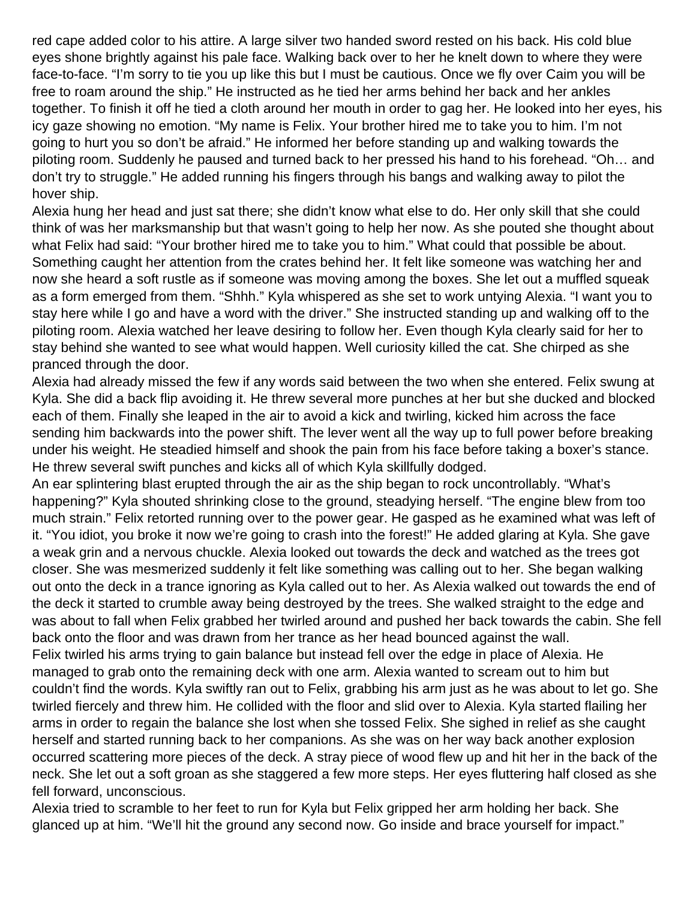red cape added color to his attire. A large silver two handed sword rested on his back. His cold blue eyes shone brightly against his pale face. Walking back over to her he knelt down to where they were face-to-face. "I'm sorry to tie you up like this but I must be cautious. Once we fly over Caim you will be free to roam around the ship." He instructed as he tied her arms behind her back and her ankles together. To finish it off he tied a cloth around her mouth in order to gag her. He looked into her eyes, his icy gaze showing no emotion. "My name is Felix. Your brother hired me to take you to him. I'm not going to hurt you so don't be afraid." He informed her before standing up and walking towards the piloting room. Suddenly he paused and turned back to her pressed his hand to his forehead. "Oh… and don't try to struggle." He added running his fingers through his bangs and walking away to pilot the hover ship.

Alexia hung her head and just sat there; she didn't know what else to do. Her only skill that she could think of was her marksmanship but that wasn't going to help her now. As she pouted she thought about what Felix had said: "Your brother hired me to take you to him." What could that possible be about. Something caught her attention from the crates behind her. It felt like someone was watching her and now she heard a soft rustle as if someone was moving among the boxes. She let out a muffled squeak as a form emerged from them. "Shhh." Kyla whispered as she set to work untying Alexia. "I want you to stay here while I go and have a word with the driver." She instructed standing up and walking off to the piloting room. Alexia watched her leave desiring to follow her. Even though Kyla clearly said for her to stay behind she wanted to see what would happen. Well curiosity killed the cat. She chirped as she pranced through the door.

Alexia had already missed the few if any words said between the two when she entered. Felix swung at Kyla. She did a back flip avoiding it. He threw several more punches at her but she ducked and blocked each of them. Finally she leaped in the air to avoid a kick and twirling, kicked him across the face sending him backwards into the power shift. The lever went all the way up to full power before breaking under his weight. He steadied himself and shook the pain from his face before taking a boxer's stance. He threw several swift punches and kicks all of which Kyla skillfully dodged.

An ear splintering blast erupted through the air as the ship began to rock uncontrollably. "What's happening?" Kyla shouted shrinking close to the ground, steadying herself. "The engine blew from too much strain." Felix retorted running over to the power gear. He gasped as he examined what was left of it. "You idiot, you broke it now we're going to crash into the forest!" He added glaring at Kyla. She gave a weak grin and a nervous chuckle. Alexia looked out towards the deck and watched as the trees got closer. She was mesmerized suddenly it felt like something was calling out to her. She began walking out onto the deck in a trance ignoring as Kyla called out to her. As Alexia walked out towards the end of the deck it started to crumble away being destroyed by the trees. She walked straight to the edge and was about to fall when Felix grabbed her twirled around and pushed her back towards the cabin. She fell back onto the floor and was drawn from her trance as her head bounced against the wall.

Felix twirled his arms trying to gain balance but instead fell over the edge in place of Alexia. He managed to grab onto the remaining deck with one arm. Alexia wanted to scream out to him but couldn't find the words. Kyla swiftly ran out to Felix, grabbing his arm just as he was about to let go. She twirled fiercely and threw him. He collided with the floor and slid over to Alexia. Kyla started flailing her arms in order to regain the balance she lost when she tossed Felix. She sighed in relief as she caught herself and started running back to her companions. As she was on her way back another explosion occurred scattering more pieces of the deck. A stray piece of wood flew up and hit her in the back of the neck. She let out a soft groan as she staggered a few more steps. Her eyes fluttering half closed as she fell forward, unconscious.

Alexia tried to scramble to her feet to run for Kyla but Felix gripped her arm holding her back. She glanced up at him. "We'll hit the ground any second now. Go inside and brace yourself for impact."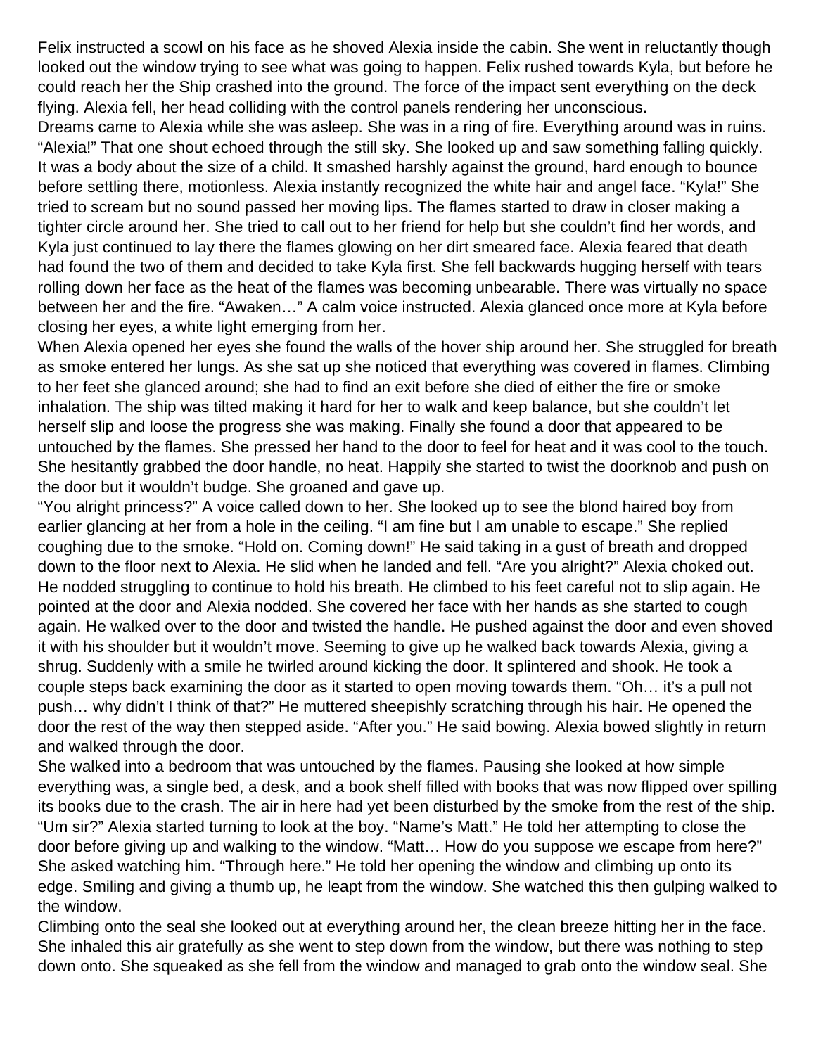Felix instructed a scowl on his face as he shoved Alexia inside the cabin. She went in reluctantly though looked out the window trying to see what was going to happen. Felix rushed towards Kyla, but before he could reach her the Ship crashed into the ground. The force of the impact sent everything on the deck flying. Alexia fell, her head colliding with the control panels rendering her unconscious.

Dreams came to Alexia while she was asleep. She was in a ring of fire. Everything around was in ruins. “Alexia!” That one shout echoed through the still sky. She looked up and saw something falling quickly. It was a body about the size of a child. It smashed harshly against the ground, hard enough to bounce before settling there, motionless. Alexia instantly recognized the white hair and angel face. “Kyla!” She tried to scream but no sound passed her moving lips. The flames started to draw in closer making a tighter circle around her. She tried to call out to her friend for help but she couldn’t find her words, and Kyla just continued to lay there the flames glowing on her dirt smeared face. Alexia feared that death had found the two of them and decided to take Kyla first. She fell backwards hugging herself with tears rolling down her face as the heat of the flames was becoming unbearable. There was virtually no space between her and the fire. “Awaken…” A calm voice instructed. Alexia glanced once more at Kyla before closing her eyes, a white light emerging from her.

When Alexia opened her eyes she found the walls of the hover ship around her. She struggled for breath as smoke entered her lungs. As she sat up she noticed that everything was covered in flames. Climbing to her feet she glanced around; she had to find an exit before she died of either the fire or smoke inhalation. The ship was tilted making it hard for her to walk and keep balance, but she couldn’t let herself slip and loose the progress she was making. Finally she found a door that appeared to be untouched by the flames. She pressed her hand to the door to feel for heat and it was cool to the touch. She hesitantly grabbed the door handle, no heat. Happily she started to twist the doorknob and push on the door but it wouldn’t budge. She groaned and gave up.

“You alright princess?” A voice called down to her. She looked up to see the blond haired boy from earlier glancing at her from a hole in the ceiling. “I am fine but I am unable to escape.” She replied coughing due to the smoke. “Hold on. Coming down!” He said taking in a gust of breath and dropped down to the floor next to Alexia. He slid when he landed and fell. “Are you alright?” Alexia choked out. He nodded struggling to continue to hold his breath. He climbed to his feet careful not to slip again. He pointed at the door and Alexia nodded. She covered her face with her hands as she started to cough again. He walked over to the door and twisted the handle. He pushed against the door and even shoved it with his shoulder but it wouldn’t move. Seeming to give up he walked back towards Alexia, giving a shrug. Suddenly with a smile he twirled around kicking the door. It splintered and shook. He took a couple steps back examining the door as it started to open moving towards them. “Oh… it’s a pull not push… why didn’t I think of that?” He muttered sheepishly scratching through his hair. He opened the door the rest of the way then stepped aside. “After you.” He said bowing. Alexia bowed slightly in return and walked through the door.

She walked into a bedroom that was untouched by the flames. Pausing she looked at how simple everything was, a single bed, a desk, and a book shelf filled with books that was now flipped over spilling its books due to the crash. The air in here had yet been disturbed by the smoke from the rest of the ship. “Um sir?” Alexia started turning to look at the boy. “Name’s Matt.” He told her attempting to close the door before giving up and walking to the window. “Matt… How do you suppose we escape from here?” She asked watching him. “Through here.” He told her opening the window and climbing up onto its edge. Smiling and giving a thumb up, he leapt from the window. She watched this then gulping walked to the window.

Climbing onto the seal she looked out at everything around her, the clean breeze hitting her in the face. She inhaled this air gratefully as she went to step down from the window, but there was nothing to step down onto. She squeaked as she fell from the window and managed to grab onto the window seal. She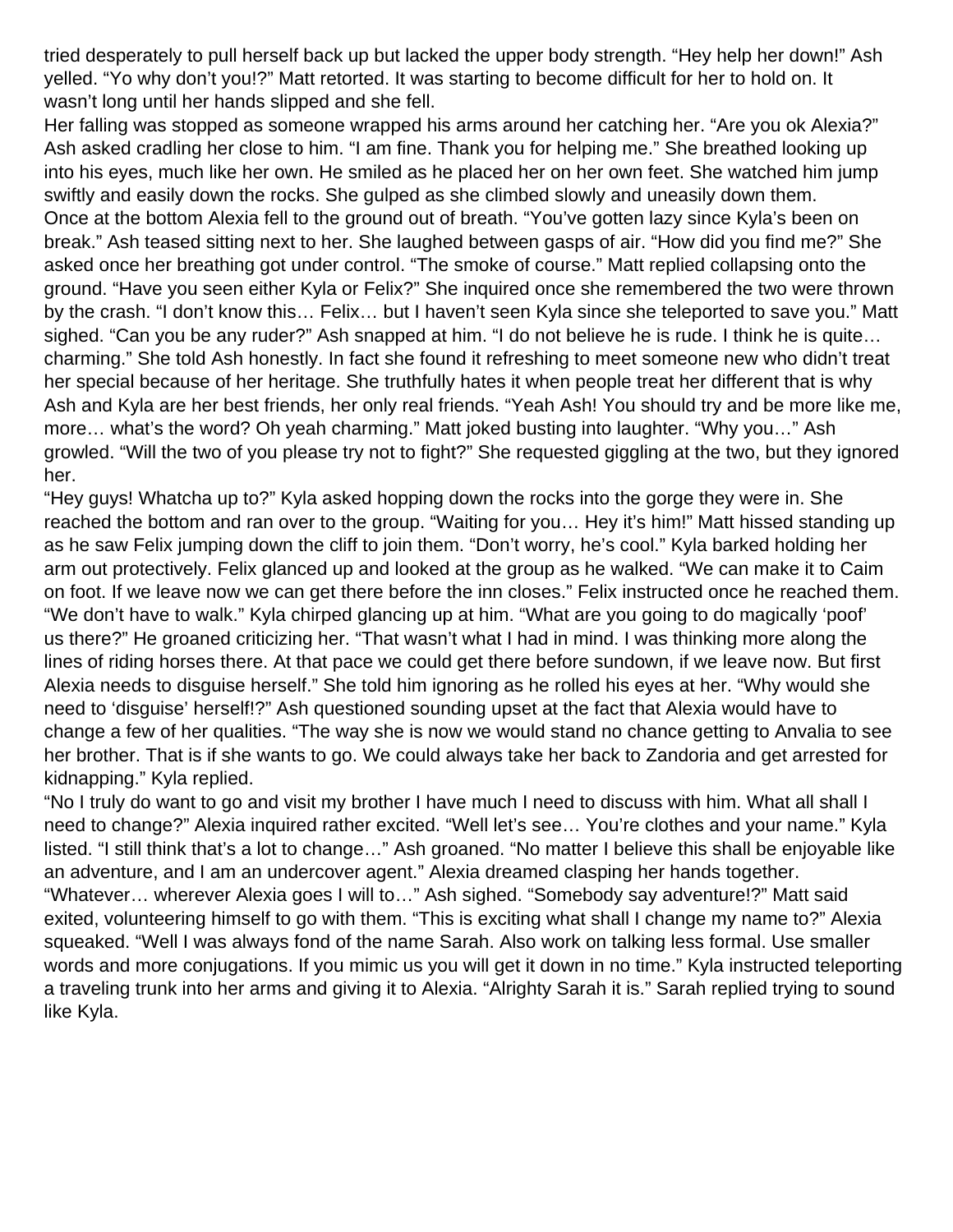tried desperately to pull herself back up but lacked the upper body strength. “Hey help her down!” Ash yelled. “Yo why don’t you!?” Matt retorted. It was starting to become difficult for her to hold on. It wasn’t long until her hands slipped and she fell.

Her falling was stopped as someone wrapped his arms around her catching her. “Are you ok Alexia?” Ash asked cradling her close to him. “I am fine. Thank you for helping me.” She breathed looking up into his eyes, much like her own. He smiled as he placed her on her own feet. She watched him jump swiftly and easily down the rocks. She gulped as she climbed slowly and uneasily down them.

Once at the bottom Alexia fell to the ground out of breath. “You’ve gotten lazy since Kyla’s been on break.” Ash teased sitting next to her. She laughed between gasps of air. “How did you find me?” She asked once her breathing got under control. “The smoke of course.” Matt replied collapsing onto the ground. “Have you seen either Kyla or Felix?” She inquired once she remembered the two were thrown by the crash. “I don’t know this… Felix… but I haven’t seen Kyla since she teleported to save you.” Matt sighed. “Can you be any ruder?” Ash snapped at him. “I do not believe he is rude. I think he is quite… charming.” She told Ash honestly. In fact she found it refreshing to meet someone new who didn’t treat her special because of her heritage. She truthfully hates it when people treat her different that is why Ash and Kyla are her best friends, her only real friends. “Yeah Ash! You should try and be more like me, more… what’s the word? Oh yeah charming.” Matt joked busting into laughter. “Why you…” Ash growled. “Will the two of you please try not to fight?” She requested giggling at the two, but they ignored her.

“Hey guys! Whatcha up to?” Kyla asked hopping down the rocks into the gorge they were in. She reached the bottom and ran over to the group. “Waiting for you… Hey it’s him!” Matt hissed standing up as he saw Felix jumping down the cliff to join them. “Don’t worry, he’s cool.” Kyla barked holding her arm out protectively. Felix glanced up and looked at the group as he walked. “We can make it to Caim on foot. If we leave now we can get there before the inn closes.” Felix instructed once he reached them. “We don’t have to walk.” Kyla chirped glancing up at him. “What are you going to do magically ‘poof’ us there?” He groaned criticizing her. “That wasn’t what I had in mind. I was thinking more along the lines of riding horses there. At that pace we could get there before sundown, if we leave now. But first Alexia needs to disguise herself.” She told him ignoring as he rolled his eyes at her. “Why would she need to ‘disguise’ herself!?” Ash questioned sounding upset at the fact that Alexia would have to change a few of her qualities. “The way she is now we would stand no chance getting to Anvalia to see her brother. That is if she wants to go. We could always take her back to Zandoria and get arrested for kidnapping.” Kyla replied.

“No I truly do want to go and visit my brother I have much I need to discuss with him. What all shall I need to change?” Alexia inquired rather excited. “Well let’s see… You’re clothes and your name.” Kyla listed. “I still think that’s a lot to change…” Ash groaned. “No matter I believe this shall be enjoyable like an adventure, and I am an undercover agent.” Alexia dreamed clasping her hands together. “Whatever… wherever Alexia goes I will to…” Ash sighed. “Somebody say adventure!?” Matt said exited, volunteering himself to go with them. “This is exciting what shall I change my name to?” Alexia squeaked. “Well I was always fond of the name Sarah. Also work on talking less formal. Use smaller words and more conjugations. If you mimic us you will get it down in no time.” Kyla instructed teleporting a traveling trunk into her arms and giving it to Alexia. “Alrighty Sarah it is.” Sarah replied trying to sound like Kyla.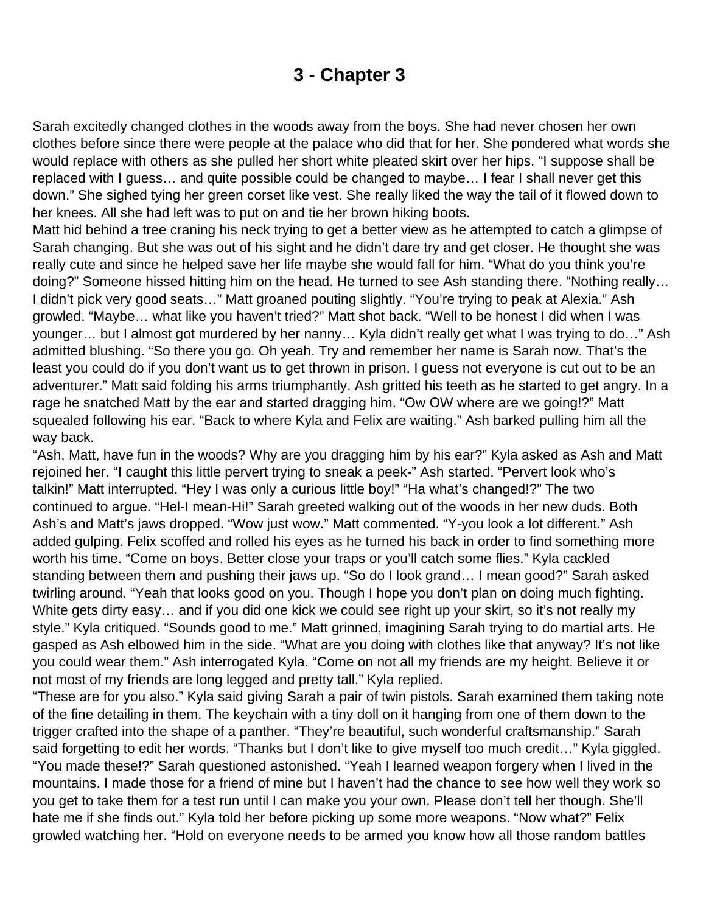# 3 - Chapter 3

Sarah excitedly changed clothes in the woods away from the boys. She had never chosen her own clothes before since there were people at the palace who did that for her. She pondered what words she would replace with others as she pulled her short white pleated skirt over her hips. “I suppose shall be replaced with I guess… and quite possible could be changed to maybe… I fear I shall never get this down.” She sighed tying her green corset like vest. She really liked the way the tail of it flowed down to her knees. All she had left was to put on and tie her brown hiking boots.
Matt hid behind a tree craning his neck trying to get a better view as he attempted to catch a glimpse of Sarah changing. But she was out of his sight and he didn’t dare try and get closer. He thought she was really cute and since he helped save her life maybe she would fall for him. “What do you think you’re doing?” Someone hissed hitting him on the head. He turned to see Ash standing there. “Nothing really… I didn’t pick very good seats…” Matt groaned pouting slightly. “You’re trying to peak at Alexia.” Ash growled. “Maybe… what like you haven’t tried?” Matt shot back. “Well to be honest I did when I was younger… but I almost got murdered by her nanny… Kyla didn’t really get what I was trying to do…” Ash admitted blushing. “So there you go. Oh yeah. Try and remember her name is Sarah now. That’s the least you could do if you don’t want us to get thrown in prison. I guess not everyone is cut out to be an adventurer.” Matt said folding his arms triumphantly. Ash gritted his teeth as he started to get angry. In a rage he snatched Matt by the ear and started dragging him. “Ow OW where are we going!?” Matt squealed following his ear. “Back to where Kyla and Felix are waiting.” Ash barked pulling him all the way back.
“Ash, Matt, have fun in the woods? Why are you dragging him by his ear?” Kyla asked as Ash and Matt rejoined her. “I caught this little pervert trying to sneak a peek-” Ash started. “Pervert look who’s talkin!” Matt interrupted. “Hey I was only a curious little boy!” “Ha what’s changed!?” The two continued to argue. “Hel-I mean-Hi!” Sarah greeted walking out of the woods in her new duds. Both Ash’s and Matt’s jaws dropped. “Wow just wow.” Matt commented. “Y-you look a lot different.” Ash added gulping. Felix scoffed and rolled his eyes as he turned his back in order to find something more worth his time. “Come on boys. Better close your traps or you’ll catch some flies.” Kyla cackled standing between them and pushing their jaws up. “So do I look grand… I mean good?” Sarah asked twirling around. “Yeah that looks good on you. Though I hope you don’t plan on doing much fighting. White gets dirty easy… and if you did one kick we could see right up your skirt, so it’s not really my style.” Kyla critiqued. “Sounds good to me.” Matt grinned, imagining Sarah trying to do martial arts. He gasped as Ash elbowed him in the side. “What are you doing with clothes like that anyway? It’s not like you could wear them.” Ash interrogated Kyla. “Come on not all my friends are my height. Believe it or not most of my friends are long legged and pretty tall.” Kyla replied.
“These are for you also.” Kyla said giving Sarah a pair of twin pistols. Sarah examined them taking note of the fine detailing in them. The keychain with a tiny doll on it hanging from one of them down to the trigger crafted into the shape of a panther. “They’re beautiful, such wonderful craftsmanship.” Sarah said forgetting to edit her words. “Thanks but I don’t like to give myself too much credit…” Kyla giggled. “You made these!?” Sarah questioned astonished. “Yeah I learned weapon forgery when I lived in the mountains. I made those for a friend of mine but I haven’t had the chance to see how well they work so you get to take them for a test run until I can make you your own. Please don’t tell her though. She’ll hate me if she finds out.” Kyla told her before picking up some more weapons. “Now what?” Felix growled watching her. “Hold on everyone needs to be armed you know how all those random battles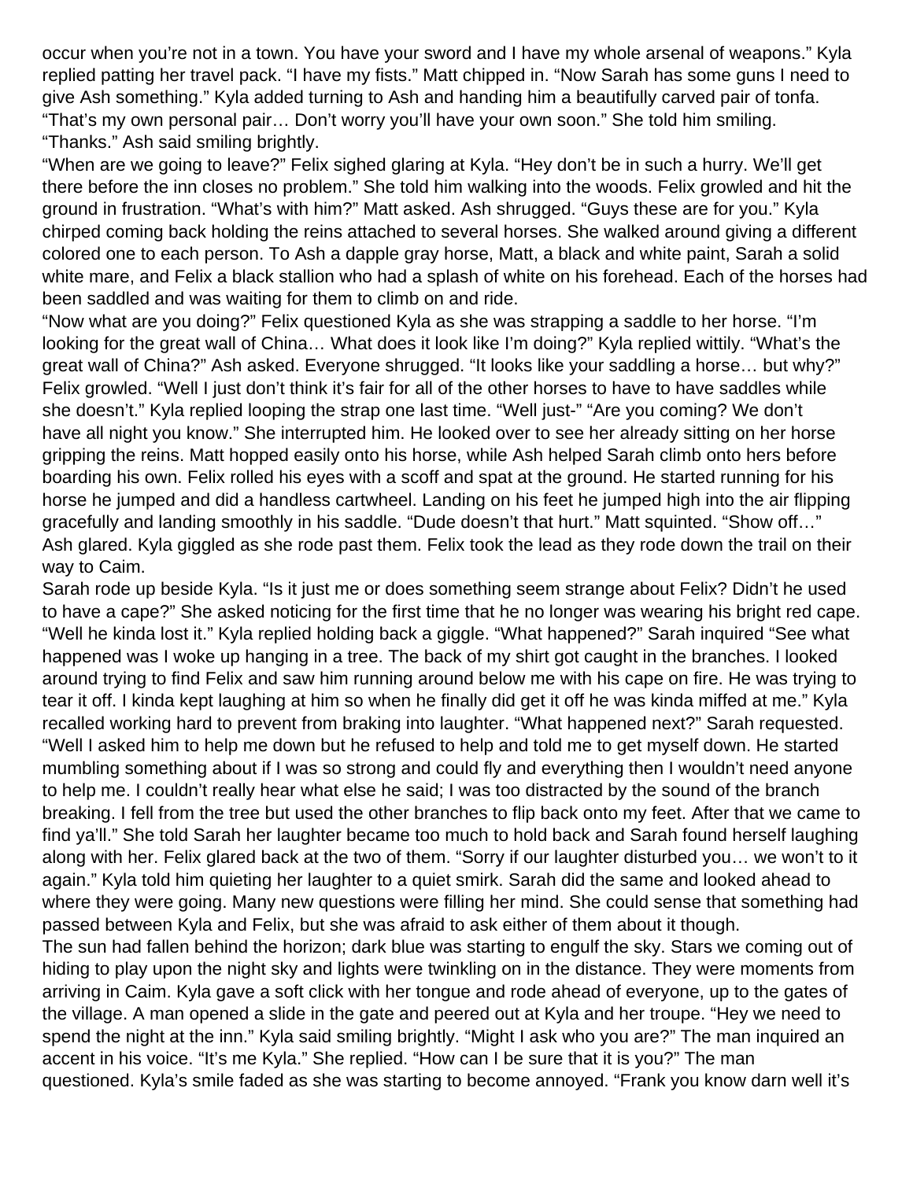occur when you're not in a town. You have your sword and I have my whole arsenal of weapons." Kyla replied patting her travel pack. "I have my fists." Matt chipped in. "Now Sarah has some guns I need to give Ash something." Kyla added turning to Ash and handing him a beautifully carved pair of tonfa. "That's my own personal pair… Don't worry you'll have your own soon." She told him smiling. "Thanks." Ash said smiling brightly.

"When are we going to leave?" Felix sighed glaring at Kyla. "Hey don't be in such a hurry. We'll get there before the inn closes no problem." She told him walking into the woods. Felix growled and hit the ground in frustration. "What's with him?" Matt asked. Ash shrugged. "Guys these are for you." Kyla chirped coming back holding the reins attached to several horses. She walked around giving a different colored one to each person. To Ash a dapple gray horse, Matt, a black and white paint, Sarah a solid white mare, and Felix a black stallion who had a splash of white on his forehead. Each of the horses had been saddled and was waiting for them to climb on and ride.

"Now what are you doing?" Felix questioned Kyla as she was strapping a saddle to her horse. "I'm looking for the great wall of China… What does it look like I'm doing?" Kyla replied wittily. "What's the great wall of China?" Ash asked. Everyone shrugged. "It looks like your saddling a horse… but why?" Felix growled. "Well I just don't think it's fair for all of the other horses to have to have saddles while she doesn't." Kyla replied looping the strap one last time. "Well just-" "Are you coming? We don't have all night you know." She interrupted him. He looked over to see her already sitting on her horse gripping the reins. Matt hopped easily onto his horse, while Ash helped Sarah climb onto hers before boarding his own. Felix rolled his eyes with a scoff and spat at the ground. He started running for his horse he jumped and did a handless cartwheel. Landing on his feet he jumped high into the air flipping gracefully and landing smoothly in his saddle. "Dude doesn't that hurt." Matt squinted. "Show off…" Ash glared. Kyla giggled as she rode past them. Felix took the lead as they rode down the trail on their way to Caim.

Sarah rode up beside Kyla. "Is it just me or does something seem strange about Felix? Didn't he used to have a cape?" She asked noticing for the first time that he no longer was wearing his bright red cape. "Well he kinda lost it." Kyla replied holding back a giggle. "What happened?" Sarah inquired "See what happened was I woke up hanging in a tree. The back of my shirt got caught in the branches. I looked around trying to find Felix and saw him running around below me with his cape on fire. He was trying to tear it off. I kinda kept laughing at him so when he finally did get it off he was kinda miffed at me." Kyla recalled working hard to prevent from braking into laughter. "What happened next?" Sarah requested. "Well I asked him to help me down but he refused to help and told me to get myself down. He started mumbling something about if I was so strong and could fly and everything then I wouldn't need anyone to help me. I couldn't really hear what else he said; I was too distracted by the sound of the branch breaking. I fell from the tree but used the other branches to flip back onto my feet. After that we came to find ya'll." She told Sarah her laughter became too much to hold back and Sarah found herself laughing along with her. Felix glared back at the two of them. "Sorry if our laughter disturbed you… we won't to it again." Kyla told him quieting her laughter to a quiet smirk. Sarah did the same and looked ahead to where they were going. Many new questions were filling her mind. She could sense that something had passed between Kyla and Felix, but she was afraid to ask either of them about it though.

The sun had fallen behind the horizon; dark blue was starting to engulf the sky. Stars we coming out of hiding to play upon the night sky and lights were twinkling on in the distance. They were moments from arriving in Caim. Kyla gave a soft click with her tongue and rode ahead of everyone, up to the gates of the village. A man opened a slide in the gate and peered out at Kyla and her troupe. "Hey we need to spend the night at the inn." Kyla said smiling brightly. "Might I ask who you are?" The man inquired an accent in his voice. "It's me Kyla." She replied. "How can I be sure that it is you?" The man questioned. Kyla's smile faded as she was starting to become annoyed. "Frank you know darn well it's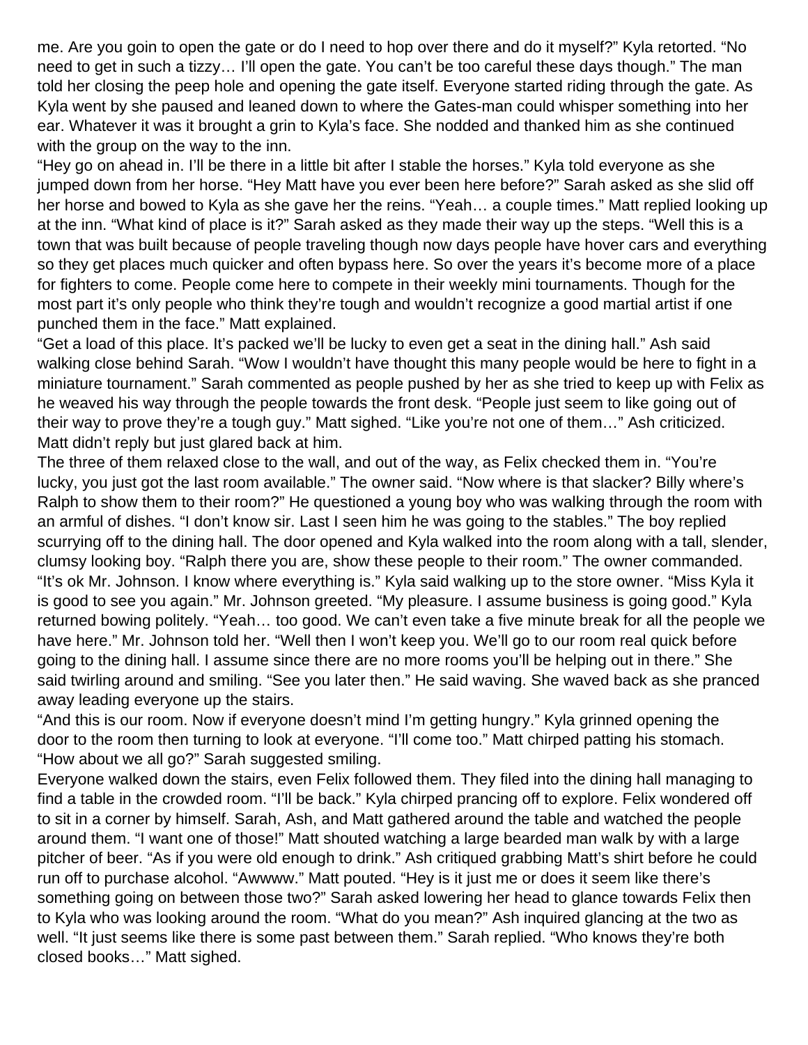me. Are you goin to open the gate or do I need to hop over there and do it myself?" Kyla retorted. "No need to get in such a tizzy… I'll open the gate. You can't be too careful these days though." The man told her closing the peep hole and opening the gate itself. Everyone started riding through the gate. As Kyla went by she paused and leaned down to where the Gates-man could whisper something into her ear. Whatever it was it brought a grin to Kyla's face. She nodded and thanked him as she continued with the group on the way to the inn.

"Hey go on ahead in. I'll be there in a little bit after I stable the horses." Kyla told everyone as she jumped down from her horse. "Hey Matt have you ever been here before?" Sarah asked as she slid off her horse and bowed to Kyla as she gave her the reins. "Yeah… a couple times." Matt replied looking up at the inn. "What kind of place is it?" Sarah asked as they made their way up the steps. "Well this is a town that was built because of people traveling though now days people have hover cars and everything so they get places much quicker and often bypass here. So over the years it's become more of a place for fighters to come. People come here to compete in their weekly mini tournaments. Though for the most part it's only people who think they're tough and wouldn't recognize a good martial artist if one punched them in the face." Matt explained.

"Get a load of this place. It's packed we'll be lucky to even get a seat in the dining hall." Ash said walking close behind Sarah. "Wow I wouldn't have thought this many people would be here to fight in a miniature tournament." Sarah commented as people pushed by her as she tried to keep up with Felix as he weaved his way through the people towards the front desk. "People just seem to like going out of their way to prove they're a tough guy." Matt sighed. "Like you're not one of them…" Ash criticized. Matt didn't reply but just glared back at him.

The three of them relaxed close to the wall, and out of the way, as Felix checked them in. "You're lucky, you just got the last room available." The owner said. "Now where is that slacker? Billy where's Ralph to show them to their room?" He questioned a young boy who was walking through the room with an armful of dishes. "I don't know sir. Last I seen him he was going to the stables." The boy replied scurrying off to the dining hall. The door opened and Kyla walked into the room along with a tall, slender, clumsy looking boy. "Ralph there you are, show these people to their room." The owner commanded. "It's ok Mr. Johnson. I know where everything is." Kyla said walking up to the store owner. "Miss Kyla it is good to see you again." Mr. Johnson greeted. "My pleasure. I assume business is going good." Kyla returned bowing politely. "Yeah… too good. We can't even take a five minute break for all the people we have here." Mr. Johnson told her. "Well then I won't keep you. We'll go to our room real quick before going to the dining hall. I assume since there are no more rooms you'll be helping out in there." She said twirling around and smiling. "See you later then." He said waving. She waved back as she pranced away leading everyone up the stairs.

"And this is our room. Now if everyone doesn't mind I'm getting hungry." Kyla grinned opening the door to the room then turning to look at everyone. "I'll come too." Matt chirped patting his stomach. "How about we all go?" Sarah suggested smiling.

Everyone walked down the stairs, even Felix followed them. They filed into the dining hall managing to find a table in the crowded room. "I'll be back." Kyla chirped prancing off to explore. Felix wondered off to sit in a corner by himself. Sarah, Ash, and Matt gathered around the table and watched the people around them. "I want one of those!" Matt shouted watching a large bearded man walk by with a large pitcher of beer. "As if you were old enough to drink." Ash critiqued grabbing Matt's shirt before he could run off to purchase alcohol. "Awwww." Matt pouted. "Hey is it just me or does it seem like there's something going on between those two?" Sarah asked lowering her head to glance towards Felix then to Kyla who was looking around the room. "What do you mean?" Ash inquired glancing at the two as well. "It just seems like there is some past between them." Sarah replied. "Who knows they're both closed books…" Matt sighed.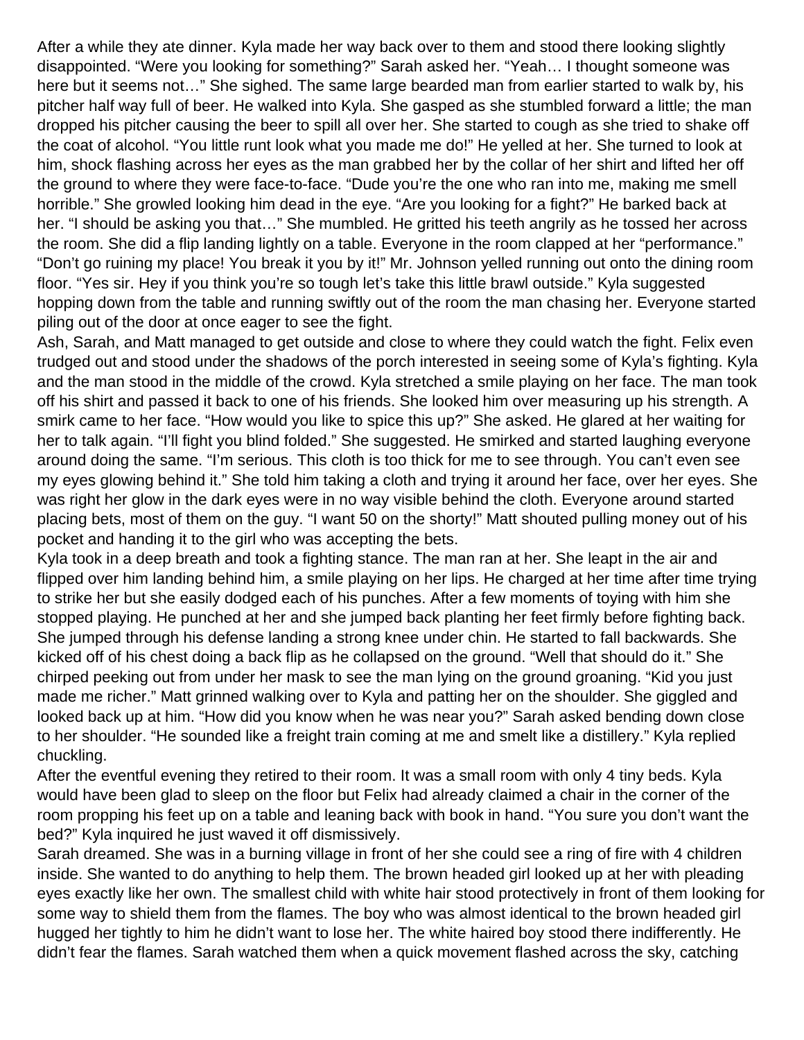After a while they ate dinner. Kyla made her way back over to them and stood there looking slightly disappointed. "Were you looking for something?" Sarah asked her. "Yeah… I thought someone was here but it seems not…" She sighed. The same large bearded man from earlier started to walk by, his pitcher half way full of beer. He walked into Kyla. She gasped as she stumbled forward a little; the man dropped his pitcher causing the beer to spill all over her. She started to cough as she tried to shake off the coat of alcohol. "You little runt look what you made me do!" He yelled at her. She turned to look at him, shock flashing across her eyes as the man grabbed her by the collar of her shirt and lifted her off the ground to where they were face-to-face. "Dude you're the one who ran into me, making me smell horrible." She growled looking him dead in the eye. "Are you looking for a fight?" He barked back at her. "I should be asking you that…" She mumbled. He gritted his teeth angrily as he tossed her across the room. She did a flip landing lightly on a table. Everyone in the room clapped at her "performance." "Don't go ruining my place! You break it you by it!" Mr. Johnson yelled running out onto the dining room floor. "Yes sir. Hey if you think you're so tough let's take this little brawl outside." Kyla suggested hopping down from the table and running swiftly out of the room the man chasing her. Everyone started piling out of the door at once eager to see the fight.

Ash, Sarah, and Matt managed to get outside and close to where they could watch the fight. Felix even trudged out and stood under the shadows of the porch interested in seeing some of Kyla's fighting. Kyla and the man stood in the middle of the crowd. Kyla stretched a smile playing on her face. The man took off his shirt and passed it back to one of his friends. She looked him over measuring up his strength. A smirk came to her face. "How would you like to spice this up?" She asked. He glared at her waiting for her to talk again. "I'll fight you blind folded." She suggested. He smirked and started laughing everyone around doing the same. "I'm serious. This cloth is too thick for me to see through. You can't even see my eyes glowing behind it." She told him taking a cloth and trying it around her face, over her eyes. She was right her glow in the dark eyes were in no way visible behind the cloth. Everyone around started placing bets, most of them on the guy. "I want 50 on the shorty!" Matt shouted pulling money out of his pocket and handing it to the girl who was accepting the bets.

Kyla took in a deep breath and took a fighting stance. The man ran at her. She leapt in the air and flipped over him landing behind him, a smile playing on her lips. He charged at her time after time trying to strike her but she easily dodged each of his punches. After a few moments of toying with him she stopped playing. He punched at her and she jumped back planting her feet firmly before fighting back. She jumped through his defense landing a strong knee under chin. He started to fall backwards. She kicked off of his chest doing a back flip as he collapsed on the ground. "Well that should do it." She chirped peeking out from under her mask to see the man lying on the ground groaning. "Kid you just made me richer." Matt grinned walking over to Kyla and patting her on the shoulder. She giggled and looked back up at him. "How did you know when he was near you?" Sarah asked bending down close to her shoulder. "He sounded like a freight train coming at me and smelt like a distillery." Kyla replied chuckling.

After the eventful evening they retired to their room. It was a small room with only 4 tiny beds. Kyla would have been glad to sleep on the floor but Felix had already claimed a chair in the corner of the room propping his feet up on a table and leaning back with book in hand. "You sure you don't want the bed?" Kyla inquired he just waved it off dismissively.

Sarah dreamed. She was in a burning village in front of her she could see a ring of fire with 4 children inside. She wanted to do anything to help them. The brown headed girl looked up at her with pleading eyes exactly like her own. The smallest child with white hair stood protectively in front of them looking for some way to shield them from the flames. The boy who was almost identical to the brown headed girl hugged her tightly to him he didn't want to lose her. The white haired boy stood there indifferently. He didn't fear the flames. Sarah watched them when a quick movement flashed across the sky, catching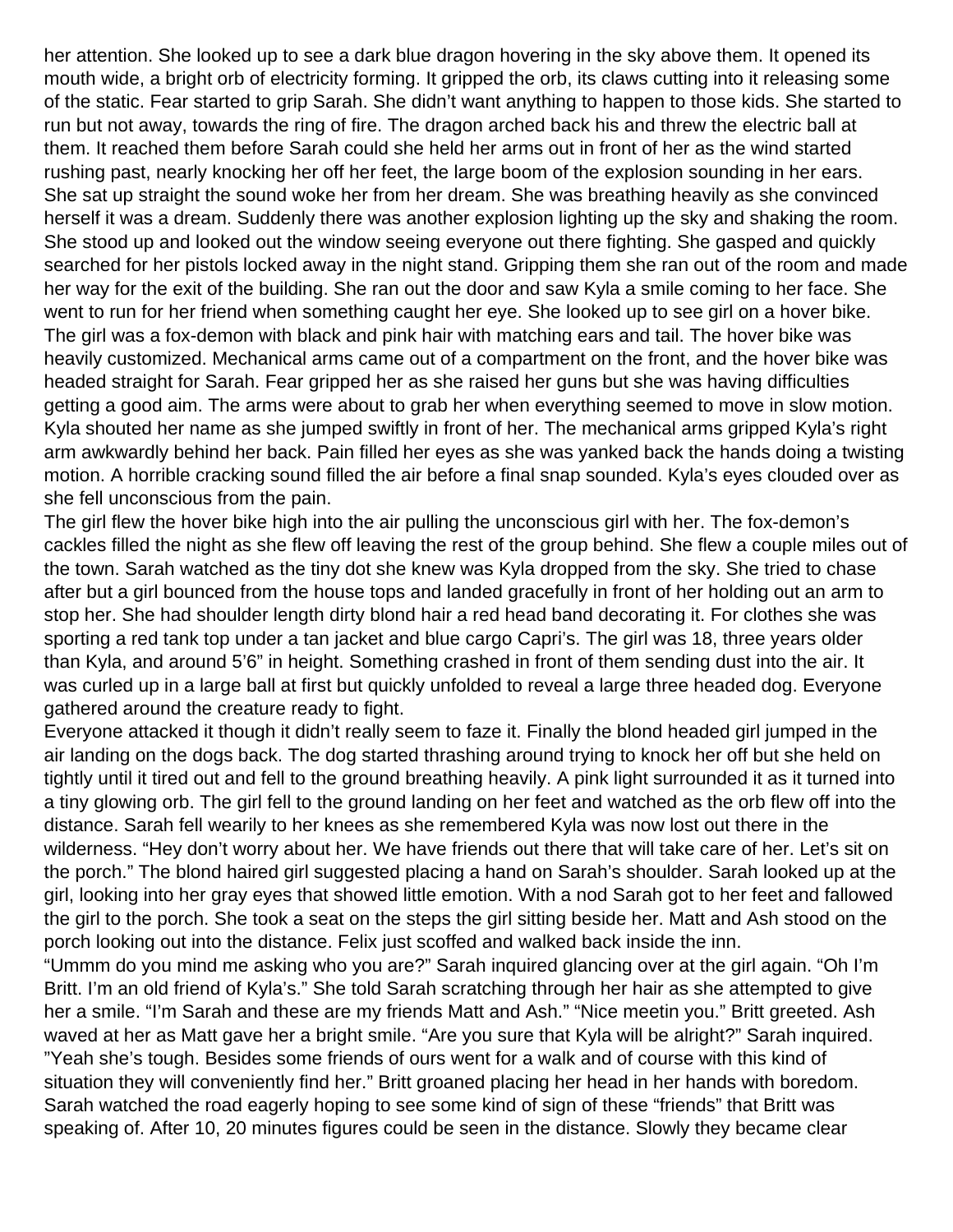her attention. She looked up to see a dark blue dragon hovering in the sky above them. It opened its mouth wide, a bright orb of electricity forming. It gripped the orb, its claws cutting into it releasing some of the static. Fear started to grip Sarah. She didn't want anything to happen to those kids. She started to run but not away, towards the ring of fire. The dragon arched back his and threw the electric ball at them. It reached them before Sarah could she held her arms out in front of her as the wind started rushing past, nearly knocking her off her feet, the large boom of the explosion sounding in her ears. She sat up straight the sound woke her from her dream. She was breathing heavily as she convinced herself it was a dream. Suddenly there was another explosion lighting up the sky and shaking the room. She stood up and looked out the window seeing everyone out there fighting. She gasped and quickly searched for her pistols locked away in the night stand. Gripping them she ran out of the room and made her way for the exit of the building. She ran out the door and saw Kyla a smile coming to her face. She went to run for her friend when something caught her eye. She looked up to see girl on a hover bike. The girl was a fox-demon with black and pink hair with matching ears and tail. The hover bike was heavily customized. Mechanical arms came out of a compartment on the front, and the hover bike was headed straight for Sarah. Fear gripped her as she raised her guns but she was having difficulties getting a good aim. The arms were about to grab her when everything seemed to move in slow motion. Kyla shouted her name as she jumped swiftly in front of her. The mechanical arms gripped Kyla's right arm awkwardly behind her back. Pain filled her eyes as she was yanked back the hands doing a twisting motion. A horrible cracking sound filled the air before a final snap sounded. Kyla's eyes clouded over as she fell unconscious from the pain.

The girl flew the hover bike high into the air pulling the unconscious girl with her. The fox-demon's cackles filled the night as she flew off leaving the rest of the group behind. She flew a couple miles out of the town. Sarah watched as the tiny dot she knew was Kyla dropped from the sky. She tried to chase after but a girl bounced from the house tops and landed gracefully in front of her holding out an arm to stop her. She had shoulder length dirty blond hair a red head band decorating it. For clothes she was sporting a red tank top under a tan jacket and blue cargo Capri's. The girl was 18, three years older than Kyla, and around 5'6" in height. Something crashed in front of them sending dust into the air. It was curled up in a large ball at first but quickly unfolded to reveal a large three headed dog. Everyone gathered around the creature ready to fight.

Everyone attacked it though it didn't really seem to faze it. Finally the blond headed girl jumped in the air landing on the dogs back. The dog started thrashing around trying to knock her off but she held on tightly until it tired out and fell to the ground breathing heavily. A pink light surrounded it as it turned into a tiny glowing orb. The girl fell to the ground landing on her feet and watched as the orb flew off into the distance. Sarah fell wearily to her knees as she remembered Kyla was now lost out there in the wilderness. "Hey don't worry about her. We have friends out there that will take care of her. Let's sit on the porch." The blond haired girl suggested placing a hand on Sarah's shoulder. Sarah looked up at the girl, looking into her gray eyes that showed little emotion. With a nod Sarah got to her feet and fallowed the girl to the porch. She took a seat on the steps the girl sitting beside her. Matt and Ash stood on the porch looking out into the distance. Felix just scoffed and walked back inside the inn.

"Ummm do you mind me asking who you are?" Sarah inquired glancing over at the girl again. "Oh I'm Britt. I'm an old friend of Kyla's." She told Sarah scratching through her hair as she attempted to give her a smile. "I'm Sarah and these are my friends Matt and Ash." "Nice meetin you." Britt greeted. Ash waved at her as Matt gave her a bright smile. "Are you sure that Kyla will be alright?" Sarah inquired. "Yeah she's tough. Besides some friends of ours went for a walk and of course with this kind of situation they will conveniently find her." Britt groaned placing her head in her hands with boredom. Sarah watched the road eagerly hoping to see some kind of sign of these "friends" that Britt was speaking of. After 10, 20 minutes figures could be seen in the distance. Slowly they became clear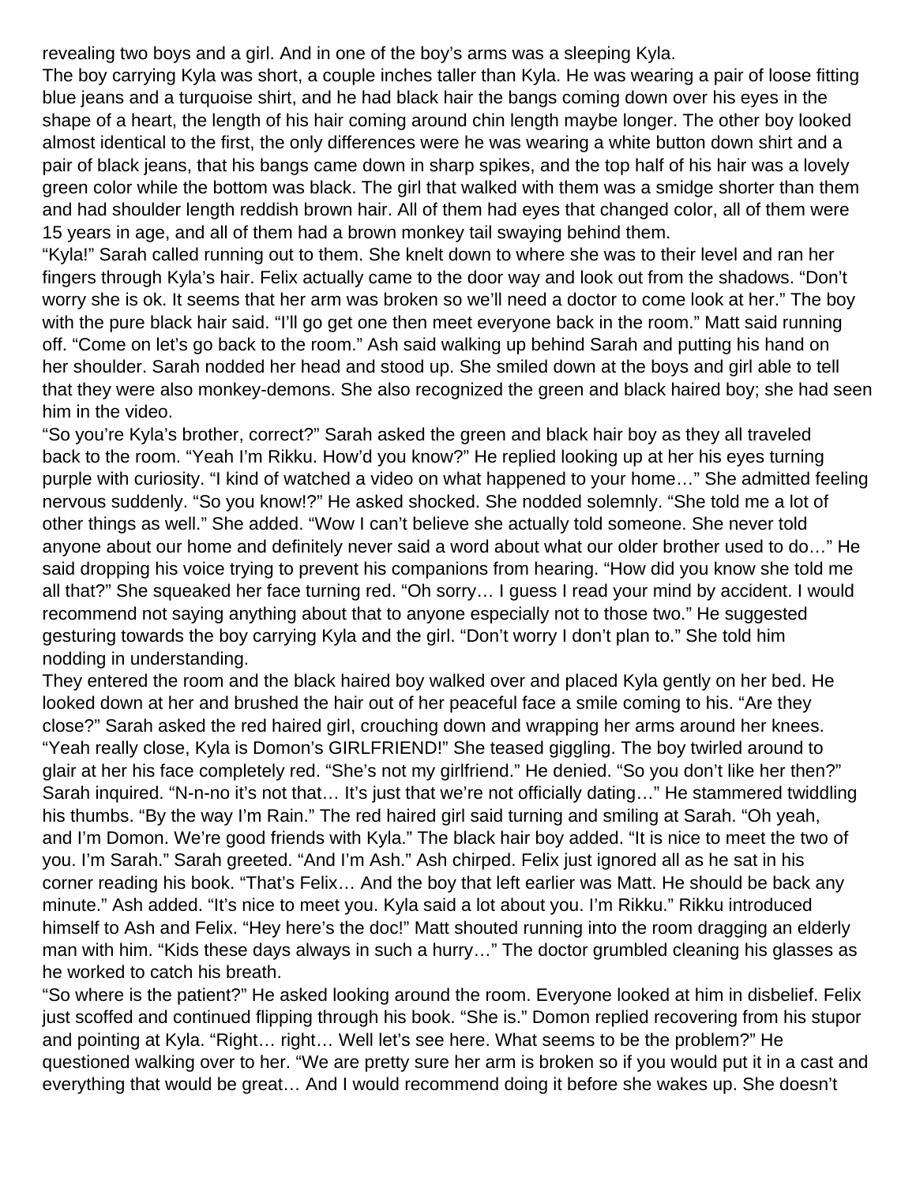revealing two boys and a girl. And in one of the boy's arms was a sleeping Kyla.

The boy carrying Kyla was short, a couple inches taller than Kyla. He was wearing a pair of loose fitting blue jeans and a turquoise shirt, and he had black hair the bangs coming down over his eyes in the shape of a heart, the length of his hair coming around chin length maybe longer. The other boy looked almost identical to the first, the only differences were he was wearing a white button down shirt and a pair of black jeans, that his bangs came down in sharp spikes, and the top half of his hair was a lovely green color while the bottom was black. The girl that walked with them was a smidge shorter than them and had shoulder length reddish brown hair. All of them had eyes that changed color, all of them were 15 years in age, and all of them had a brown monkey tail swaying behind them.

"Kyla!" Sarah called running out to them. She knelt down to where she was to their level and ran her fingers through Kyla's hair. Felix actually came to the door way and look out from the shadows. "Don't worry she is ok. It seems that her arm was broken so we'll need a doctor to come look at her." The boy with the pure black hair said. "I'll go get one then meet everyone back in the room." Matt said running off. "Come on let's go back to the room." Ash said walking up behind Sarah and putting his hand on her shoulder. Sarah nodded her head and stood up. She smiled down at the boys and girl able to tell that they were also monkey-demons. She also recognized the green and black haired boy; she had seen him in the video.

"So you're Kyla's brother, correct?" Sarah asked the green and black hair boy as they all traveled back to the room. "Yeah I'm Rikku. How'd you know?" He replied looking up at her his eyes turning purple with curiosity. "I kind of watched a video on what happened to your home…" She admitted feeling nervous suddenly. "So you know!?" He asked shocked. She nodded solemnly. "She told me a lot of other things as well." She added. "Wow I can't believe she actually told someone. She never told anyone about our home and definitely never said a word about what our older brother used to do…" He said dropping his voice trying to prevent his companions from hearing. "How did you know she told me all that?" She squeaked her face turning red. "Oh sorry… I guess I read your mind by accident. I would recommend not saying anything about that to anyone especially not to those two." He suggested gesturing towards the boy carrying Kyla and the girl. "Don't worry I don't plan to." She told him nodding in understanding.

They entered the room and the black haired boy walked over and placed Kyla gently on her bed. He looked down at her and brushed the hair out of her peaceful face a smile coming to his. "Are they close?" Sarah asked the red haired girl, crouching down and wrapping her arms around her knees. "Yeah really close, Kyla is Domon's GIRLFRIEND!" She teased giggling. The boy twirled around to glair at her his face completely red. "She's not my girlfriend." He denied. "So you don't like her then?" Sarah inquired. "N-n-no it's not that… It's just that we're not officially dating…" He stammered twiddling his thumbs. "By the way I'm Rain." The red haired girl said turning and smiling at Sarah. "Oh yeah, and I'm Domon. We're good friends with Kyla." The black hair boy added. "It is nice to meet the two of you. I'm Sarah." Sarah greeted. "And I'm Ash." Ash chirped. Felix just ignored all as he sat in his corner reading his book. "That's Felix… And the boy that left earlier was Matt. He should be back any minute." Ash added. "It's nice to meet you. Kyla said a lot about you. I'm Rikku." Rikku introduced himself to Ash and Felix. "Hey here's the doc!" Matt shouted running into the room dragging an elderly man with him. "Kids these days always in such a hurry…" The doctor grumbled cleaning his glasses as he worked to catch his breath.

"So where is the patient?" He asked looking around the room. Everyone looked at him in disbelief. Felix just scoffed and continued flipping through his book. "She is." Domon replied recovering from his stupor and pointing at Kyla. "Right… right… Well let's see here. What seems to be the problem?" He questioned walking over to her. "We are pretty sure her arm is broken so if you would put it in a cast and everything that would be great… And I would recommend doing it before she wakes up. She doesn't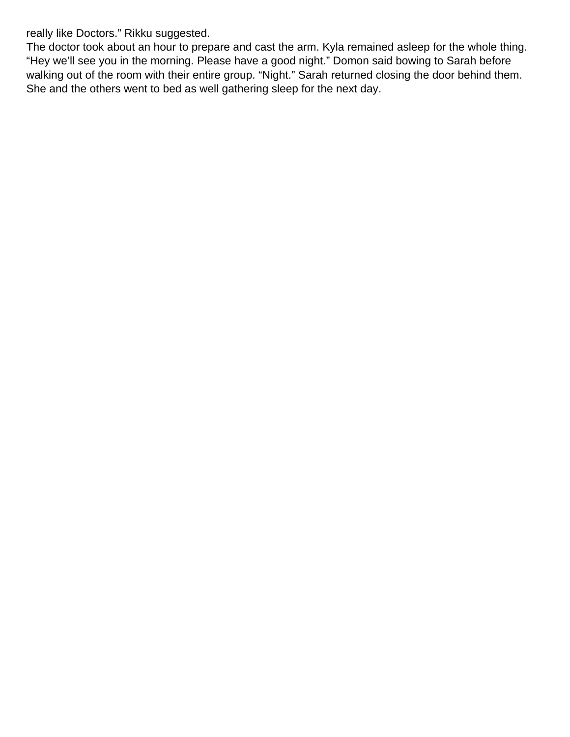really like Doctors.” Rikku suggested.

The doctor took about an hour to prepare and cast the arm. Kyla remained asleep for the whole thing. “Hey we’ll see you in the morning. Please have a good night.” Domon said bowing to Sarah before walking out of the room with their entire group. “Night.” Sarah returned closing the door behind them. She and the others went to bed as well gathering sleep for the next day.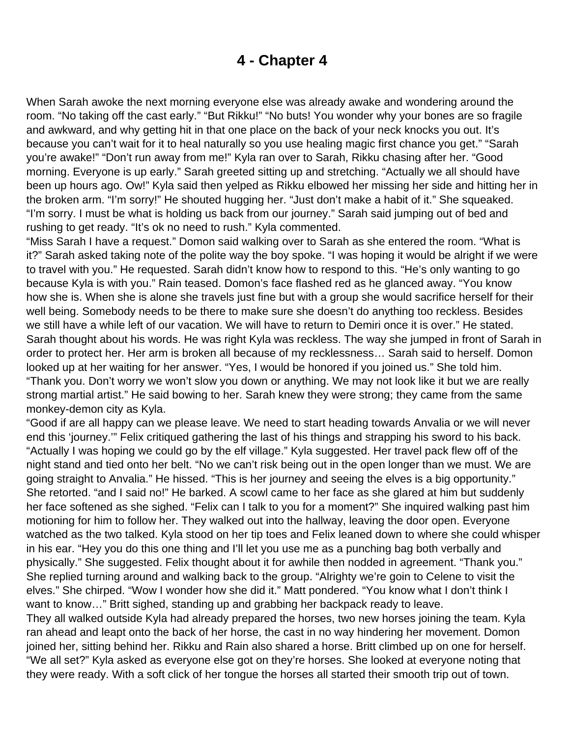# 4 - Chapter 4

When Sarah awoke the next morning everyone else was already awake and wondering around the room. “No taking off the cast early.” “But Rikku!” “No buts! You wonder why your bones are so fragile and awkward, and why getting hit in that one place on the back of your neck knocks you out. It’s because you can’t wait for it to heal naturally so you use healing magic first chance you get.” “Sarah you’re awake!” “Don’t run away from me!” Kyla ran over to Sarah, Rikku chasing after her. “Good morning. Everyone is up early.” Sarah greeted sitting up and stretching. “Actually we all should have been up hours ago. Ow!” Kyla said then yelped as Rikku elbowed her missing her side and hitting her in the broken arm. “I’m sorry!” He shouted hugging her. “Just don’t make a habit of it.” She squeaked. “I’m sorry. I must be what is holding us back from our journey.” Sarah said jumping out of bed and rushing to get ready. “It’s ok no need to rush.” Kyla commented.

“Miss Sarah I have a request.” Domon said walking over to Sarah as she entered the room. “What is it?” Sarah asked taking note of the polite way the boy spoke. “I was hoping it would be alright if we were to travel with you.” He requested. Sarah didn’t know how to respond to this. “He’s only wanting to go because Kyla is with you.” Rain teased. Domon’s face flashed red as he glanced away. “You know how she is. When she is alone she travels just fine but with a group she would sacrifice herself for their well being. Somebody needs to be there to make sure she doesn’t do anything too reckless. Besides we still have a while left of our vacation. We will have to return to Demiri once it is over.” He stated. Sarah thought about his words. He was right Kyla was reckless. The way she jumped in front of Sarah in order to protect her. Her arm is broken all because of my recklessness… Sarah said to herself. Domon looked up at her waiting for her answer. “Yes, I would be honored if you joined us.” She told him. “Thank you. Don’t worry we won’t slow you down or anything. We may not look like it but we are really strong martial artist.” He said bowing to her. Sarah knew they were strong; they came from the same monkey-demon city as Kyla.

“Good if are all happy can we please leave. We need to start heading towards Anvalia or we will never end this ‘journey.’” Felix critiqued gathering the last of his things and strapping his sword to his back. “Actually I was hoping we could go by the elf village.” Kyla suggested. Her travel pack flew off of the night stand and tied onto her belt. “No we can’t risk being out in the open longer than we must. We are going straight to Anvalia.” He hissed. “This is her journey and seeing the elves is a big opportunity.” She retorted. “and I said no!” He barked. A scowl came to her face as she glared at him but suddenly her face softened as she sighed. “Felix can I talk to you for a moment?” She inquired walking past him motioning for him to follow her. They walked out into the hallway, leaving the door open. Everyone watched as the two talked. Kyla stood on her tip toes and Felix leaned down to where she could whisper in his ear. “Hey you do this one thing and I’ll let you use me as a punching bag both verbally and physically.” She suggested. Felix thought about it for awhile then nodded in agreement. “Thank you.” She replied turning around and walking back to the group. “Alrighty we’re goin to Celene to visit the elves.” She chirped. “Wow I wonder how she did it.” Matt pondered. “You know what I don’t think I want to know…” Britt sighed, standing up and grabbing her backpack ready to leave.

They all walked outside Kyla had already prepared the horses, two new horses joining the team. Kyla ran ahead and leapt onto the back of her horse, the cast in no way hindering her movement. Domon joined her, sitting behind her. Rikku and Rain also shared a horse. Britt climbed up on one for herself. “We all set?” Kyla asked as everyone else got on they’re horses. She looked at everyone noting that they were ready. With a soft click of her tongue the horses all started their smooth trip out of town.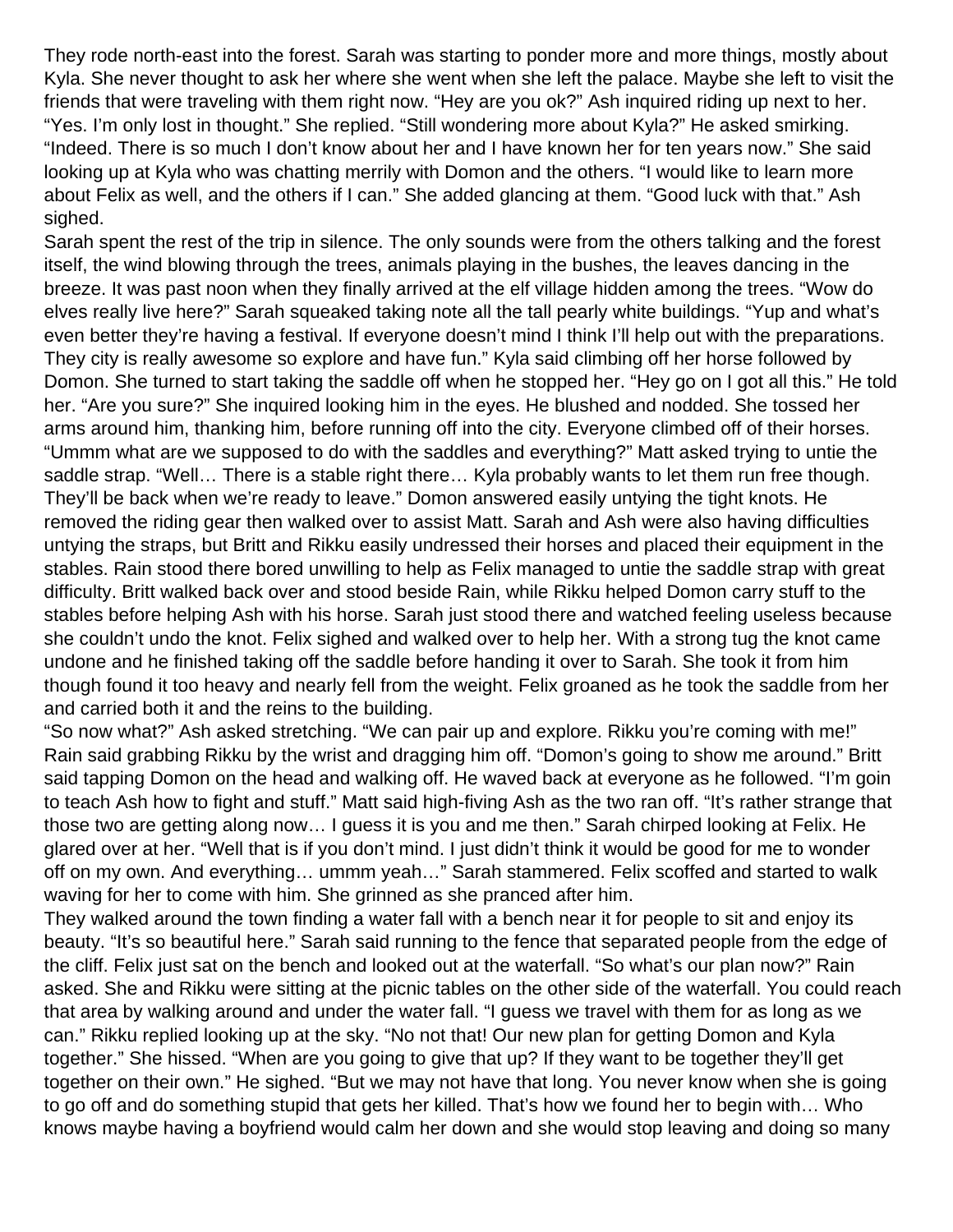They rode north-east into the forest. Sarah was starting to ponder more and more things, mostly about Kyla. She never thought to ask her where she went when she left the palace. Maybe she left to visit the friends that were traveling with them right now. “Hey are you ok?” Ash inquired riding up next to her. “Yes. I’m only lost in thought.” She replied. “Still wondering more about Kyla?” He asked smirking. “Indeed. There is so much I don’t know about her and I have known her for ten years now.” She said looking up at Kyla who was chatting merrily with Domon and the others. “I would like to learn more about Felix as well, and the others if I can.” She added glancing at them. “Good luck with that.” Ash sighed.

Sarah spent the rest of the trip in silence. The only sounds were from the others talking and the forest itself, the wind blowing through the trees, animals playing in the bushes, the leaves dancing in the breeze. It was past noon when they finally arrived at the elf village hidden among the trees. “Wow do elves really live here?” Sarah squeaked taking note all the tall pearly white buildings. “Yup and what’s even better they’re having a festival. If everyone doesn’t mind I think I’ll help out with the preparations. They city is really awesome so explore and have fun.” Kyla said climbing off her horse followed by Domon. She turned to start taking the saddle off when he stopped her. “Hey go on I got all this.” He told her. “Are you sure?” She inquired looking him in the eyes. He blushed and nodded. She tossed her arms around him, thanking him, before running off into the city. Everyone climbed off of their horses. “Ummm what are we supposed to do with the saddles and everything?” Matt asked trying to untie the saddle strap. “Well… There is a stable right there… Kyla probably wants to let them run free though. They’ll be back when we’re ready to leave.” Domon answered easily untying the tight knots. He removed the riding gear then walked over to assist Matt. Sarah and Ash were also having difficulties untying the straps, but Britt and Rikku easily undressed their horses and placed their equipment in the stables. Rain stood there bored unwilling to help as Felix managed to untie the saddle strap with great difficulty. Britt walked back over and stood beside Rain, while Rikku helped Domon carry stuff to the stables before helping Ash with his horse. Sarah just stood there and watched feeling useless because she couldn’t undo the knot. Felix sighed and walked over to help her. With a strong tug the knot came undone and he finished taking off the saddle before handing it over to Sarah. She took it from him though found it too heavy and nearly fell from the weight. Felix groaned as he took the saddle from her and carried both it and the reins to the building.

“So now what?” Ash asked stretching. “We can pair up and explore. Rikku you’re coming with me!” Rain said grabbing Rikku by the wrist and dragging him off. “Domon’s going to show me around.” Britt said tapping Domon on the head and walking off. He waved back at everyone as he followed. “I’m goin to teach Ash how to fight and stuff.” Matt said high-fiving Ash as the two ran off. “It’s rather strange that those two are getting along now… I guess it is you and me then.” Sarah chirped looking at Felix. He glared over at her. “Well that is if you don’t mind. I just didn’t think it would be good for me to wonder off on my own. And everything… ummm yeah…” Sarah stammered. Felix scoffed and started to walk waving for her to come with him. She grinned as she pranced after him.

They walked around the town finding a water fall with a bench near it for people to sit and enjoy its beauty. “It’s so beautiful here.” Sarah said running to the fence that separated people from the edge of the cliff. Felix just sat on the bench and looked out at the waterfall. “So what’s our plan now?” Rain asked. She and Rikku were sitting at the picnic tables on the other side of the waterfall. You could reach that area by walking around and under the water fall. “I guess we travel with them for as long as we can.” Rikku replied looking up at the sky. “No not that! Our new plan for getting Domon and Kyla together.” She hissed. “When are you going to give that up? If they want to be together they’ll get together on their own.” He sighed. “But we may not have that long. You never know when she is going to go off and do something stupid that gets her killed. That’s how we found her to begin with… Who knows maybe having a boyfriend would calm her down and she would stop leaving and doing so many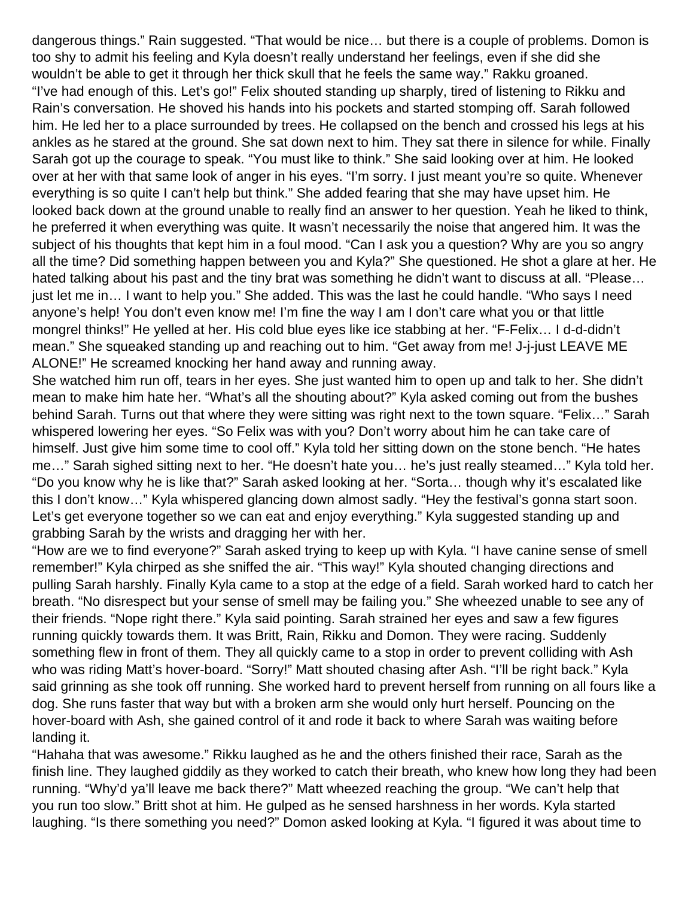dangerous things." Rain suggested. "That would be nice… but there is a couple of problems. Domon is too shy to admit his feeling and Kyla doesn't really understand her feelings, even if she did she wouldn't be able to get it through her thick skull that he feels the same way." Rakku groaned.
"I've had enough of this. Let's go!" Felix shouted standing up sharply, tired of listening to Rikku and Rain's conversation. He shoved his hands into his pockets and started stomping off. Sarah followed him. He led her to a place surrounded by trees. He collapsed on the bench and crossed his legs at his ankles as he stared at the ground. She sat down next to him. They sat there in silence for while. Finally Sarah got up the courage to speak. "You must like to think." She said looking over at him. He looked over at her with that same look of anger in his eyes. "I'm sorry. I just meant you're so quite. Whenever everything is so quite I can't help but think." She added fearing that she may have upset him. He looked back down at the ground unable to really find an answer to her question. Yeah he liked to think, he preferred it when everything was quite. It wasn't necessarily the noise that angered him. It was the subject of his thoughts that kept him in a foul mood. "Can I ask you a question? Why are you so angry all the time? Did something happen between you and Kyla?" She questioned. He shot a glare at her. He hated talking about his past and the tiny brat was something he didn't want to discuss at all. "Please… just let me in… I want to help you." She added. This was the last he could handle. "Who says I need anyone's help! You don't even know me! I'm fine the way I am I don't care what you or that little mongrel thinks!" He yelled at her. His cold blue eyes like ice stabbing at her. "F-Felix… I d-d-didn't mean." She squeaked standing up and reaching out to him. "Get away from me! J-j-just LEAVE ME ALONE!" He screamed knocking her hand away and running away.
She watched him run off, tears in her eyes. She just wanted him to open up and talk to her. She didn't mean to make him hate her. "What's all the shouting about?" Kyla asked coming out from the bushes behind Sarah. Turns out that where they were sitting was right next to the town square. "Felix…" Sarah whispered lowering her eyes. "So Felix was with you? Don't worry about him he can take care of himself. Just give him some time to cool off." Kyla told her sitting down on the stone bench. "He hates me…" Sarah sighed sitting next to her. "He doesn't hate you… he's just really steamed…" Kyla told her. "Do you know why he is like that?" Sarah asked looking at her. "Sorta… though why it's escalated like this I don't know…" Kyla whispered glancing down almost sadly. "Hey the festival's gonna start soon. Let's get everyone together so we can eat and enjoy everything." Kyla suggested standing up and grabbing Sarah by the wrists and dragging her with her.
"How are we to find everyone?" Sarah asked trying to keep up with Kyla. "I have canine sense of smell remember!" Kyla chirped as she sniffed the air. "This way!" Kyla shouted changing directions and pulling Sarah harshly. Finally Kyla came to a stop at the edge of a field. Sarah worked hard to catch her breath. "No disrespect but your sense of smell may be failing you." She wheezed unable to see any of their friends. "Nope right there." Kyla said pointing. Sarah strained her eyes and saw a few figures running quickly towards them. It was Britt, Rain, Rikku and Domon. They were racing. Suddenly something flew in front of them. They all quickly came to a stop in order to prevent colliding with Ash who was riding Matt's hover-board. "Sorry!" Matt shouted chasing after Ash. "I'll be right back." Kyla said grinning as she took off running. She worked hard to prevent herself from running on all fours like a dog. She runs faster that way but with a broken arm she would only hurt herself. Pouncing on the hover-board with Ash, she gained control of it and rode it back to where Sarah was waiting before landing it.
"Hahaha that was awesome." Rikku laughed as he and the others finished their race, Sarah as the finish line. They laughed giddily as they worked to catch their breath, who knew how long they had been running. "Why'd ya'll leave me back there?" Matt wheezed reaching the group. "We can't help that you run too slow." Britt shot at him. He gulped as he sensed harshness in her words. Kyla started laughing. "Is there something you need?" Domon asked looking at Kyla. "I figured it was about time to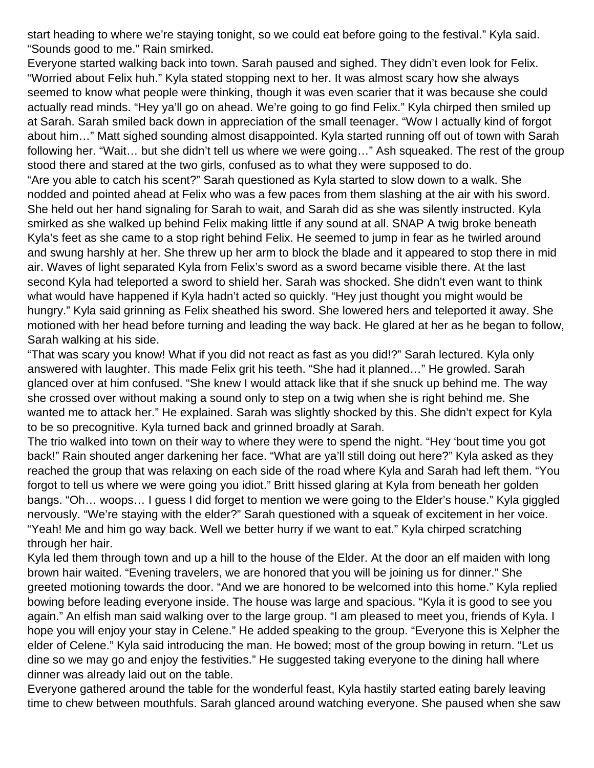start heading to where we're staying tonight, so we could eat before going to the festival." Kyla said. "Sounds good to me." Rain smirked.

Everyone started walking back into town. Sarah paused and sighed. They didn't even look for Felix. "Worried about Felix huh." Kyla stated stopping next to her. It was almost scary how she always seemed to know what people were thinking, though it was even scarier that it was because she could actually read minds. "Hey ya'll go on ahead. We're going to go find Felix." Kyla chirped then smiled up at Sarah. Sarah smiled back down in appreciation of the small teenager. "Wow I actually kind of forgot about him…" Matt sighed sounding almost disappointed. Kyla started running off out of town with Sarah following her. "Wait… but she didn't tell us where we were going…" Ash squeaked. The rest of the group stood there and stared at the two girls, confused as to what they were supposed to do.

"Are you able to catch his scent?" Sarah questioned as Kyla started to slow down to a walk. She nodded and pointed ahead at Felix who was a few paces from them slashing at the air with his sword. She held out her hand signaling for Sarah to wait, and Sarah did as she was silently instructed. Kyla smirked as she walked up behind Felix making little if any sound at all. SNAP A twig broke beneath Kyla's feet as she came to a stop right behind Felix. He seemed to jump in fear as he twirled around and swung harshly at her. She threw up her arm to block the blade and it appeared to stop there in mid air. Waves of light separated Kyla from Felix's sword as a sword became visible there. At the last second Kyla had teleported a sword to shield her. Sarah was shocked. She didn't even want to think what would have happened if Kyla hadn't acted so quickly. "Hey just thought you might would be hungry." Kyla said grinning as Felix sheathed his sword. She lowered hers and teleported it away. She motioned with her head before turning and leading the way back. He glared at her as he began to follow, Sarah walking at his side.

"That was scary you know! What if you did not react as fast as you did!?" Sarah lectured. Kyla only answered with laughter. This made Felix grit his teeth. "She had it planned…" He growled. Sarah glanced over at him confused. "She knew I would attack like that if she snuck up behind me. The way she crossed over without making a sound only to step on a twig when she is right behind me. She wanted me to attack her." He explained. Sarah was slightly shocked by this. She didn't expect for Kyla to be so precognitive. Kyla turned back and grinned broadly at Sarah.

The trio walked into town on their way to where they were to spend the night. "Hey 'bout time you got back!" Rain shouted anger darkening her face. "What are ya'll still doing out here?" Kyla asked as they reached the group that was relaxing on each side of the road where Kyla and Sarah had left them. "You forgot to tell us where we were going you idiot." Britt hissed glaring at Kyla from beneath her golden bangs. "Oh… woops… I guess I did forget to mention we were going to the Elder's house." Kyla giggled nervously. "We're staying with the elder?" Sarah questioned with a squeak of excitement in her voice. "Yeah! Me and him go way back. Well we better hurry if we want to eat." Kyla chirped scratching through her hair.

Kyla led them through town and up a hill to the house of the Elder. At the door an elf maiden with long brown hair waited. "Evening travelers, we are honored that you will be joining us for dinner." She greeted motioning towards the door. "And we are honored to be welcomed into this home." Kyla replied bowing before leading everyone inside. The house was large and spacious. "Kyla it is good to see you again." An elfish man said walking over to the large group. "I am pleased to meet you, friends of Kyla. I hope you will enjoy your stay in Celene." He added speaking to the group. "Everyone this is Xelpher the elder of Celene." Kyla said introducing the man. He bowed; most of the group bowing in return. "Let us dine so we may go and enjoy the festivities." He suggested taking everyone to the dining hall where dinner was already laid out on the table.

Everyone gathered around the table for the wonderful feast, Kyla hastily started eating barely leaving time to chew between mouthfuls. Sarah glanced around watching everyone. She paused when she saw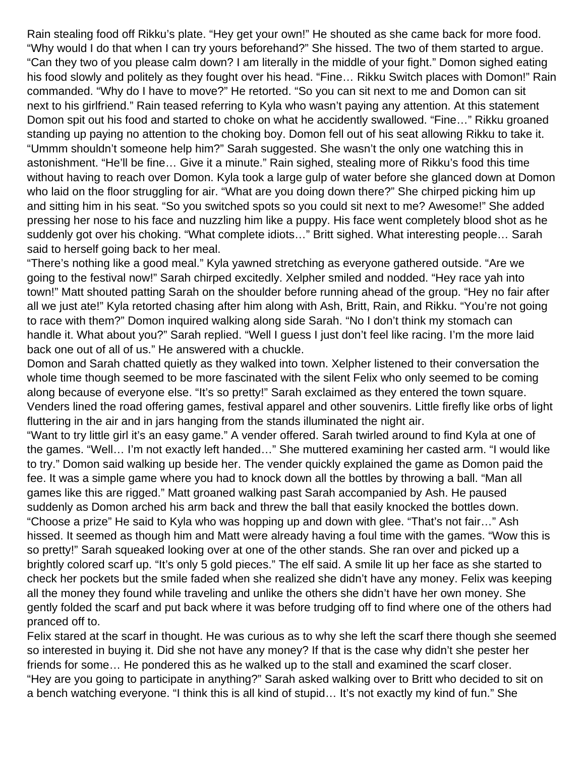Rain stealing food off Rikku's plate. "Hey get your own!" He shouted as she came back for more food. "Why would I do that when I can try yours beforehand?" She hissed. The two of them started to argue. "Can they two of you please calm down? I am literally in the middle of your fight." Domon sighed eating his food slowly and politely as they fought over his head. "Fine… Rikku Switch places with Domon!" Rain commanded. "Why do I have to move?" He retorted. "So you can sit next to me and Domon can sit next to his girlfriend." Rain teased referring to Kyla who wasn't paying any attention. At this statement Domon spit out his food and started to choke on what he accidently swallowed. "Fine…" Rikku groaned standing up paying no attention to the choking boy. Domon fell out of his seat allowing Rikku to take it. "Ummm shouldn't someone help him?" Sarah suggested. She wasn't the only one watching this in astonishment. "He'll be fine… Give it a minute." Rain sighed, stealing more of Rikku's food this time without having to reach over Domon. Kyla took a large gulp of water before she glanced down at Domon who laid on the floor struggling for air. "What are you doing down there?" She chirped picking him up and sitting him in his seat. "So you switched spots so you could sit next to me? Awesome!" She added pressing her nose to his face and nuzzling him like a puppy. His face went completely blood shot as he suddenly got over his choking. "What complete idiots…" Britt sighed. What interesting people… Sarah said to herself going back to her meal.

"There's nothing like a good meal." Kyla yawned stretching as everyone gathered outside. "Are we going to the festival now!" Sarah chirped excitedly. Xelpher smiled and nodded. "Hey race yah into town!" Matt shouted patting Sarah on the shoulder before running ahead of the group. "Hey no fair after all we just ate!" Kyla retorted chasing after him along with Ash, Britt, Rain, and Rikku. "You're not going to race with them?" Domon inquired walking along side Sarah. "No I don't think my stomach can handle it. What about you?" Sarah replied. "Well I guess I just don't feel like racing. I'm the more laid back one out of all of us." He answered with a chuckle.

Domon and Sarah chatted quietly as they walked into town. Xelpher listened to their conversation the whole time though seemed to be more fascinated with the silent Felix who only seemed to be coming along because of everyone else. "It's so pretty!" Sarah exclaimed as they entered the town square. Venders lined the road offering games, festival apparel and other souvenirs. Little firefly like orbs of light fluttering in the air and in jars hanging from the stands illuminated the night air.

"Want to try little girl it's an easy game." A vender offered. Sarah twirled around to find Kyla at one of the games. "Well… I'm not exactly left handed…" She muttered examining her casted arm. "I would like to try." Domon said walking up beside her. The vender quickly explained the game as Domon paid the fee. It was a simple game where you had to knock down all the bottles by throwing a ball. "Man all games like this are rigged." Matt groaned walking past Sarah accompanied by Ash. He paused suddenly as Domon arched his arm back and threw the ball that easily knocked the bottles down. "Choose a prize" He said to Kyla who was hopping up and down with glee. "That's not fair…" Ash hissed. It seemed as though him and Matt were already having a foul time with the games. "Wow this is so pretty!" Sarah squeaked looking over at one of the other stands. She ran over and picked up a brightly colored scarf up. "It's only 5 gold pieces." The elf said. A smile lit up her face as she started to check her pockets but the smile faded when she realized she didn't have any money. Felix was keeping all the money they found while traveling and unlike the others she didn't have her own money. She gently folded the scarf and put back where it was before trudging off to find where one of the others had pranced off to.

Felix stared at the scarf in thought. He was curious as to why she left the scarf there though she seemed so interested in buying it. Did she not have any money? If that is the case why didn't she pester her friends for some… He pondered this as he walked up to the stall and examined the scarf closer.

"Hey are you going to participate in anything?" Sarah asked walking over to Britt who decided to sit on a bench watching everyone. "I think this is all kind of stupid… It's not exactly my kind of fun." She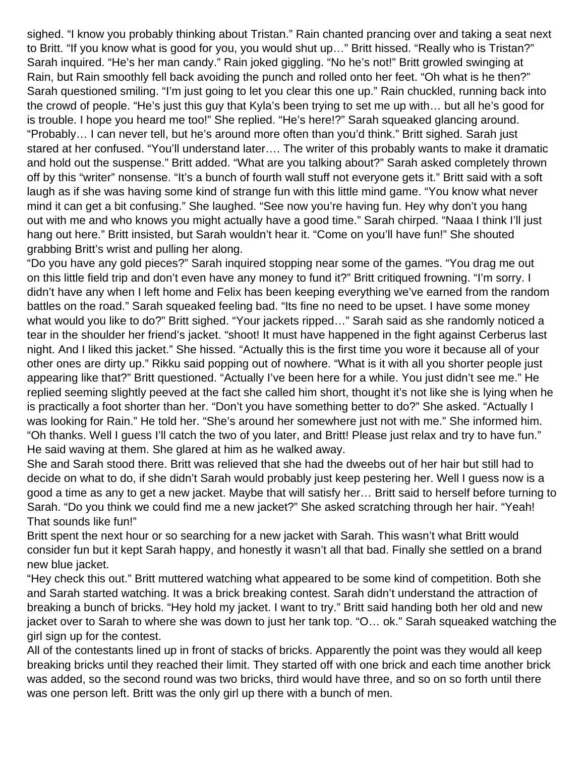sighed. “I know you probably thinking about Tristan.” Rain chanted prancing over and taking a seat next to Britt. “If you know what is good for you, you would shut up…” Britt hissed. “Really who is Tristan?” Sarah inquired. “He’s her man candy.” Rain joked giggling. “No he’s not!” Britt growled swinging at Rain, but Rain smoothly fell back avoiding the punch and rolled onto her feet. “Oh what is he then?” Sarah questioned smiling. “I’m just going to let you clear this one up.” Rain chuckled, running back into the crowd of people. “He’s just this guy that Kyla’s been trying to set me up with… but all he’s good for is trouble. I hope you heard me too!” She replied. “He’s here!?” Sarah squeaked glancing around. “Probably… I can never tell, but he’s around more often than you’d think.” Britt sighed. Sarah just stared at her confused. “You’ll understand later…. The writer of this probably wants to make it dramatic and hold out the suspense.” Britt added. “What are you talking about?” Sarah asked completely thrown off by this “writer” nonsense. “It’s a bunch of fourth wall stuff not everyone gets it.” Britt said with a soft laugh as if she was having some kind of strange fun with this little mind game. “You know what never mind it can get a bit confusing.” She laughed. “See now you’re having fun. Hey why don’t you hang out with me and who knows you might actually have a good time.” Sarah chirped. “Naaa I think I’ll just hang out here.” Britt insisted, but Sarah wouldn’t hear it. “Come on you’ll have fun!” She shouted grabbing Britt’s wrist and pulling her along.

“Do you have any gold pieces?” Sarah inquired stopping near some of the games. “You drag me out on this little field trip and don’t even have any money to fund it?” Britt critiqued frowning. “I’m sorry. I didn’t have any when I left home and Felix has been keeping everything we’ve earned from the random battles on the road.” Sarah squeaked feeling bad. “Its fine no need to be upset. I have some money what would you like to do?” Britt sighed. “Your jackets ripped…” Sarah said as she randomly noticed a tear in the shoulder her friend’s jacket. “shoot! It must have happened in the fight against Cerberus last night. And I liked this jacket.” She hissed. “Actually this is the first time you wore it because all of your other ones are dirty up.” Rikku said popping out of nowhere. “What is it with all you shorter people just appearing like that?” Britt questioned. “Actually I’ve been here for a while. You just didn’t see me.” He replied seeming slightly peeved at the fact she called him short, thought it’s not like she is lying when he is practically a foot shorter than her. “Don’t you have something better to do?” She asked. “Actually I was looking for Rain.” He told her. “She’s around her somewhere just not with me.” She informed him. “Oh thanks. Well I guess I’ll catch the two of you later, and Britt! Please just relax and try to have fun.” He said waving at them. She glared at him as he walked away.

She and Sarah stood there. Britt was relieved that she had the dweebs out of her hair but still had to decide on what to do, if she didn’t Sarah would probably just keep pestering her. Well I guess now is a good a time as any to get a new jacket. Maybe that will satisfy her… Britt said to herself before turning to Sarah. “Do you think we could find me a new jacket?” She asked scratching through her hair. “Yeah! That sounds like fun!”

Britt spent the next hour or so searching for a new jacket with Sarah. This wasn’t what Britt would consider fun but it kept Sarah happy, and honestly it wasn’t all that bad. Finally she settled on a brand new blue jacket.

“Hey check this out.” Britt muttered watching what appeared to be some kind of competition. Both she and Sarah started watching. It was a brick breaking contest. Sarah didn’t understand the attraction of breaking a bunch of bricks. “Hey hold my jacket. I want to try.” Britt said handing both her old and new jacket over to Sarah to where she was down to just her tank top. “O… ok.” Sarah squeaked watching the girl sign up for the contest.

All of the contestants lined up in front of stacks of bricks. Apparently the point was they would all keep breaking bricks until they reached their limit. They started off with one brick and each time another brick was added, so the second round was two bricks, third would have three, and so on so forth until there was one person left. Britt was the only girl up there with a bunch of men.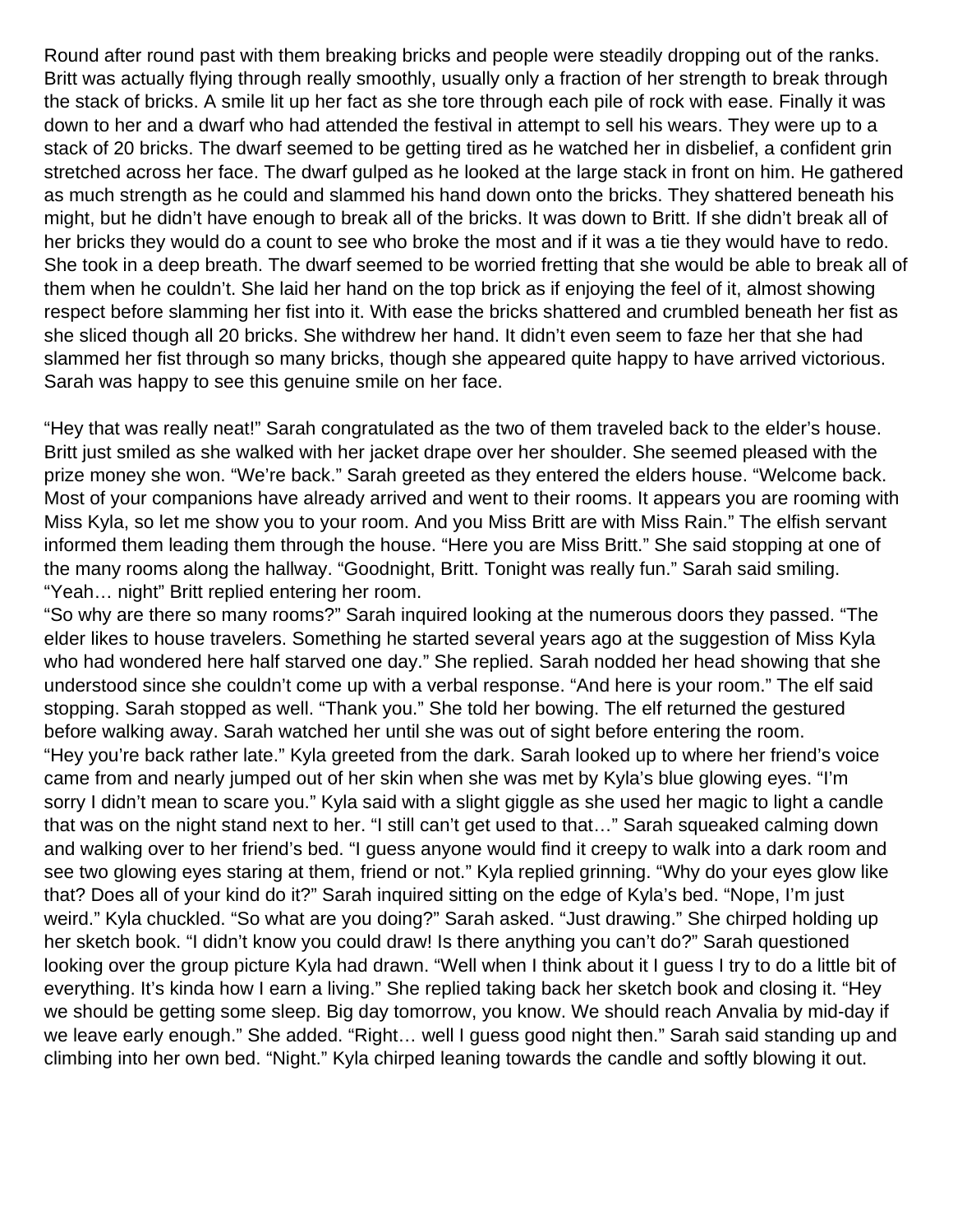Round after round past with them breaking bricks and people were steadily dropping out of the ranks. Britt was actually flying through really smoothly, usually only a fraction of her strength to break through the stack of bricks. A smile lit up her fact as she tore through each pile of rock with ease. Finally it was down to her and a dwarf who had attended the festival in attempt to sell his wears. They were up to a stack of 20 bricks. The dwarf seemed to be getting tired as he watched her in disbelief, a confident grin stretched across her face. The dwarf gulped as he looked at the large stack in front on him. He gathered as much strength as he could and slammed his hand down onto the bricks. They shattered beneath his might, but he didn't have enough to break all of the bricks. It was down to Britt. If she didn't break all of her bricks they would do a count to see who broke the most and if it was a tie they would have to redo. She took in a deep breath. The dwarf seemed to be worried fretting that she would be able to break all of them when he couldn't. She laid her hand on the top brick as if enjoying the feel of it, almost showing respect before slamming her fist into it. With ease the bricks shattered and crumbled beneath her fist as she sliced though all 20 bricks. She withdrew her hand. It didn't even seem to faze her that she had slammed her fist through so many bricks, though she appeared quite happy to have arrived victorious. Sarah was happy to see this genuine smile on her face.

"Hey that was really neat!" Sarah congratulated as the two of them traveled back to the elder's house. Britt just smiled as she walked with her jacket drape over her shoulder. She seemed pleased with the prize money she won. "We're back." Sarah greeted as they entered the elders house. "Welcome back. Most of your companions have already arrived and went to their rooms. It appears you are rooming with Miss Kyla, so let me show you to your room. And you Miss Britt are with Miss Rain." The elfish servant informed them leading them through the house. "Here you are Miss Britt." She said stopping at one of the many rooms along the hallway. "Goodnight, Britt. Tonight was really fun." Sarah said smiling. "Yeah… night" Britt replied entering her room.
"So why are there so many rooms?" Sarah inquired looking at the numerous doors they passed. "The elder likes to house travelers. Something he started several years ago at the suggestion of Miss Kyla who had wondered here half starved one day." She replied. Sarah nodded her head showing that she understood since she couldn't come up with a verbal response. "And here is your room." The elf said stopping. Sarah stopped as well. "Thank you." She told her bowing. The elf returned the gestured before walking away. Sarah watched her until she was out of sight before entering the room.
"Hey you're back rather late." Kyla greeted from the dark. Sarah looked up to where her friend's voice came from and nearly jumped out of her skin when she was met by Kyla's blue glowing eyes. "I'm sorry I didn't mean to scare you." Kyla said with a slight giggle as she used her magic to light a candle that was on the night stand next to her. "I still can't get used to that…" Sarah squeaked calming down and walking over to her friend's bed. "I guess anyone would find it creepy to walk into a dark room and see two glowing eyes staring at them, friend or not." Kyla replied grinning. "Why do your eyes glow like that? Does all of your kind do it?" Sarah inquired sitting on the edge of Kyla's bed. "Nope, I'm just weird." Kyla chuckled. "So what are you doing?" Sarah asked. "Just drawing." She chirped holding up her sketch book. "I didn't know you could draw! Is there anything you can't do?" Sarah questioned looking over the group picture Kyla had drawn. "Well when I think about it I guess I try to do a little bit of everything. It's kinda how I earn a living." She replied taking back her sketch book and closing it. "Hey we should be getting some sleep. Big day tomorrow, you know. We should reach Anvalia by mid-day if we leave early enough." She added. "Right… well I guess good night then." Sarah said standing up and climbing into her own bed. "Night." Kyla chirped leaning towards the candle and softly blowing it out.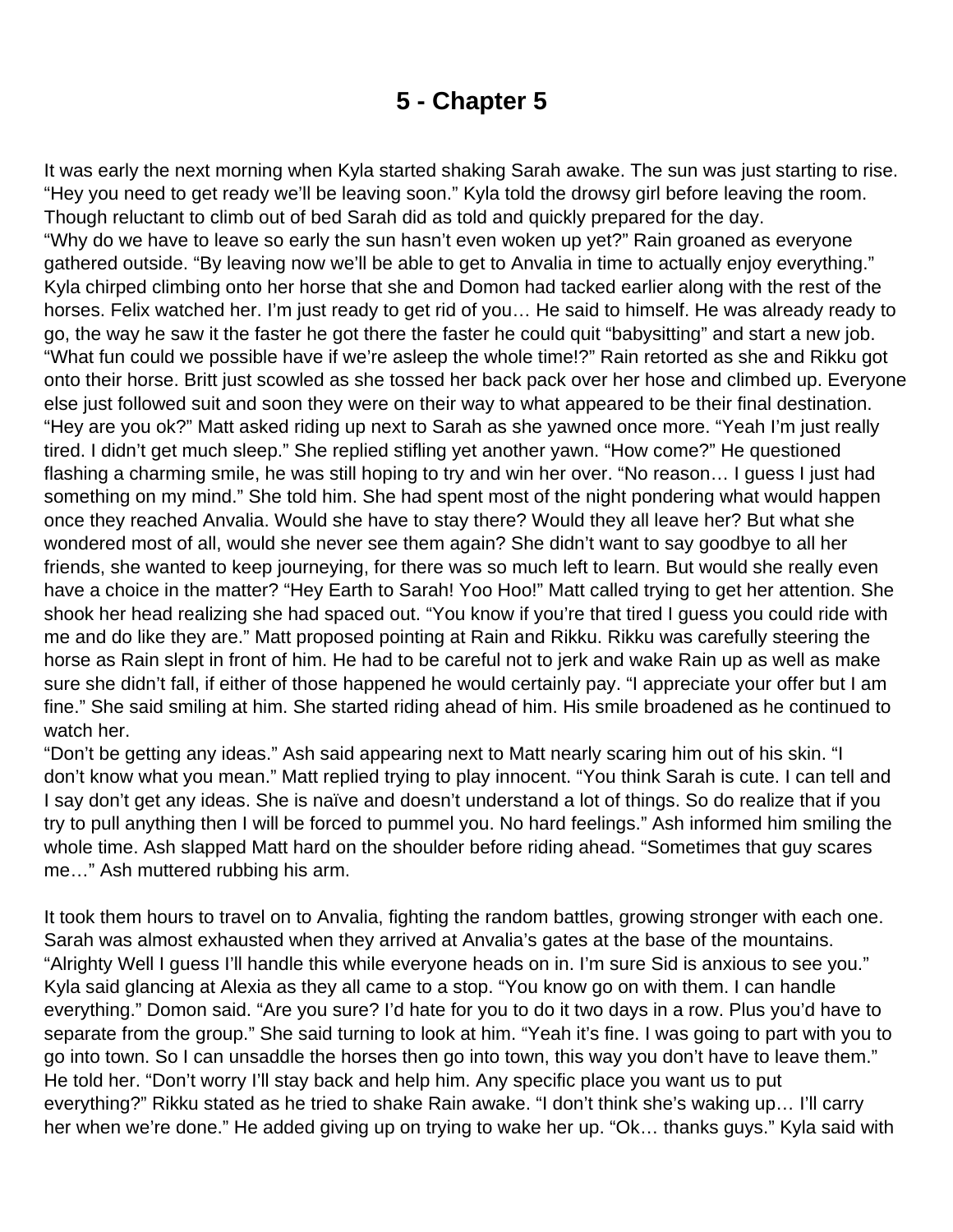# 5 - Chapter 5

It was early the next morning when Kyla started shaking Sarah awake. The sun was just starting to rise. "Hey you need to get ready we'll be leaving soon." Kyla told the drowsy girl before leaving the room. Though reluctant to climb out of bed Sarah did as told and quickly prepared for the day.
"Why do we have to leave so early the sun hasn't even woken up yet?" Rain groaned as everyone gathered outside. "By leaving now we'll be able to get to Anvalia in time to actually enjoy everything." Kyla chirped climbing onto her horse that she and Domon had tacked earlier along with the rest of the horses. Felix watched her. I'm just ready to get rid of you… He said to himself. He was already ready to go, the way he saw it the faster he got there the faster he could quit "babysitting" and start a new job. "What fun could we possible have if we're asleep the whole time!?" Rain retorted as she and Rikku got onto their horse. Britt just scowled as she tossed her back pack over her hose and climbed up. Everyone else just followed suit and soon they were on their way to what appeared to be their final destination. "Hey are you ok?" Matt asked riding up next to Sarah as she yawned once more. "Yeah I'm just really tired. I didn't get much sleep." She replied stifling yet another yawn. "How come?" He questioned flashing a charming smile, he was still hoping to try and win her over. "No reason… I guess I just had something on my mind." She told him. She had spent most of the night pondering what would happen once they reached Anvalia. Would she have to stay there? Would they all leave her? But what she wondered most of all, would she never see them again? She didn't want to say goodbye to all her friends, she wanted to keep journeying, for there was so much left to learn. But would she really even have a choice in the matter? "Hey Earth to Sarah! Yoo Hoo!" Matt called trying to get her attention. She shook her head realizing she had spaced out. "You know if you're that tired I guess you could ride with me and do like they are." Matt proposed pointing at Rain and Rikku. Rikku was carefully steering the horse as Rain slept in front of him. He had to be careful not to jerk and wake Rain up as well as make sure she didn't fall, if either of those happened he would certainly pay. "I appreciate your offer but I am fine." She said smiling at him. She started riding ahead of him. His smile broadened as he continued to watch her.
"Don't be getting any ideas." Ash said appearing next to Matt nearly scaring him out of his skin. "I don't know what you mean." Matt replied trying to play innocent. "You think Sarah is cute. I can tell and I say don't get any ideas. She is naïve and doesn't understand a lot of things. So do realize that if you try to pull anything then I will be forced to pummel you. No hard feelings." Ash informed him smiling the whole time. Ash slapped Matt hard on the shoulder before riding ahead. "Sometimes that guy scares me…" Ash muttered rubbing his arm.

It took them hours to travel on to Anvalia, fighting the random battles, growing stronger with each one. Sarah was almost exhausted when they arrived at Anvalia's gates at the base of the mountains. "Alrighty Well I guess I'll handle this while everyone heads on in. I'm sure Sid is anxious to see you." Kyla said glancing at Alexia as they all came to a stop. "You know go on with them. I can handle everything." Domon said. "Are you sure? I'd hate for you to do it two days in a row. Plus you'd have to separate from the group." She said turning to look at him. "Yeah it's fine. I was going to part with you to go into town. So I can unsaddle the horses then go into town, this way you don't have to leave them." He told her. "Don't worry I'll stay back and help him. Any specific place you want us to put everything?" Rikku stated as he tried to shake Rain awake. "I don't think she's waking up… I'll carry her when we're done." He added giving up on trying to wake her up. "Ok… thanks guys." Kyla said with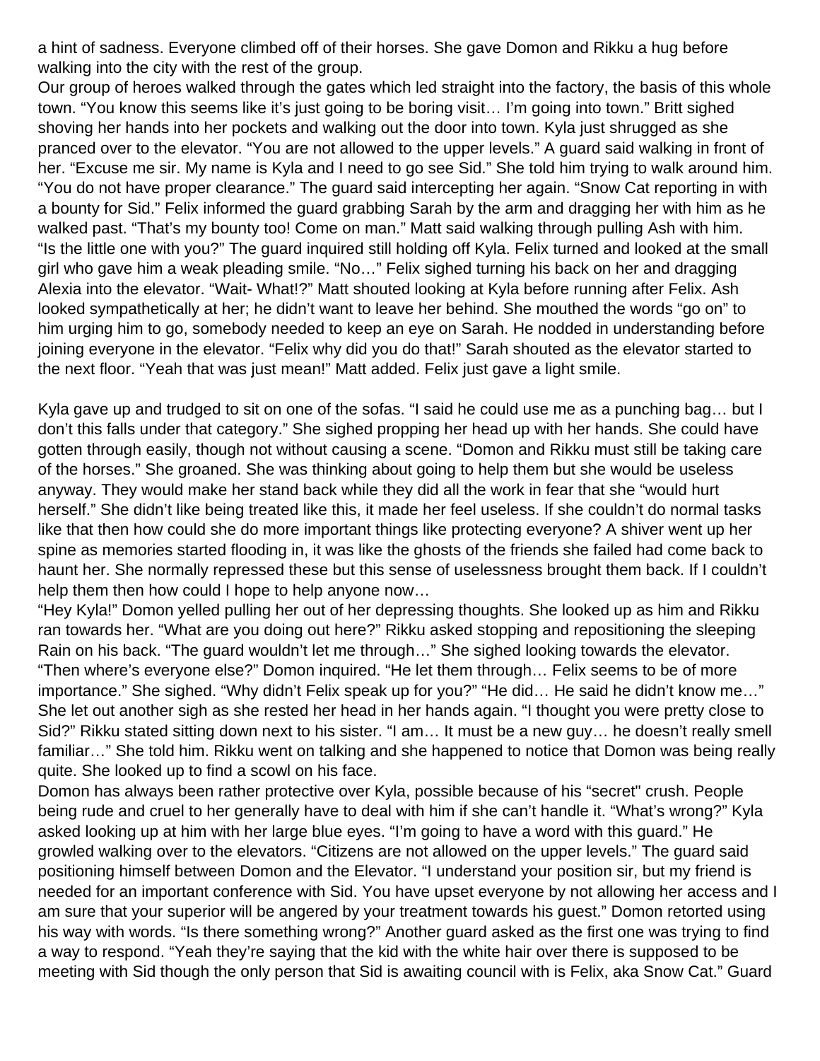a hint of sadness. Everyone climbed off of their horses. She gave Domon and Rikku a hug before walking into the city with the rest of the group.

Our group of heroes walked through the gates which led straight into the factory, the basis of this whole town. "You know this seems like it's just going to be boring visit… I'm going into town." Britt sighed shoving her hands into her pockets and walking out the door into town. Kyla just shrugged as she pranced over to the elevator. "You are not allowed to the upper levels." A guard said walking in front of her. "Excuse me sir. My name is Kyla and I need to go see Sid." She told him trying to walk around him. "You do not have proper clearance." The guard said intercepting her again. "Snow Cat reporting in with a bounty for Sid." Felix informed the guard grabbing Sarah by the arm and dragging her with him as he walked past. "That's my bounty too! Come on man." Matt said walking through pulling Ash with him. "Is the little one with you?" The guard inquired still holding off Kyla. Felix turned and looked at the small girl who gave him a weak pleading smile. "No…" Felix sighed turning his back on her and dragging Alexia into the elevator. "Wait- What!?" Matt shouted looking at Kyla before running after Felix. Ash looked sympathetically at her; he didn't want to leave her behind. She mouthed the words "go on" to him urging him to go, somebody needed to keep an eye on Sarah. He nodded in understanding before joining everyone in the elevator. "Felix why did you do that!" Sarah shouted as the elevator started to the next floor. "Yeah that was just mean!" Matt added. Felix just gave a light smile.

Kyla gave up and trudged to sit on one of the sofas. "I said he could use me as a punching bag… but I don't this falls under that category." She sighed propping her head up with her hands. She could have gotten through easily, though not without causing a scene. "Domon and Rikku must still be taking care of the horses." She groaned. She was thinking about going to help them but she would be useless anyway. They would make her stand back while they did all the work in fear that she "would hurt herself." She didn't like being treated like this, it made her feel useless. If she couldn't do normal tasks like that then how could she do more important things like protecting everyone? A shiver went up her spine as memories started flooding in, it was like the ghosts of the friends she failed had come back to haunt her. She normally repressed these but this sense of uselessness brought them back. If I couldn't help them then how could I hope to help anyone now…

"Hey Kyla!" Domon yelled pulling her out of her depressing thoughts. She looked up as him and Rikku ran towards her. "What are you doing out here?" Rikku asked stopping and repositioning the sleeping Rain on his back. "The guard wouldn't let me through…" She sighed looking towards the elevator. "Then where's everyone else?" Domon inquired. "He let them through… Felix seems to be of more importance." She sighed. "Why didn't Felix speak up for you?" "He did… He said he didn't know me…" She let out another sigh as she rested her head in her hands again. "I thought you were pretty close to Sid?" Rikku stated sitting down next to his sister. "I am… It must be a new guy… he doesn't really smell familiar…" She told him. Rikku went on talking and she happened to notice that Domon was being really quite. She looked up to find a scowl on his face.

Domon has always been rather protective over Kyla, possible because of his "secret" crush. People being rude and cruel to her generally have to deal with him if she can't handle it. "What's wrong?" Kyla asked looking up at him with her large blue eyes. "I'm going to have a word with this guard." He growled walking over to the elevators. "Citizens are not allowed on the upper levels." The guard said positioning himself between Domon and the Elevator. "I understand your position sir, but my friend is needed for an important conference with Sid. You have upset everyone by not allowing her access and I am sure that your superior will be angered by your treatment towards his guest." Domon retorted using his way with words. "Is there something wrong?" Another guard asked as the first one was trying to find a way to respond. "Yeah they're saying that the kid with the white hair over there is supposed to be meeting with Sid though the only person that Sid is awaiting council with is Felix, aka Snow Cat." Guard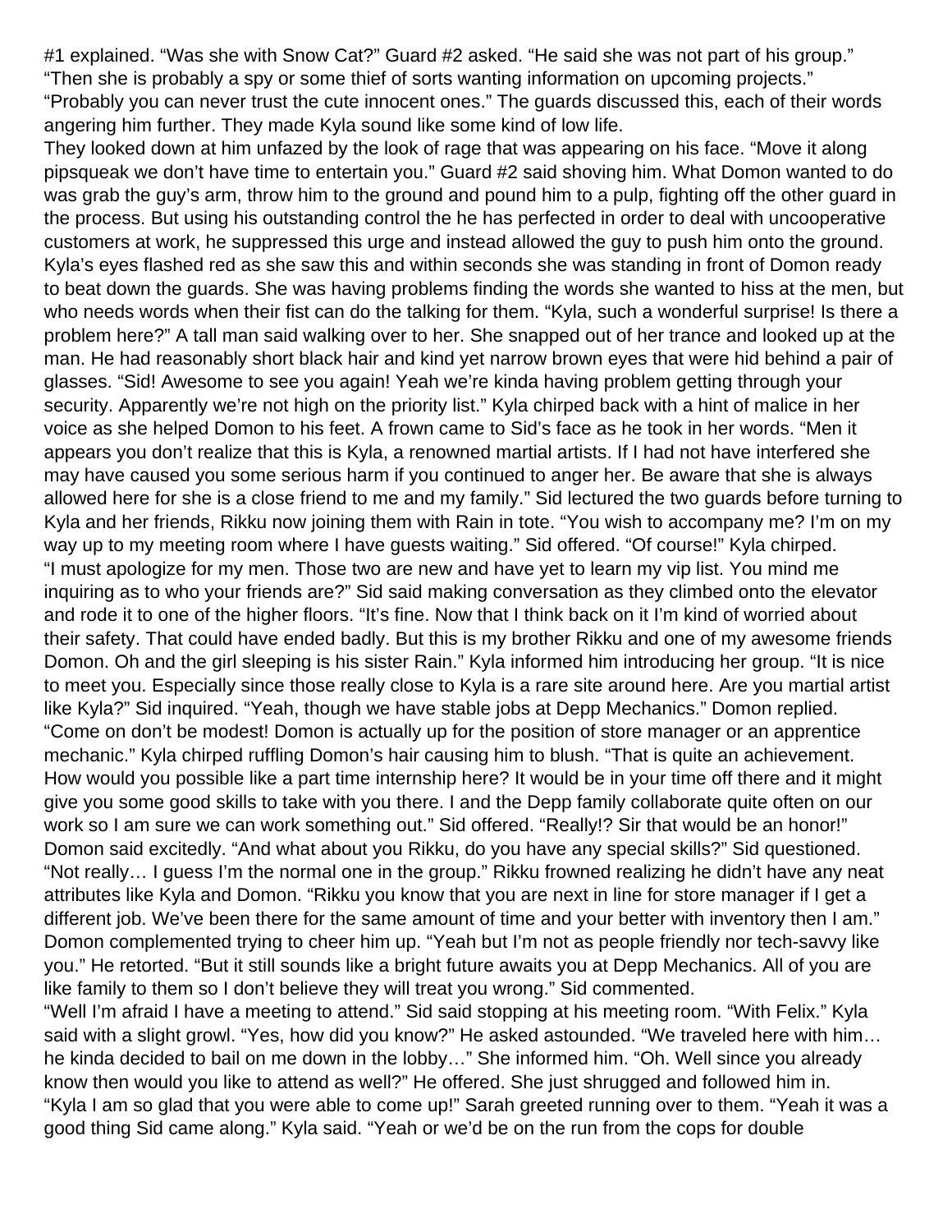#1 explained. “Was she with Snow Cat?” Guard #2 asked. “He said she was not part of his group.” “Then she is probably a spy or some thief of sorts wanting information on upcoming projects.” “Probably you can never trust the cute innocent ones.” The guards discussed this, each of their words angering him further. They made Kyla sound like some kind of low life.

They looked down at him unfazed by the look of rage that was appearing on his face. “Move it along pipsqueak we don’t have time to entertain you.” Guard #2 said shoving him. What Domon wanted to do was grab the guy’s arm, throw him to the ground and pound him to a pulp, fighting off the other guard in the process. But using his outstanding control the he has perfected in order to deal with uncooperative customers at work, he suppressed this urge and instead allowed the guy to push him onto the ground. Kyla’s eyes flashed red as she saw this and within seconds she was standing in front of Domon ready to beat down the guards. She was having problems finding the words she wanted to hiss at the men, but who needs words when their fist can do the talking for them. “Kyla, such a wonderful surprise! Is there a problem here?” A tall man said walking over to her. She snapped out of her trance and looked up at the man. He had reasonably short black hair and kind yet narrow brown eyes that were hid behind a pair of glasses. “Sid! Awesome to see you again! Yeah we’re kinda having problem getting through your security. Apparently we’re not high on the priority list.” Kyla chirped back with a hint of malice in her voice as she helped Domon to his feet. A frown came to Sid’s face as he took in her words. “Men it appears you don’t realize that this is Kyla, a renowned martial artists. If I had not have interfered she may have caused you some serious harm if you continued to anger her. Be aware that she is always allowed here for she is a close friend to me and my family.” Sid lectured the two guards before turning to Kyla and her friends, Rikku now joining them with Rain in tote. “You wish to accompany me? I’m on my way up to my meeting room where I have guests waiting.” Sid offered. “Of course!” Kyla chirped. “I must apologize for my men. Those two are new and have yet to learn my vip list. You mind me inquiring as to who your friends are?” Sid said making conversation as they climbed onto the elevator and rode it to one of the higher floors. “It’s fine. Now that I think back on it I’m kind of worried about their safety. That could have ended badly. But this is my brother Rikku and one of my awesome friends Domon. Oh and the girl sleeping is his sister Rain.” Kyla informed him introducing her group. “It is nice to meet you. Especially since those really close to Kyla is a rare site around here. Are you martial artist like Kyla?” Sid inquired. “Yeah, though we have stable jobs at Depp Mechanics.” Domon replied. “Come on don’t be modest! Domon is actually up for the position of store manager or an apprentice mechanic.” Kyla chirped ruffling Domon’s hair causing him to blush. “That is quite an achievement. How would you possible like a part time internship here? It would be in your time off there and it might give you some good skills to take with you there. I and the Depp family collaborate quite often on our work so I am sure we can work something out.” Sid offered. “Really!? Sir that would be an honor!” Domon said excitedly. “And what about you Rikku, do you have any special skills?” Sid questioned. “Not really… I guess I’m the normal one in the group.” Rikku frowned realizing he didn’t have any neat attributes like Kyla and Domon. “Rikku you know that you are next in line for store manager if I get a different job. We’ve been there for the same amount of time and your better with inventory then I am.” Domon complemented trying to cheer him up. “Yeah but I’m not as people friendly nor tech-savvy like you.” He retorted. “But it still sounds like a bright future awaits you at Depp Mechanics. All of you are like family to them so I don’t believe they will treat you wrong.” Sid commented.

“Well I’m afraid I have a meeting to attend.” Sid said stopping at his meeting room. “With Felix.” Kyla said with a slight growl. “Yes, how did you know?” He asked astounded. “We traveled here with him… he kinda decided to bail on me down in the lobby…” She informed him. “Oh. Well since you already know then would you like to attend as well?” He offered. She just shrugged and followed him in. “Kyla I am so glad that you were able to come up!” Sarah greeted running over to them. “Yeah it was a good thing Sid came along.” Kyla said. “Yeah or we’d be on the run from the cops for double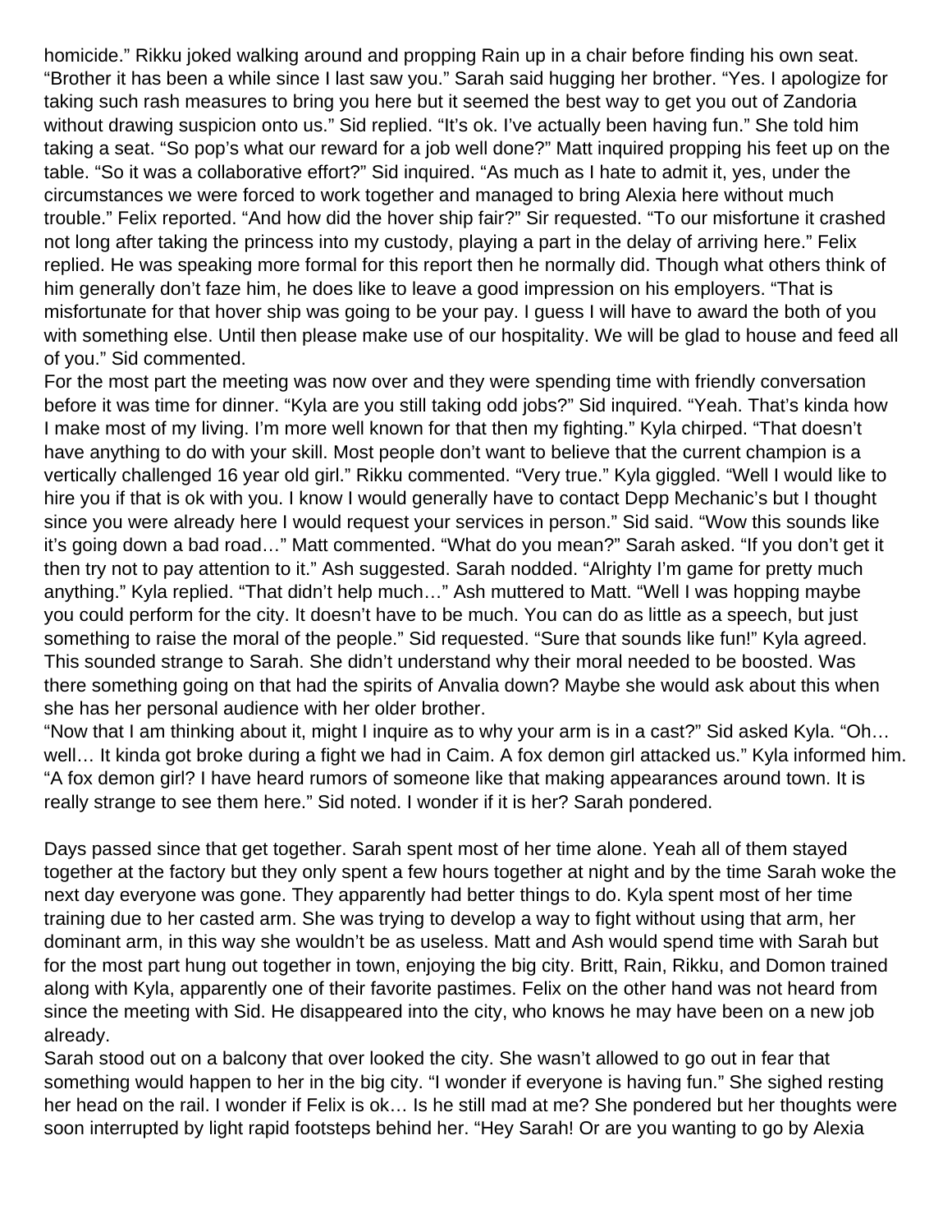homicide." Rikku joked walking around and propping Rain up in a chair before finding his own seat. "Brother it has been a while since I last saw you." Sarah said hugging her brother. "Yes. I apologize for taking such rash measures to bring you here but it seemed the best way to get you out of Zandoria without drawing suspicion onto us." Sid replied. "It's ok. I've actually been having fun." She told him taking a seat. "So pop's what our reward for a job well done?" Matt inquired propping his feet up on the table. "So it was a collaborative effort?" Sid inquired. "As much as I hate to admit it, yes, under the circumstances we were forced to work together and managed to bring Alexia here without much trouble." Felix reported. "And how did the hover ship fair?" Sir requested. "To our misfortune it crashed not long after taking the princess into my custody, playing a part in the delay of arriving here." Felix replied. He was speaking more formal for this report then he normally did. Though what others think of him generally don't faze him, he does like to leave a good impression on his employers. "That is misfortunate for that hover ship was going to be your pay. I guess I will have to award the both of you with something else. Until then please make use of our hospitality. We will be glad to house and feed all of you." Sid commented.

For the most part the meeting was now over and they were spending time with friendly conversation before it was time for dinner. "Kyla are you still taking odd jobs?" Sid inquired. "Yeah. That's kinda how I make most of my living. I'm more well known for that then my fighting." Kyla chirped. "That doesn't have anything to do with your skill. Most people don't want to believe that the current champion is a vertically challenged 16 year old girl." Rikku commented. "Very true." Kyla giggled. "Well I would like to hire you if that is ok with you. I know I would generally have to contact Depp Mechanic's but I thought since you were already here I would request your services in person." Sid said. "Wow this sounds like it's going down a bad road…" Matt commented. "What do you mean?" Sarah asked. "If you don't get it then try not to pay attention to it." Ash suggested. Sarah nodded. "Alrighty I'm game for pretty much anything." Kyla replied. "That didn't help much…" Ash muttered to Matt. "Well I was hopping maybe you could perform for the city. It doesn't have to be much. You can do as little as a speech, but just something to raise the moral of the people." Sid requested. "Sure that sounds like fun!" Kyla agreed. This sounded strange to Sarah. She didn't understand why their moral needed to be boosted. Was there something going on that had the spirits of Anvalia down? Maybe she would ask about this when she has her personal audience with her older brother.

"Now that I am thinking about it, might I inquire as to why your arm is in a cast?" Sid asked Kyla. "Oh… well… It kinda got broke during a fight we had in Caim. A fox demon girl attacked us." Kyla informed him. "A fox demon girl? I have heard rumors of someone like that making appearances around town. It is really strange to see them here." Sid noted. I wonder if it is her? Sarah pondered.

Days passed since that get together. Sarah spent most of her time alone. Yeah all of them stayed together at the factory but they only spent a few hours together at night and by the time Sarah woke the next day everyone was gone. They apparently had better things to do. Kyla spent most of her time training due to her casted arm. She was trying to develop a way to fight without using that arm, her dominant arm, in this way she wouldn't be as useless. Matt and Ash would spend time with Sarah but for the most part hung out together in town, enjoying the big city. Britt, Rain, Rikku, and Domon trained along with Kyla, apparently one of their favorite pastimes. Felix on the other hand was not heard from since the meeting with Sid. He disappeared into the city, who knows he may have been on a new job already.

Sarah stood out on a balcony that over looked the city. She wasn't allowed to go out in fear that something would happen to her in the big city. "I wonder if everyone is having fun." She sighed resting her head on the rail. I wonder if Felix is ok… Is he still mad at me? She pondered but her thoughts were soon interrupted by light rapid footsteps behind her. "Hey Sarah! Or are you wanting to go by Alexia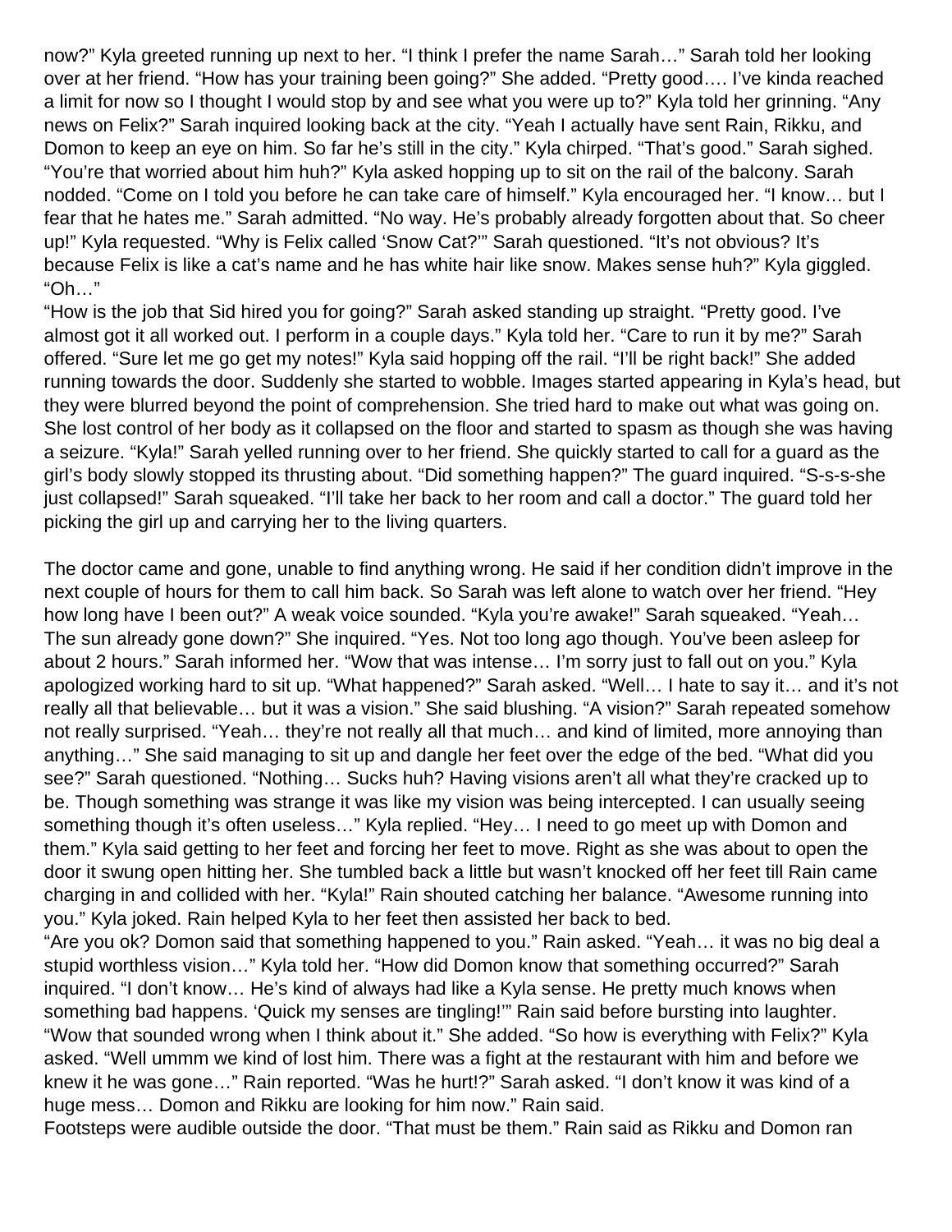now?" Kyla greeted running up next to her. "I think I prefer the name Sarah…" Sarah told her looking over at her friend. "How has your training been going?" She added. "Pretty good…. I've kinda reached a limit for now so I thought I would stop by and see what you were up to?" Kyla told her grinning. "Any news on Felix?" Sarah inquired looking back at the city. "Yeah I actually have sent Rain, Rikku, and Domon to keep an eye on him. So far he's still in the city." Kyla chirped. "That's good." Sarah sighed. "You're that worried about him huh?" Kyla asked hopping up to sit on the rail of the balcony. Sarah nodded. "Come on I told you before he can take care of himself." Kyla encouraged her. "I know… but I fear that he hates me." Sarah admitted. "No way. He's probably already forgotten about that. So cheer up!" Kyla requested. "Why is Felix called 'Snow Cat?'" Sarah questioned. "It's not obvious? It's because Felix is like a cat's name and he has white hair like snow. Makes sense huh?" Kyla giggled. "Oh…"
"How is the job that Sid hired you for going?" Sarah asked standing up straight. "Pretty good. I've almost got it all worked out. I perform in a couple days." Kyla told her. "Care to run it by me?" Sarah offered. "Sure let me go get my notes!" Kyla said hopping off the rail. "I'll be right back!" She added running towards the door. Suddenly she started to wobble. Images started appearing in Kyla's head, but they were blurred beyond the point of comprehension. She tried hard to make out what was going on. She lost control of her body as it collapsed on the floor and started to spasm as though she was having a seizure. "Kyla!" Sarah yelled running over to her friend. She quickly started to call for a guard as the girl's body slowly stopped its thrusting about. "Did something happen?" The guard inquired. "S-s-s-she just collapsed!" Sarah squeaked. "I'll take her back to her room and call a doctor." The guard told her picking the girl up and carrying her to the living quarters.

The doctor came and gone, unable to find anything wrong. He said if her condition didn't improve in the next couple of hours for them to call him back. So Sarah was left alone to watch over her friend. "Hey how long have I been out?" A weak voice sounded. "Kyla you're awake!" Sarah squeaked. "Yeah… The sun already gone down?" She inquired. "Yes. Not too long ago though. You've been asleep for about 2 hours." Sarah informed her. "Wow that was intense… I'm sorry just to fall out on you." Kyla apologized working hard to sit up. "What happened?" Sarah asked. "Well… I hate to say it… and it's not really all that believable… but it was a vision." She said blushing. "A vision?" Sarah repeated somehow not really surprised. "Yeah… they're not really all that much… and kind of limited, more annoying than anything…" She said managing to sit up and dangle her feet over the edge of the bed. "What did you see?" Sarah questioned. "Nothing… Sucks huh? Having visions aren't all what they're cracked up to be. Though something was strange it was like my vision was being intercepted. I can usually seeing something though it's often useless…" Kyla replied. "Hey… I need to go meet up with Domon and them." Kyla said getting to her feet and forcing her feet to move. Right as she was about to open the door it swung open hitting her. She tumbled back a little but wasn't knocked off her feet till Rain came charging in and collided with her. "Kyla!" Rain shouted catching her balance. "Awesome running into you." Kyla joked. Rain helped Kyla to her feet then assisted her back to bed.
"Are you ok? Domon said that something happened to you." Rain asked. "Yeah… it was no big deal a stupid worthless vision…" Kyla told her. "How did Domon know that something occurred?" Sarah inquired. "I don't know… He's kind of always had like a Kyla sense. He pretty much knows when something bad happens. 'Quick my senses are tingling!'" Rain said before bursting into laughter. "Wow that sounded wrong when I think about it." She added. "So how is everything with Felix?" Kyla asked. "Well ummm we kind of lost him. There was a fight at the restaurant with him and before we knew it he was gone…" Rain reported. "Was he hurt!?" Sarah asked. "I don't know it was kind of a huge mess… Domon and Rikku are looking for him now." Rain said.
Footsteps were audible outside the door. "That must be them." Rain said as Rikku and Domon ran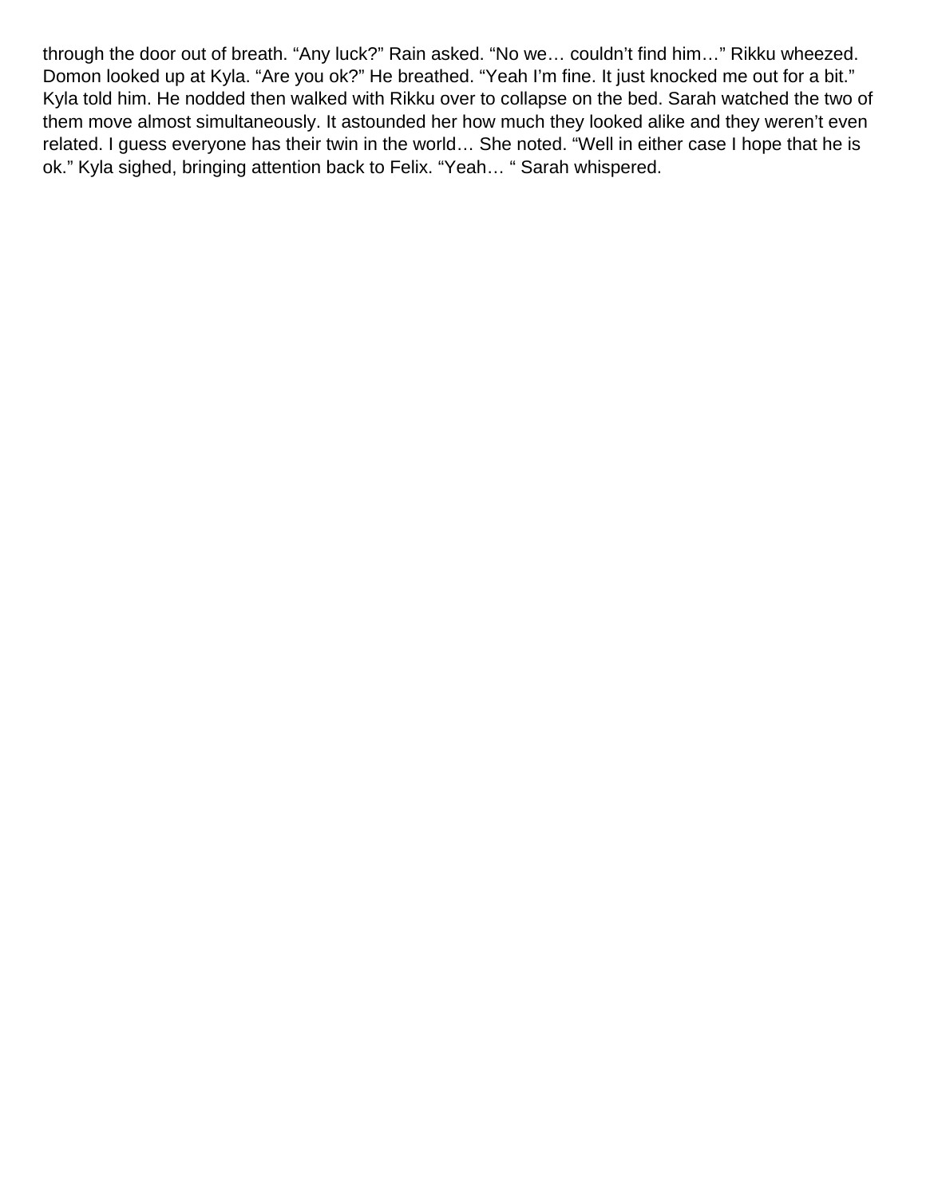through the door out of breath. “Any luck?” Rain asked. “No we… couldn’t find him…” Rikku wheezed. Domon looked up at Kyla. “Are you ok?” He breathed. “Yeah I’m fine. It just knocked me out for a bit.” Kyla told him. He nodded then walked with Rikku over to collapse on the bed. Sarah watched the two of them move almost simultaneously. It astounded her how much they looked alike and they weren’t even related. I guess everyone has their twin in the world… She noted. “Well in either case I hope that he is ok.” Kyla sighed, bringing attention back to Felix. “Yeah… “ Sarah whispered.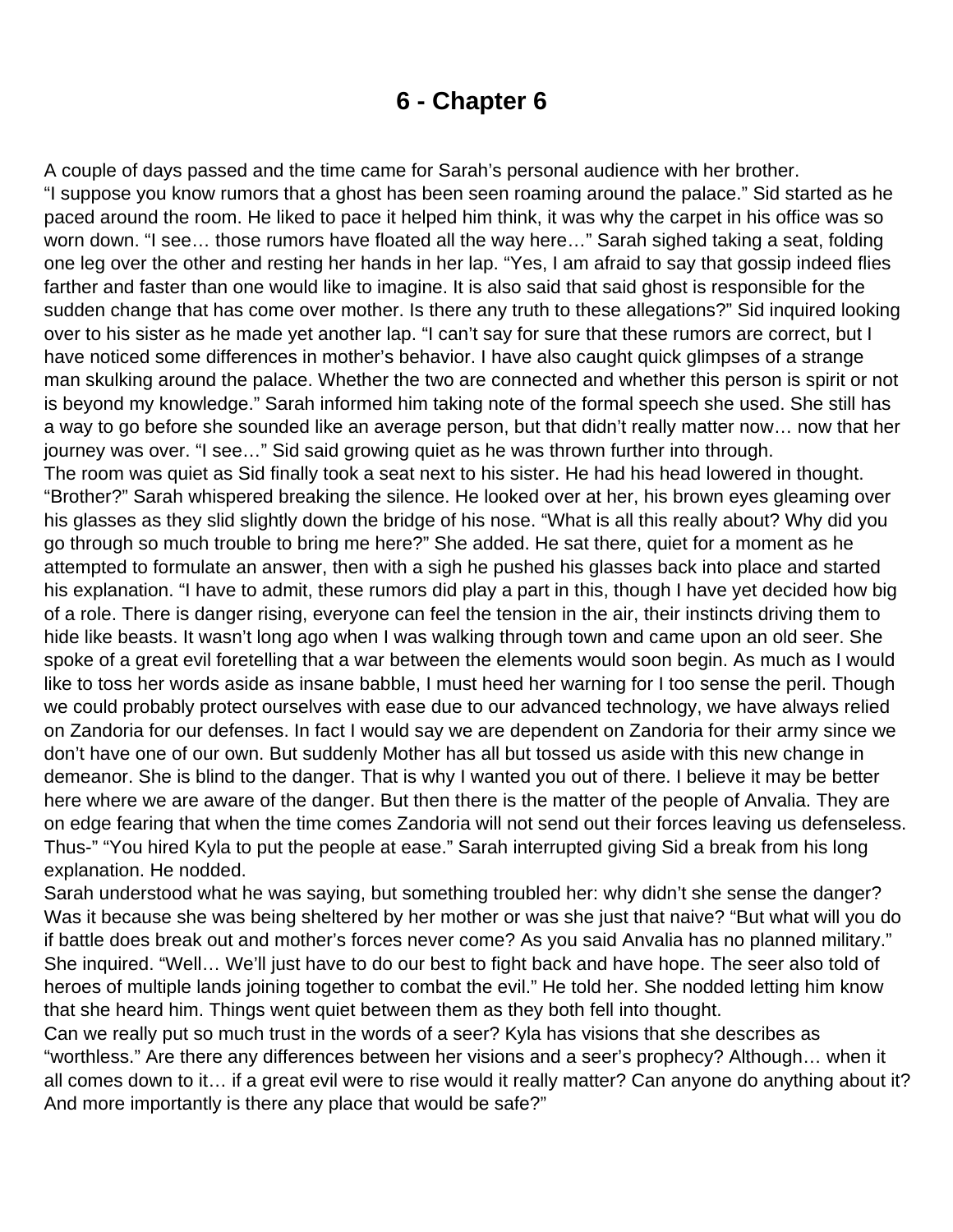# 6 - Chapter 6

A couple of days passed and the time came for Sarah's personal audience with her brother.
"I suppose you know rumors that a ghost has been seen roaming around the palace." Sid started as he paced around the room. He liked to pace it helped him think, it was why the carpet in his office was so worn down. "I see… those rumors have floated all the way here…" Sarah sighed taking a seat, folding one leg over the other and resting her hands in her lap. "Yes, I am afraid to say that gossip indeed flies farther and faster than one would like to imagine. It is also said that said ghost is responsible for the sudden change that has come over mother. Is there any truth to these allegations?" Sid inquired looking over to his sister as he made yet another lap. "I can't say for sure that these rumors are correct, but I have noticed some differences in mother's behavior. I have also caught quick glimpses of a strange man skulking around the palace. Whether the two are connected and whether this person is spirit or not is beyond my knowledge." Sarah informed him taking note of the formal speech she used. She still has a way to go before she sounded like an average person, but that didn't really matter now… now that her journey was over. "I see…" Sid said growing quiet as he was thrown further into through.
The room was quiet as Sid finally took a seat next to his sister. He had his head lowered in thought. "Brother?" Sarah whispered breaking the silence. He looked over at her, his brown eyes gleaming over his glasses as they slid slightly down the bridge of his nose. "What is all this really about? Why did you go through so much trouble to bring me here?" She added. He sat there, quiet for a moment as he attempted to formulate an answer, then with a sigh he pushed his glasses back into place and started his explanation. "I have to admit, these rumors did play a part in this, though I have yet decided how big of a role. There is danger rising, everyone can feel the tension in the air, their instincts driving them to hide like beasts. It wasn't long ago when I was walking through town and came upon an old seer. She spoke of a great evil foretelling that a war between the elements would soon begin. As much as I would like to toss her words aside as insane babble, I must heed her warning for I too sense the peril. Though we could probably protect ourselves with ease due to our advanced technology, we have always relied on Zandoria for our defenses. In fact I would say we are dependent on Zandoria for their army since we don't have one of our own. But suddenly Mother has all but tossed us aside with this new change in demeanor. She is blind to the danger. That is why I wanted you out of there. I believe it may be better here where we are aware of the danger. But then there is the matter of the people of Anvalia. They are on edge fearing that when the time comes Zandoria will not send out their forces leaving us defenseless. Thus-" "You hired Kyla to put the people at ease." Sarah interrupted giving Sid a break from his long explanation. He nodded.
Sarah understood what he was saying, but something troubled her: why didn't she sense the danger? Was it because she was being sheltered by her mother or was she just that naive? "But what will you do if battle does break out and mother's forces never come? As you said Anvalia has no planned military." She inquired. "Well… We'll just have to do our best to fight back and have hope. The seer also told of heroes of multiple lands joining together to combat the evil." He told her. She nodded letting him know that she heard him. Things went quiet between them as they both fell into thought.
Can we really put so much trust in the words of a seer? Kyla has visions that she describes as "worthless." Are there any differences between her visions and a seer's prophecy? Although… when it all comes down to it… if a great evil were to rise would it really matter? Can anyone do anything about it? And more importantly is there any place that would be safe?"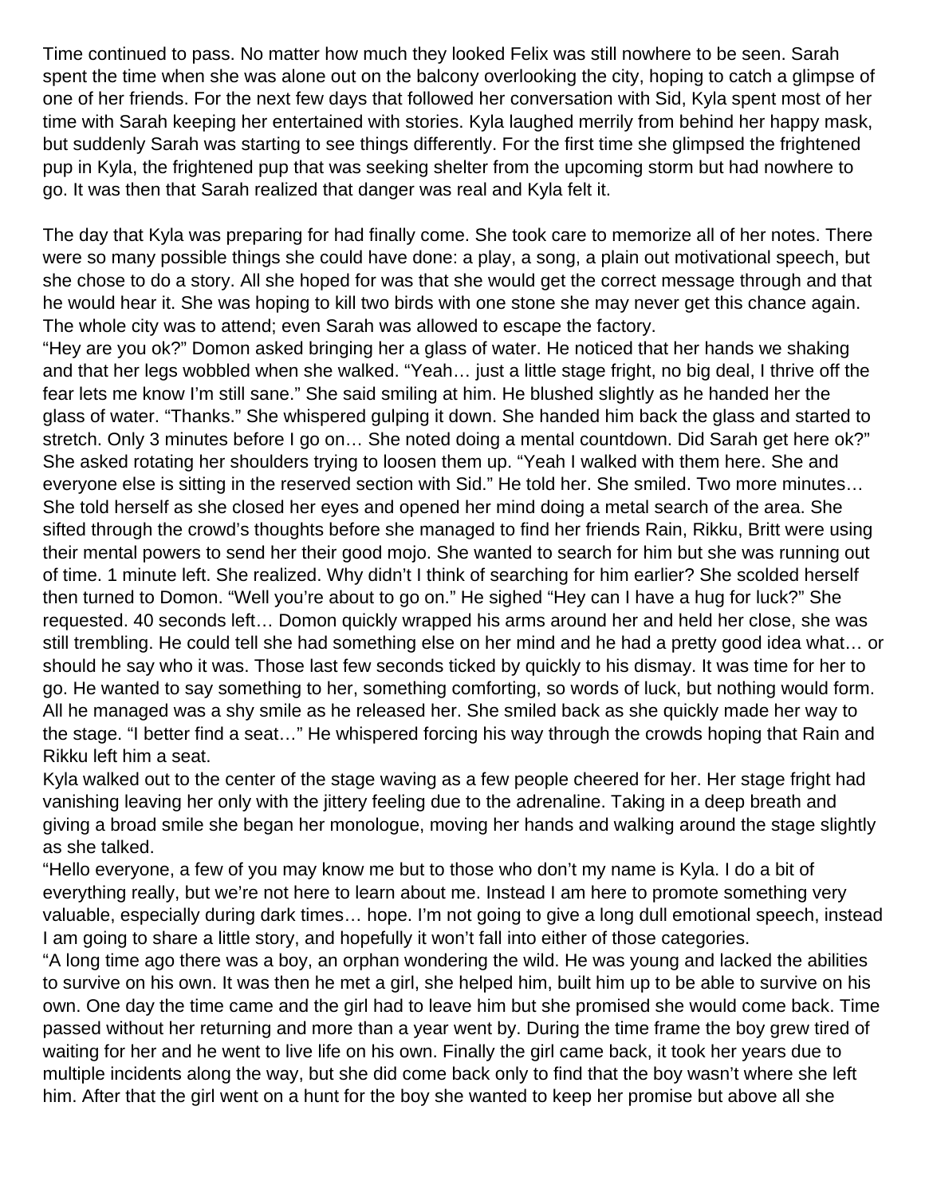Time continued to pass. No matter how much they looked Felix was still nowhere to be seen. Sarah spent the time when she was alone out on the balcony overlooking the city, hoping to catch a glimpse of one of her friends. For the next few days that followed her conversation with Sid, Kyla spent most of her time with Sarah keeping her entertained with stories. Kyla laughed merrily from behind her happy mask, but suddenly Sarah was starting to see things differently. For the first time she glimpsed the frightened pup in Kyla, the frightened pup that was seeking shelter from the upcoming storm but had nowhere to go. It was then that Sarah realized that danger was real and Kyla felt it.

The day that Kyla was preparing for had finally come. She took care to memorize all of her notes. There were so many possible things she could have done: a play, a song, a plain out motivational speech, but she chose to do a story. All she hoped for was that she would get the correct message through and that he would hear it. She was hoping to kill two birds with one stone she may never get this chance again. The whole city was to attend; even Sarah was allowed to escape the factory.

"Hey are you ok?" Domon asked bringing her a glass of water. He noticed that her hands we shaking and that her legs wobbled when she walked. "Yeah… just a little stage fright, no big deal, I thrive off the fear lets me know I'm still sane." She said smiling at him. He blushed slightly as he handed her the glass of water. "Thanks." She whispered gulping it down. She handed him back the glass and started to stretch. Only 3 minutes before I go on… She noted doing a mental countdown. Did Sarah get here ok?" She asked rotating her shoulders trying to loosen them up. "Yeah I walked with them here. She and everyone else is sitting in the reserved section with Sid." He told her. She smiled. Two more minutes… She told herself as she closed her eyes and opened her mind doing a metal search of the area. She sifted through the crowd's thoughts before she managed to find her friends Rain, Rikku, Britt were using their mental powers to send her their good mojo. She wanted to search for him but she was running out of time. 1 minute left. She realized. Why didn't I think of searching for him earlier? She scolded herself then turned to Domon. "Well you're about to go on." He sighed "Hey can I have a hug for luck?" She requested. 40 seconds left… Domon quickly wrapped his arms around her and held her close, she was still trembling. He could tell she had something else on her mind and he had a pretty good idea what… or should he say who it was. Those last few seconds ticked by quickly to his dismay. It was time for her to go. He wanted to say something to her, something comforting, so words of luck, but nothing would form. All he managed was a shy smile as he released her. She smiled back as she quickly made her way to the stage. "I better find a seat…" He whispered forcing his way through the crowds hoping that Rain and Rikku left him a seat.

Kyla walked out to the center of the stage waving as a few people cheered for her. Her stage fright had vanishing leaving her only with the jittery feeling due to the adrenaline. Taking in a deep breath and giving a broad smile she began her monologue, moving her hands and walking around the stage slightly as she talked.

"Hello everyone, a few of you may know me but to those who don't my name is Kyla. I do a bit of everything really, but we're not here to learn about me. Instead I am here to promote something very valuable, especially during dark times… hope. I'm not going to give a long dull emotional speech, instead I am going to share a little story, and hopefully it won't fall into either of those categories.

"A long time ago there was a boy, an orphan wondering the wild. He was young and lacked the abilities to survive on his own. It was then he met a girl, she helped him, built him up to be able to survive on his own. One day the time came and the girl had to leave him but she promised she would come back. Time passed without her returning and more than a year went by. During the time frame the boy grew tired of waiting for her and he went to live life on his own. Finally the girl came back, it took her years due to multiple incidents along the way, but she did come back only to find that the boy wasn't where she left him. After that the girl went on a hunt for the boy she wanted to keep her promise but above all she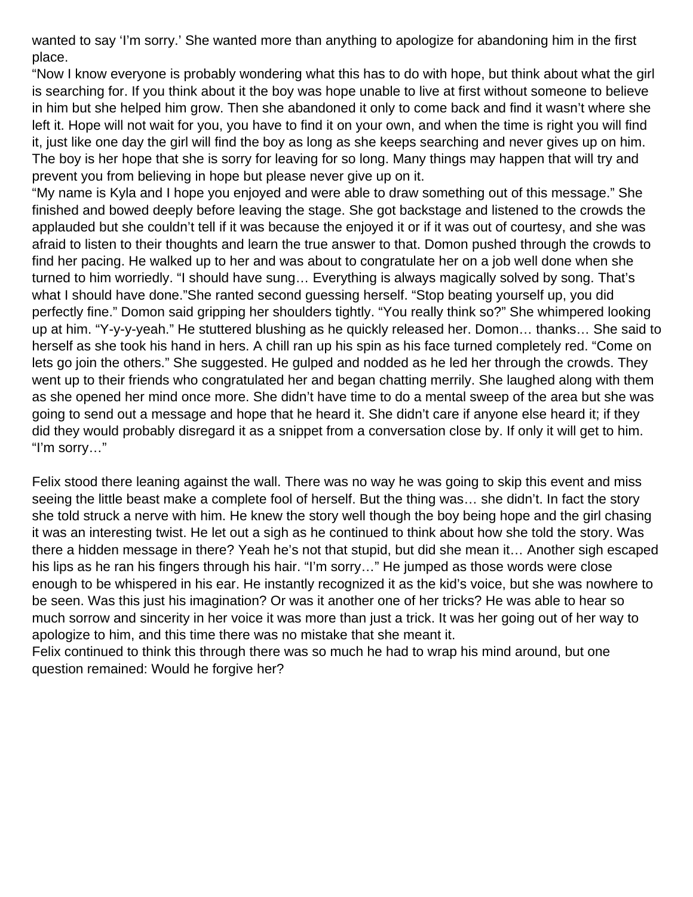wanted to say 'I'm sorry.' She wanted more than anything to apologize for abandoning him in the first place.

"Now I know everyone is probably wondering what this has to do with hope, but think about what the girl is searching for. If you think about it the boy was hope unable to live at first without someone to believe in him but she helped him grow. Then she abandoned it only to come back and find it wasn't where she left it. Hope will not wait for you, you have to find it on your own, and when the time is right you will find it, just like one day the girl will find the boy as long as she keeps searching and never gives up on him. The boy is her hope that she is sorry for leaving for so long. Many things may happen that will try and prevent you from believing in hope but please never give up on it.

"My name is Kyla and I hope you enjoyed and were able to draw something out of this message." She finished and bowed deeply before leaving the stage. She got backstage and listened to the crowds the applauded but she couldn't tell if it was because the enjoyed it or if it was out of courtesy, and she was afraid to listen to their thoughts and learn the true answer to that. Domon pushed through the crowds to find her pacing. He walked up to her and was about to congratulate her on a job well done when she turned to him worriedly. "I should have sung… Everything is always magically solved by song. That's what I should have done."She ranted second guessing herself. "Stop beating yourself up, you did perfectly fine." Domon said gripping her shoulders tightly. "You really think so?" She whimpered looking up at him. "Y-y-y-yeah." He stuttered blushing as he quickly released her. Domon… thanks… She said to herself as she took his hand in hers. A chill ran up his spin as his face turned completely red. "Come on lets go join the others." She suggested. He gulped and nodded as he led her through the crowds. They went up to their friends who congratulated her and began chatting merrily. She laughed along with them as she opened her mind once more. She didn't have time to do a mental sweep of the area but she was going to send out a message and hope that he heard it. She didn't care if anyone else heard it; if they did they would probably disregard it as a snippet from a conversation close by. If only it will get to him. "I'm sorry…"

Felix stood there leaning against the wall. There was no way he was going to skip this event and miss seeing the little beast make a complete fool of herself. But the thing was… she didn't. In fact the story she told struck a nerve with him. He knew the story well though the boy being hope and the girl chasing it was an interesting twist. He let out a sigh as he continued to think about how she told the story. Was there a hidden message in there? Yeah he's not that stupid, but did she mean it… Another sigh escaped his lips as he ran his fingers through his hair. "I'm sorry…" He jumped as those words were close enough to be whispered in his ear. He instantly recognized it as the kid's voice, but she was nowhere to be seen. Was this just his imagination? Or was it another one of her tricks? He was able to hear so much sorrow and sincerity in her voice it was more than just a trick. It was her going out of her way to apologize to him, and this time there was no mistake that she meant it.

Felix continued to think this through there was so much he had to wrap his mind around, but one question remained: Would he forgive her?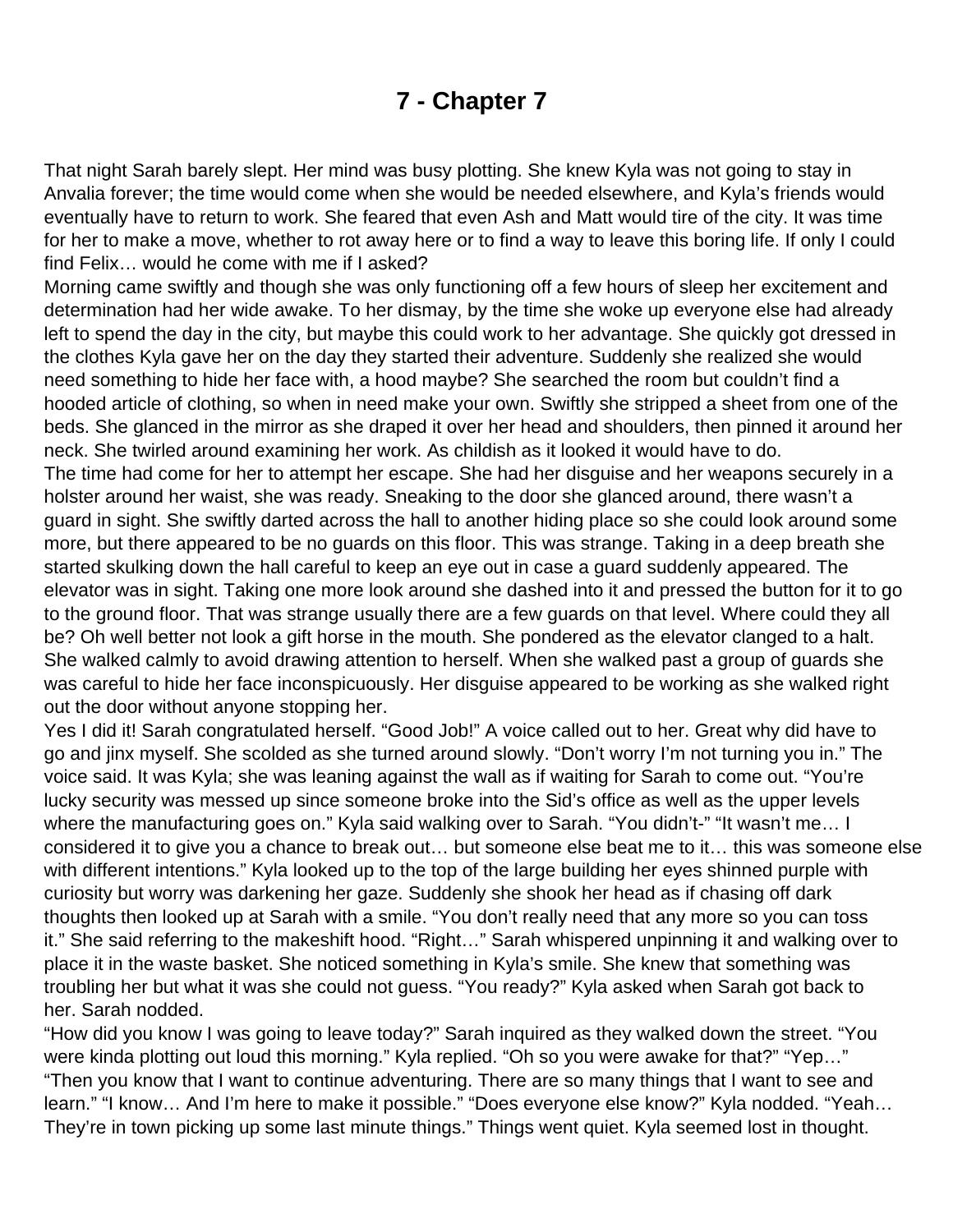# 7 - Chapter 7

That night Sarah barely slept. Her mind was busy plotting. She knew Kyla was not going to stay in Anvalia forever; the time would come when she would be needed elsewhere, and Kyla's friends would eventually have to return to work. She feared that even Ash and Matt would tire of the city. It was time for her to make a move, whether to rot away here or to find a way to leave this boring life. If only I could find Felix… would he come with me if I asked?

Morning came swiftly and though she was only functioning off a few hours of sleep her excitement and determination had her wide awake. To her dismay, by the time she woke up everyone else had already left to spend the day in the city, but maybe this could work to her advantage. She quickly got dressed in the clothes Kyla gave her on the day they started their adventure. Suddenly she realized she would need something to hide her face with, a hood maybe? She searched the room but couldn't find a hooded article of clothing, so when in need make your own. Swiftly she stripped a sheet from one of the beds. She glanced in the mirror as she draped it over her head and shoulders, then pinned it around her neck. She twirled around examining her work. As childish as it looked it would have to do.

The time had come for her to attempt her escape. She had her disguise and her weapons securely in a holster around her waist, she was ready. Sneaking to the door she glanced around, there wasn't a guard in sight. She swiftly darted across the hall to another hiding place so she could look around some more, but there appeared to be no guards on this floor. This was strange. Taking in a deep breath she started skulking down the hall careful to keep an eye out in case a guard suddenly appeared. The elevator was in sight. Taking one more look around she dashed into it and pressed the button for it to go to the ground floor. That was strange usually there are a few guards on that level. Where could they all be? Oh well better not look a gift horse in the mouth. She pondered as the elevator clanged to a halt. She walked calmly to avoid drawing attention to herself. When she walked past a group of guards she was careful to hide her face inconspicuously. Her disguise appeared to be working as she walked right out the door without anyone stopping her.

Yes I did it! Sarah congratulated herself. "Good Job!" A voice called out to her. Great why did have to go and jinx myself. She scolded as she turned around slowly. "Don't worry I'm not turning you in." The voice said. It was Kyla; she was leaning against the wall as if waiting for Sarah to come out. "You're lucky security was messed up since someone broke into the Sid's office as well as the upper levels where the manufacturing goes on." Kyla said walking over to Sarah. "You didn't-" "It wasn't me… I considered it to give you a chance to break out… but someone else beat me to it… this was someone else with different intentions." Kyla looked up to the top of the large building her eyes shinned purple with curiosity but worry was darkening her gaze. Suddenly she shook her head as if chasing off dark thoughts then looked up at Sarah with a smile. "You don't really need that any more so you can toss it." She said referring to the makeshift hood. "Right…" Sarah whispered unpinning it and walking over to place it in the waste basket. She noticed something in Kyla's smile. She knew that something was troubling her but what it was she could not guess. "You ready?" Kyla asked when Sarah got back to her. Sarah nodded.

"How did you know I was going to leave today?" Sarah inquired as they walked down the street. "You were kinda plotting out loud this morning." Kyla replied. "Oh so you were awake for that?" "Yep…" "Then you know that I want to continue adventuring. There are so many things that I want to see and learn." "I know… And I'm here to make it possible." "Does everyone else know?" Kyla nodded. "Yeah… They're in town picking up some last minute things." Things went quiet. Kyla seemed lost in thought.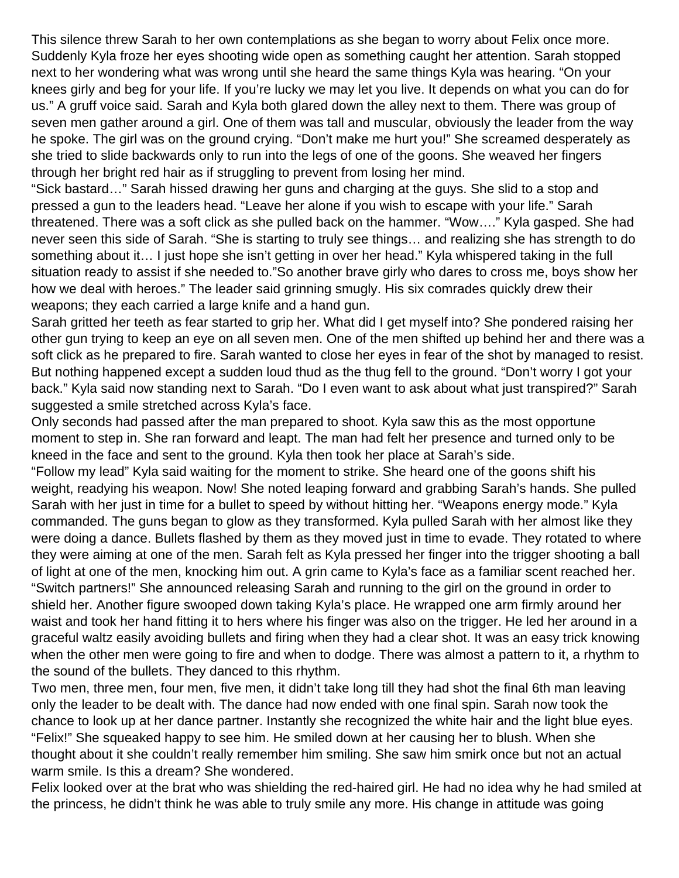This silence threw Sarah to her own contemplations as she began to worry about Felix once more. Suddenly Kyla froze her eyes shooting wide open as something caught her attention. Sarah stopped next to her wondering what was wrong until she heard the same things Kyla was hearing. "On your knees girly and beg for your life. If you're lucky we may let you live. It depends on what you can do for us." A gruff voice said. Sarah and Kyla both glared down the alley next to them. There was group of seven men gather around a girl. One of them was tall and muscular, obviously the leader from the way he spoke. The girl was on the ground crying. "Don't make me hurt you!" She screamed desperately as she tried to slide backwards only to run into the legs of one of the goons. She weaved her fingers through her bright red hair as if struggling to prevent from losing her mind.

"Sick bastard…" Sarah hissed drawing her guns and charging at the guys. She slid to a stop and pressed a gun to the leaders head. "Leave her alone if you wish to escape with your life." Sarah threatened. There was a soft click as she pulled back on the hammer. "Wow…." Kyla gasped. She had never seen this side of Sarah. "She is starting to truly see things… and realizing she has strength to do something about it… I just hope she isn't getting in over her head." Kyla whispered taking in the full situation ready to assist if she needed to."So another brave girly who dares to cross me, boys show her how we deal with heroes." The leader said grinning smugly. His six comrades quickly drew their weapons; they each carried a large knife and a hand gun.

Sarah gritted her teeth as fear started to grip her. What did I get myself into? She pondered raising her other gun trying to keep an eye on all seven men. One of the men shifted up behind her and there was a soft click as he prepared to fire. Sarah wanted to close her eyes in fear of the shot by managed to resist. But nothing happened except a sudden loud thud as the thug fell to the ground. "Don't worry I got your back." Kyla said now standing next to Sarah. "Do I even want to ask about what just transpired?" Sarah suggested a smile stretched across Kyla's face.

Only seconds had passed after the man prepared to shoot. Kyla saw this as the most opportune moment to step in. She ran forward and leapt. The man had felt her presence and turned only to be kneed in the face and sent to the ground. Kyla then took her place at Sarah's side.

"Follow my lead" Kyla said waiting for the moment to strike. She heard one of the goons shift his weight, readying his weapon. Now! She noted leaping forward and grabbing Sarah's hands. She pulled Sarah with her just in time for a bullet to speed by without hitting her. "Weapons energy mode." Kyla commanded. The guns began to glow as they transformed. Kyla pulled Sarah with her almost like they were doing a dance. Bullets flashed by them as they moved just in time to evade. They rotated to where they were aiming at one of the men. Sarah felt as Kyla pressed her finger into the trigger shooting a ball of light at one of the men, knocking him out. A grin came to Kyla's face as a familiar scent reached her. "Switch partners!" She announced releasing Sarah and running to the girl on the ground in order to shield her. Another figure swooped down taking Kyla's place. He wrapped one arm firmly around her waist and took her hand fitting it to hers where his finger was also on the trigger. He led her around in a graceful waltz easily avoiding bullets and firing when they had a clear shot. It was an easy trick knowing when the other men were going to fire and when to dodge. There was almost a pattern to it, a rhythm to the sound of the bullets. They danced to this rhythm.

Two men, three men, four men, five men, it didn't take long till they had shot the final 6th man leaving only the leader to be dealt with. The dance had now ended with one final spin. Sarah now took the chance to look up at her dance partner. Instantly she recognized the white hair and the light blue eyes. "Felix!" She squeaked happy to see him. He smiled down at her causing her to blush. When she thought about it she couldn't really remember him smiling. She saw him smirk once but not an actual warm smile. Is this a dream? She wondered.

Felix looked over at the brat who was shielding the red-haired girl. He had no idea why he had smiled at the princess, he didn't think he was able to truly smile any more. His change in attitude was going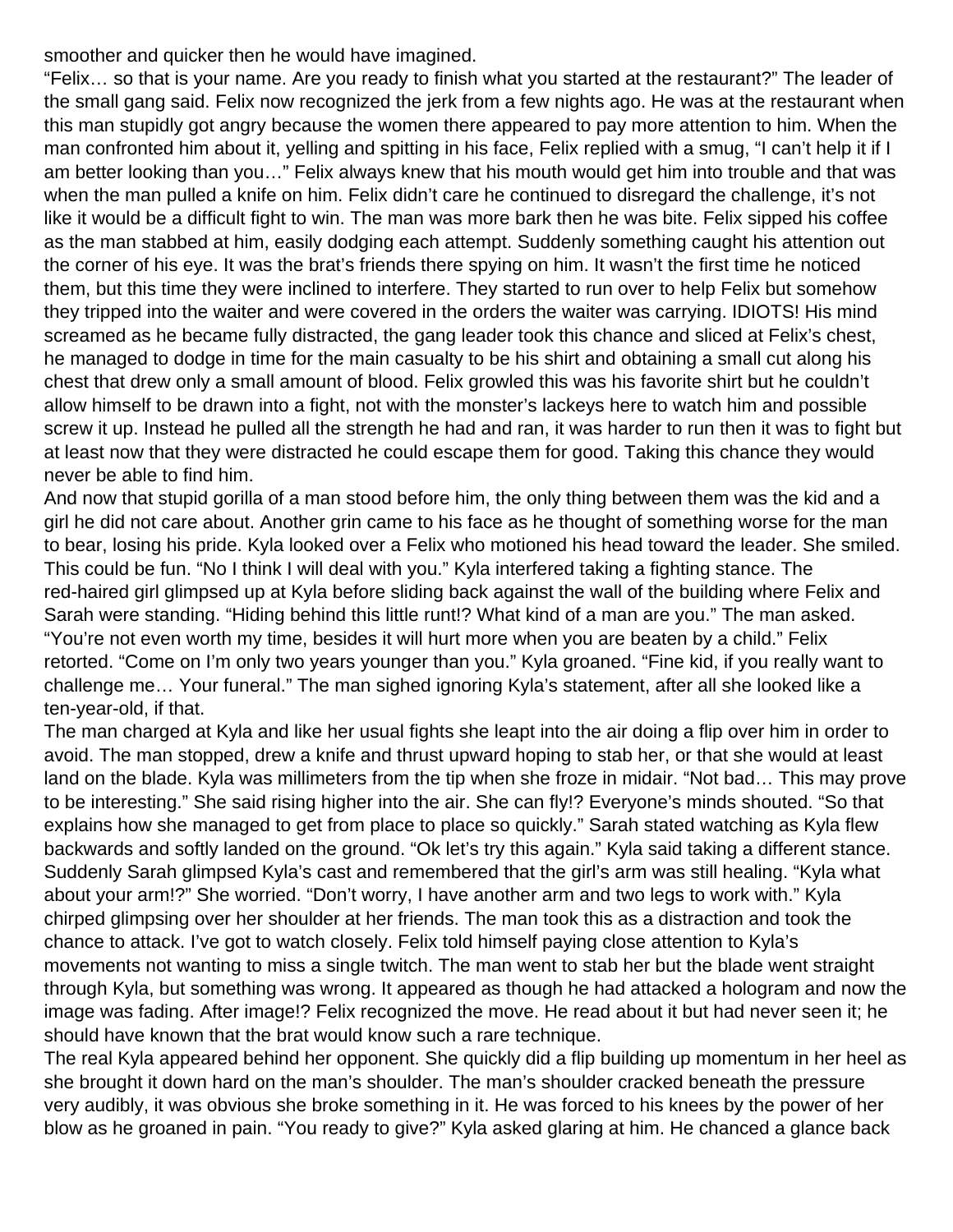smoother and quicker then he would have imagined.

"Felix… so that is your name. Are you ready to finish what you started at the restaurant?" The leader of the small gang said. Felix now recognized the jerk from a few nights ago. He was at the restaurant when this man stupidly got angry because the women there appeared to pay more attention to him. When the man confronted him about it, yelling and spitting in his face, Felix replied with a smug, "I can't help it if I am better looking than you…" Felix always knew that his mouth would get him into trouble and that was when the man pulled a knife on him. Felix didn't care he continued to disregard the challenge, it's not like it would be a difficult fight to win. The man was more bark then he was bite. Felix sipped his coffee as the man stabbed at him, easily dodging each attempt. Suddenly something caught his attention out the corner of his eye. It was the brat's friends there spying on him. It wasn't the first time he noticed them, but this time they were inclined to interfere. They started to run over to help Felix but somehow they tripped into the waiter and were covered in the orders the waiter was carrying. IDIOTS! His mind screamed as he became fully distracted, the gang leader took this chance and sliced at Felix's chest, he managed to dodge in time for the main casualty to be his shirt and obtaining a small cut along his chest that drew only a small amount of blood. Felix growled this was his favorite shirt but he couldn't allow himself to be drawn into a fight, not with the monster's lackeys here to watch him and possible screw it up. Instead he pulled all the strength he had and ran, it was harder to run then it was to fight but at least now that they were distracted he could escape them for good. Taking this chance they would never be able to find him.

And now that stupid gorilla of a man stood before him, the only thing between them was the kid and a girl he did not care about. Another grin came to his face as he thought of something worse for the man to bear, losing his pride. Kyla looked over a Felix who motioned his head toward the leader. She smiled. This could be fun. "No I think I will deal with you." Kyla interfered taking a fighting stance. The red-haired girl glimpsed up at Kyla before sliding back against the wall of the building where Felix and Sarah were standing. "Hiding behind this little runt!? What kind of a man are you." The man asked. "You're not even worth my time, besides it will hurt more when you are beaten by a child." Felix retorted. "Come on I'm only two years younger than you." Kyla groaned. "Fine kid, if you really want to challenge me… Your funeral." The man sighed ignoring Kyla's statement, after all she looked like a ten-year-old, if that.

The man charged at Kyla and like her usual fights she leapt into the air doing a flip over him in order to avoid. The man stopped, drew a knife and thrust upward hoping to stab her, or that she would at least land on the blade. Kyla was millimeters from the tip when she froze in midair. "Not bad… This may prove to be interesting." She said rising higher into the air. She can fly!? Everyone's minds shouted. "So that explains how she managed to get from place to place so quickly." Sarah stated watching as Kyla flew backwards and softly landed on the ground. "Ok let's try this again." Kyla said taking a different stance. Suddenly Sarah glimpsed Kyla's cast and remembered that the girl's arm was still healing. "Kyla what about your arm!?" She worried. "Don't worry, I have another arm and two legs to work with." Kyla chirped glimpsing over her shoulder at her friends. The man took this as a distraction and took the chance to attack. I've got to watch closely. Felix told himself paying close attention to Kyla's movements not wanting to miss a single twitch. The man went to stab her but the blade went straight through Kyla, but something was wrong. It appeared as though he had attacked a hologram and now the image was fading. After image!? Felix recognized the move. He read about it but had never seen it; he should have known that the brat would know such a rare technique.

The real Kyla appeared behind her opponent. She quickly did a flip building up momentum in her heel as she brought it down hard on the man's shoulder. The man's shoulder cracked beneath the pressure very audibly, it was obvious she broke something in it. He was forced to his knees by the power of her blow as he groaned in pain. "You ready to give?" Kyla asked glaring at him. He chanced a glance back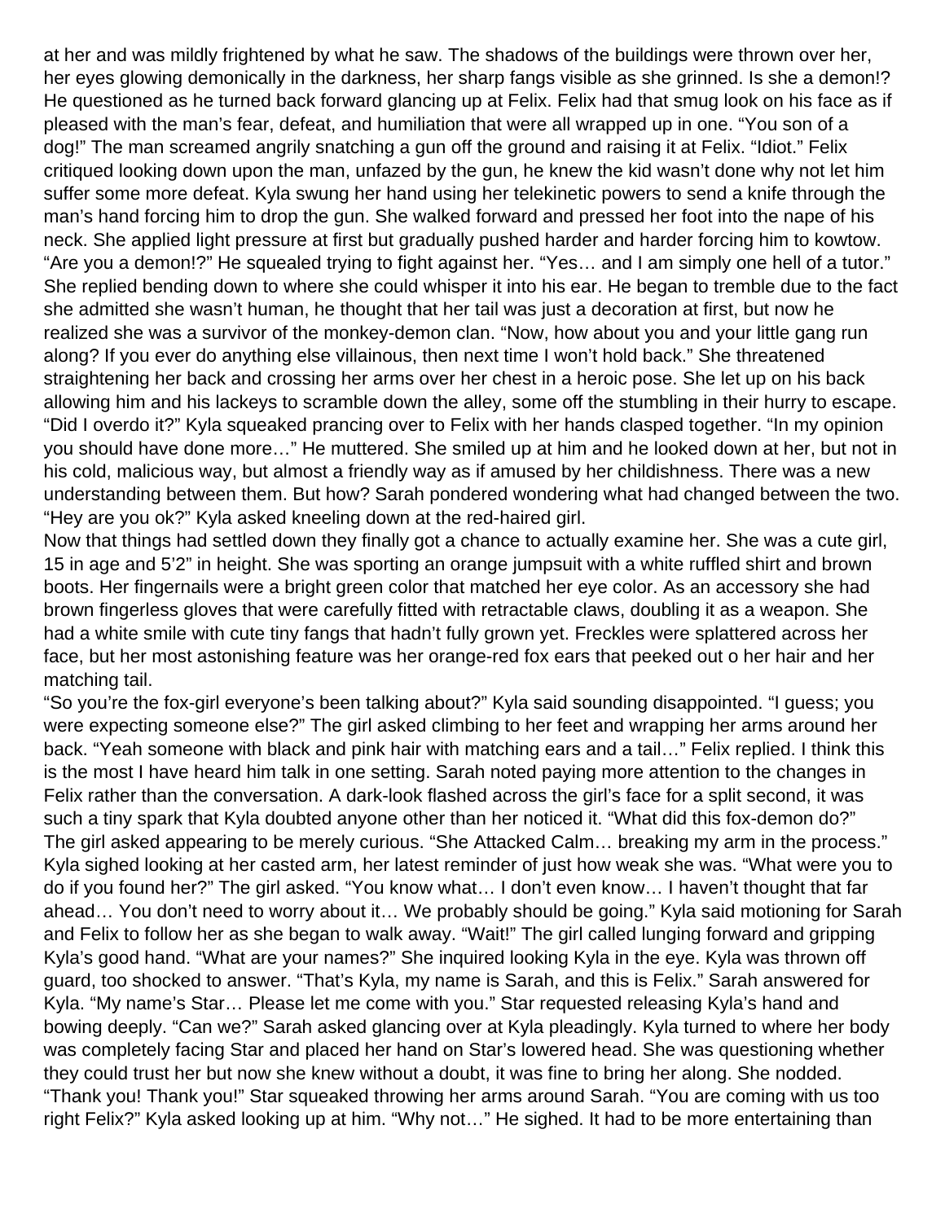at her and was mildly frightened by what he saw. The shadows of the buildings were thrown over her, her eyes glowing demonically in the darkness, her sharp fangs visible as she grinned. Is she a demon!? He questioned as he turned back forward glancing up at Felix. Felix had that smug look on his face as if pleased with the man's fear, defeat, and humiliation that were all wrapped up in one. "You son of a dog!" The man screamed angrily snatching a gun off the ground and raising it at Felix. "Idiot." Felix critiqued looking down upon the man, unfazed by the gun, he knew the kid wasn't done why not let him suffer some more defeat. Kyla swung her hand using her telekinetic powers to send a knife through the man's hand forcing him to drop the gun. She walked forward and pressed her foot into the nape of his neck. She applied light pressure at first but gradually pushed harder and harder forcing him to kowtow. "Are you a demon!?" He squealed trying to fight against her. "Yes… and I am simply one hell of a tutor." She replied bending down to where she could whisper it into his ear. He began to tremble due to the fact she admitted she wasn't human, he thought that her tail was just a decoration at first, but now he realized she was a survivor of the monkey-demon clan. "Now, how about you and your little gang run along? If you ever do anything else villainous, then next time I won't hold back." She threatened straightening her back and crossing her arms over her chest in a heroic pose. She let up on his back allowing him and his lackeys to scramble down the alley, some off the stumbling in their hurry to escape. "Did I overdo it?" Kyla squeaked prancing over to Felix with her hands clasped together. "In my opinion you should have done more…" He muttered. She smiled up at him and he looked down at her, but not in his cold, malicious way, but almost a friendly way as if amused by her childishness. There was a new understanding between them. But how? Sarah pondered wondering what had changed between the two. "Hey are you ok?" Kyla asked kneeling down at the red-haired girl.

Now that things had settled down they finally got a chance to actually examine her. She was a cute girl, 15 in age and 5'2" in height. She was sporting an orange jumpsuit with a white ruffled shirt and brown boots. Her fingernails were a bright green color that matched her eye color. As an accessory she had brown fingerless gloves that were carefully fitted with retractable claws, doubling it as a weapon. She had a white smile with cute tiny fangs that hadn't fully grown yet. Freckles were splattered across her face, but her most astonishing feature was her orange-red fox ears that peeked out o her hair and her matching tail.

"So you're the fox-girl everyone's been talking about?" Kyla said sounding disappointed. "I guess; you were expecting someone else?" The girl asked climbing to her feet and wrapping her arms around her back. "Yeah someone with black and pink hair with matching ears and a tail…" Felix replied. I think this is the most I have heard him talk in one setting. Sarah noted paying more attention to the changes in Felix rather than the conversation. A dark-look flashed across the girl's face for a split second, it was such a tiny spark that Kyla doubted anyone other than her noticed it. "What did this fox-demon do?" The girl asked appearing to be merely curious. "She Attacked Calm… breaking my arm in the process." Kyla sighed looking at her casted arm, her latest reminder of just how weak she was. "What were you to do if you found her?" The girl asked. "You know what… I don't even know… I haven't thought that far ahead… You don't need to worry about it… We probably should be going." Kyla said motioning for Sarah and Felix to follow her as she began to walk away. "Wait!" The girl called lunging forward and gripping Kyla's good hand. "What are your names?" She inquired looking Kyla in the eye. Kyla was thrown off guard, too shocked to answer. "That's Kyla, my name is Sarah, and this is Felix." Sarah answered for Kyla. "My name's Star… Please let me come with you." Star requested releasing Kyla's hand and bowing deeply. "Can we?" Sarah asked glancing over at Kyla pleadingly. Kyla turned to where her body was completely facing Star and placed her hand on Star's lowered head. She was questioning whether they could trust her but now she knew without a doubt, it was fine to bring her along. She nodded. "Thank you! Thank you!" Star squeaked throwing her arms around Sarah. "You are coming with us too right Felix?" Kyla asked looking up at him. "Why not…" He sighed. It had to be more entertaining than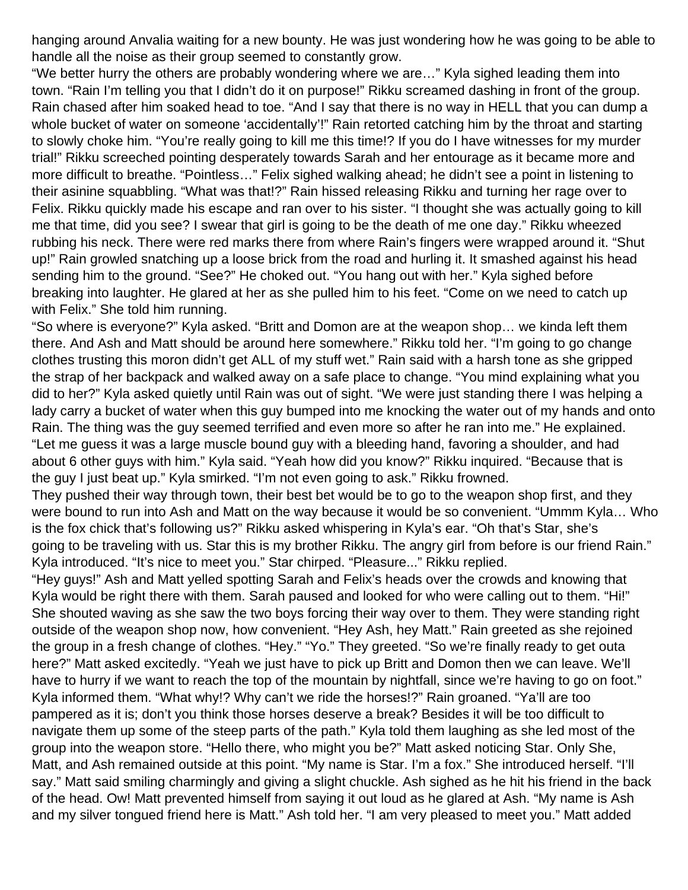hanging around Anvalia waiting for a new bounty. He was just wondering how he was going to be able to handle all the noise as their group seemed to constantly grow.

"We better hurry the others are probably wondering where we are…" Kyla sighed leading them into town. "Rain I'm telling you that I didn't do it on purpose!" Rikku screamed dashing in front of the group. Rain chased after him soaked head to toe. "And I say that there is no way in HELL that you can dump a whole bucket of water on someone 'accidentally'!" Rain retorted catching him by the throat and starting to slowly choke him. "You're really going to kill me this time!? If you do I have witnesses for my murder trial!" Rikku screeched pointing desperately towards Sarah and her entourage as it became more and more difficult to breathe. "Pointless…" Felix sighed walking ahead; he didn't see a point in listening to their asinine squabbling. "What was that!?" Rain hissed releasing Rikku and turning her rage over to Felix. Rikku quickly made his escape and ran over to his sister. "I thought she was actually going to kill me that time, did you see? I swear that girl is going to be the death of me one day." Rikku wheezed rubbing his neck. There were red marks there from where Rain's fingers were wrapped around it. "Shut up!" Rain growled snatching up a loose brick from the road and hurling it. It smashed against his head sending him to the ground. "See?" He choked out. "You hang out with her." Kyla sighed before breaking into laughter. He glared at her as she pulled him to his feet. "Come on we need to catch up with Felix." She told him running.

"So where is everyone?" Kyla asked. "Britt and Domon are at the weapon shop… we kinda left them there. And Ash and Matt should be around here somewhere." Rikku told her. "I'm going to go change clothes trusting this moron didn't get ALL of my stuff wet." Rain said with a harsh tone as she gripped the strap of her backpack and walked away on a safe place to change. "You mind explaining what you did to her?" Kyla asked quietly until Rain was out of sight. "We were just standing there I was helping a lady carry a bucket of water when this guy bumped into me knocking the water out of my hands and onto Rain. The thing was the guy seemed terrified and even more so after he ran into me." He explained. "Let me guess it was a large muscle bound guy with a bleeding hand, favoring a shoulder, and had about 6 other guys with him." Kyla said. "Yeah how did you know?" Rikku inquired. "Because that is the guy I just beat up." Kyla smirked. "I'm not even going to ask." Rikku frowned.

They pushed their way through town, their best bet would be to go to the weapon shop first, and they were bound to run into Ash and Matt on the way because it would be so convenient. "Ummm Kyla… Who is the fox chick that's following us?" Rikku asked whispering in Kyla's ear. "Oh that's Star, she's going to be traveling with us. Star this is my brother Rikku. The angry girl from before is our friend Rain." Kyla introduced. "It's nice to meet you." Star chirped. "Pleasure..." Rikku replied.

"Hey guys!" Ash and Matt yelled spotting Sarah and Felix's heads over the crowds and knowing that Kyla would be right there with them. Sarah paused and looked for who were calling out to them. "Hi!" She shouted waving as she saw the two boys forcing their way over to them. They were standing right outside of the weapon shop now, how convenient. "Hey Ash, hey Matt." Rain greeted as she rejoined the group in a fresh change of clothes. "Hey." "Yo." They greeted. "So we're finally ready to get outa here?" Matt asked excitedly. "Yeah we just have to pick up Britt and Domon then we can leave. We'll have to hurry if we want to reach the top of the mountain by nightfall, since we're having to go on foot." Kyla informed them. "What why!? Why can't we ride the horses!?" Rain groaned. "Ya'll are too pampered as it is; don't you think those horses deserve a break? Besides it will be too difficult to navigate them up some of the steep parts of the path." Kyla told them laughing as she led most of the group into the weapon store. "Hello there, who might you be?" Matt asked noticing Star. Only She, Matt, and Ash remained outside at this point. "My name is Star. I'm a fox." She introduced herself. "I'll say." Matt said smiling charmingly and giving a slight chuckle. Ash sighed as he hit his friend in the back of the head. Ow! Matt prevented himself from saying it out loud as he glared at Ash. "My name is Ash and my silver tongued friend here is Matt." Ash told her. "I am very pleased to meet you." Matt added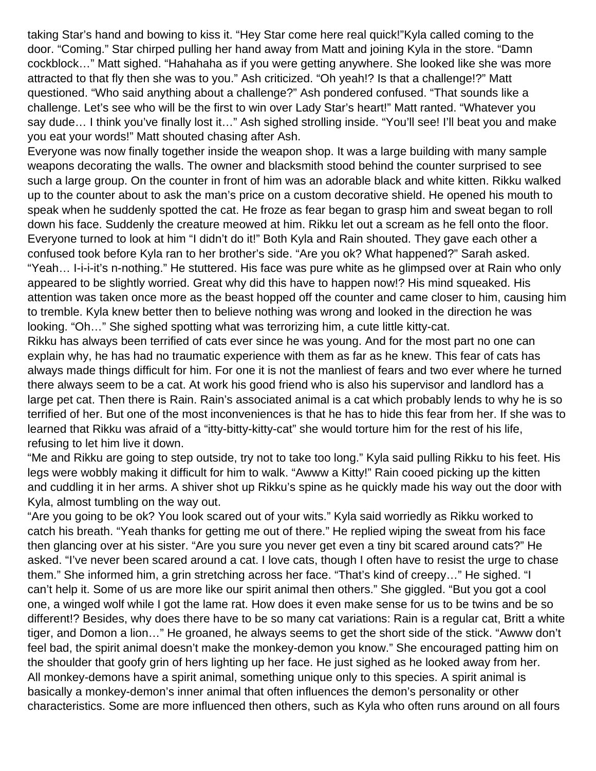taking Star's hand and bowing to kiss it. "Hey Star come here real quick!"Kyla called coming to the door. "Coming." Star chirped pulling her hand away from Matt and joining Kyla in the store. "Damn cockblock…" Matt sighed. "Hahahaha as if you were getting anywhere. She looked like she was more attracted to that fly then she was to you." Ash criticized. "Oh yeah!? Is that a challenge!?" Matt questioned. "Who said anything about a challenge?" Ash pondered confused. "That sounds like a challenge. Let's see who will be the first to win over Lady Star's heart!" Matt ranted. "Whatever you say dude… I think you've finally lost it…" Ash sighed strolling inside. "You'll see! I'll beat you and make you eat your words!" Matt shouted chasing after Ash.

Everyone was now finally together inside the weapon shop. It was a large building with many sample weapons decorating the walls. The owner and blacksmith stood behind the counter surprised to see such a large group. On the counter in front of him was an adorable black and white kitten. Rikku walked up to the counter about to ask the man's price on a custom decorative shield. He opened his mouth to speak when he suddenly spotted the cat. He froze as fear began to grasp him and sweat began to roll down his face. Suddenly the creature meowed at him. Rikku let out a scream as he fell onto the floor. Everyone turned to look at him "I didn't do it!" Both Kyla and Rain shouted. They gave each other a confused took before Kyla ran to her brother's side. "Are you ok? What happened?" Sarah asked. "Yeah… I-i-i-it's n-nothing." He stuttered. His face was pure white as he glimpsed over at Rain who only appeared to be slightly worried. Great why did this have to happen now!? His mind squeaked. His attention was taken once more as the beast hopped off the counter and came closer to him, causing him to tremble. Kyla knew better then to believe nothing was wrong and looked in the direction he was looking. "Oh…" She sighed spotting what was terrorizing him, a cute little kitty-cat.

Rikku has always been terrified of cats ever since he was young. And for the most part no one can explain why, he has had no traumatic experience with them as far as he knew. This fear of cats has always made things difficult for him. For one it is not the manliest of fears and two ever where he turned there always seem to be a cat. At work his good friend who is also his supervisor and landlord has a large pet cat. Then there is Rain. Rain's associated animal is a cat which probably lends to why he is so terrified of her. But one of the most inconveniences is that he has to hide this fear from her. If she was to learned that Rikku was afraid of a "itty-bitty-kitty-cat" she would torture him for the rest of his life, refusing to let him live it down.

"Me and Rikku are going to step outside, try not to take too long." Kyla said pulling Rikku to his feet. His legs were wobbly making it difficult for him to walk. "Awww a Kitty!" Rain cooed picking up the kitten and cuddling it in her arms. A shiver shot up Rikku's spine as he quickly made his way out the door with Kyla, almost tumbling on the way out.

"Are you going to be ok? You look scared out of your wits." Kyla said worriedly as Rikku worked to catch his breath. "Yeah thanks for getting me out of there." He replied wiping the sweat from his face then glancing over at his sister. "Are you sure you never get even a tiny bit scared around cats?" He asked. "I've never been scared around a cat. I love cats, though I often have to resist the urge to chase them." She informed him, a grin stretching across her face. "That's kind of creepy…" He sighed. "I can't help it. Some of us are more like our spirit animal then others." She giggled. "But you got a cool one, a winged wolf while I got the lame rat. How does it even make sense for us to be twins and be so different!? Besides, why does there have to be so many cat variations: Rain is a regular cat, Britt a white tiger, and Domon a lion…" He groaned, he always seems to get the short side of the stick. "Awww don't feel bad, the spirit animal doesn't make the monkey-demon you know." She encouraged patting him on the shoulder that goofy grin of hers lighting up her face. He just sighed as he looked away from her.

All monkey-demons have a spirit animal, something unique only to this species. A spirit animal is basically a monkey-demon's inner animal that often influences the demon's personality or other characteristics. Some are more influenced then others, such as Kyla who often runs around on all fours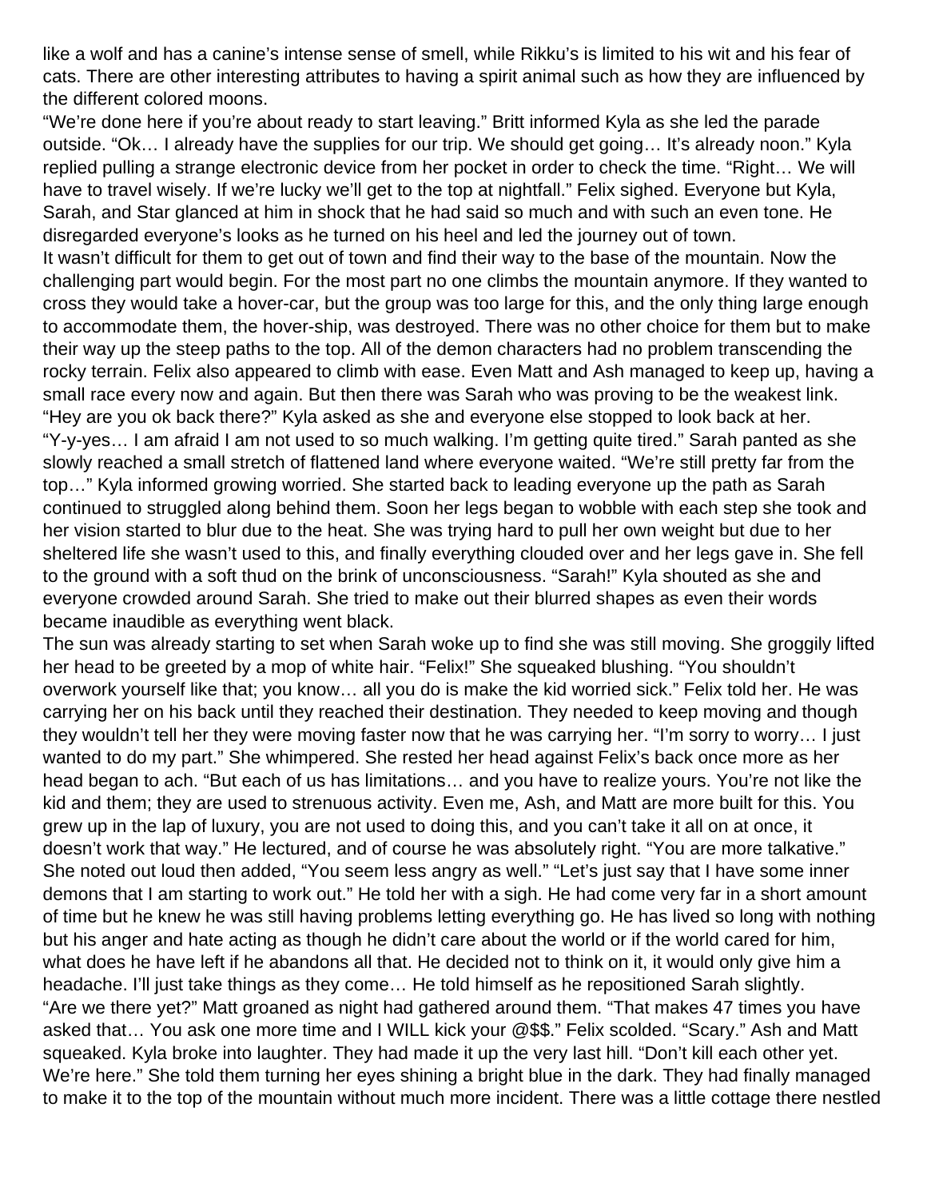like a wolf and has a canine's intense sense of smell, while Rikku's is limited to his wit and his fear of cats. There are other interesting attributes to having a spirit animal such as how they are influenced by the different colored moons.

"We're done here if you're about ready to start leaving." Britt informed Kyla as she led the parade outside. "Ok… I already have the supplies for our trip. We should get going… It's already noon." Kyla replied pulling a strange electronic device from her pocket in order to check the time. "Right… We will have to travel wisely. If we're lucky we'll get to the top at nightfall." Felix sighed. Everyone but Kyla, Sarah, and Star glanced at him in shock that he had said so much and with such an even tone. He disregarded everyone's looks as he turned on his heel and led the journey out of town.

It wasn't difficult for them to get out of town and find their way to the base of the mountain. Now the challenging part would begin. For the most part no one climbs the mountain anymore. If they wanted to cross they would take a hover-car, but the group was too large for this, and the only thing large enough to accommodate them, the hover-ship, was destroyed. There was no other choice for them but to make their way up the steep paths to the top. All of the demon characters had no problem transcending the rocky terrain. Felix also appeared to climb with ease. Even Matt and Ash managed to keep up, having a small race every now and again. But then there was Sarah who was proving to be the weakest link. "Hey are you ok back there?" Kyla asked as she and everyone else stopped to look back at her. "Y-y-yes… I am afraid I am not used to so much walking. I'm getting quite tired." Sarah panted as she slowly reached a small stretch of flattened land where everyone waited. "We're still pretty far from the top…" Kyla informed growing worried. She started back to leading everyone up the path as Sarah continued to struggled along behind them. Soon her legs began to wobble with each step she took and her vision started to blur due to the heat. She was trying hard to pull her own weight but due to her sheltered life she wasn't used to this, and finally everything clouded over and her legs gave in. She fell to the ground with a soft thud on the brink of unconsciousness. "Sarah!" Kyla shouted as she and everyone crowded around Sarah. She tried to make out their blurred shapes as even their words became inaudible as everything went black.

The sun was already starting to set when Sarah woke up to find she was still moving. She groggily lifted her head to be greeted by a mop of white hair. "Felix!" She squeaked blushing. "You shouldn't overwork yourself like that; you know… all you do is make the kid worried sick." Felix told her. He was carrying her on his back until they reached their destination. They needed to keep moving and though they wouldn't tell her they were moving faster now that he was carrying her. "I'm sorry to worry… I just wanted to do my part." She whimpered. She rested her head against Felix's back once more as her head began to ach. "But each of us has limitations… and you have to realize yours. You're not like the kid and them; they are used to strenuous activity. Even me, Ash, and Matt are more built for this. You grew up in the lap of luxury, you are not used to doing this, and you can't take it all on at once, it doesn't work that way." He lectured, and of course he was absolutely right. "You are more talkative." She noted out loud then added, "You seem less angry as well." "Let's just say that I have some inner demons that I am starting to work out." He told her with a sigh. He had come very far in a short amount of time but he knew he was still having problems letting everything go. He has lived so long with nothing but his anger and hate acting as though he didn't care about the world or if the world cared for him, what does he have left if he abandons all that. He decided not to think on it, it would only give him a headache. I'll just take things as they come… He told himself as he repositioned Sarah slightly.

"Are we there yet?" Matt groaned as night had gathered around them. "That makes 47 times you have asked that… You ask one more time and I WILL kick your @$$." Felix scolded. "Scary." Ash and Matt squeaked. Kyla broke into laughter. They had made it up the very last hill. "Don't kill each other yet. We're here." She told them turning her eyes shining a bright blue in the dark. They had finally managed to make it to the top of the mountain without much more incident. There was a little cottage there nestled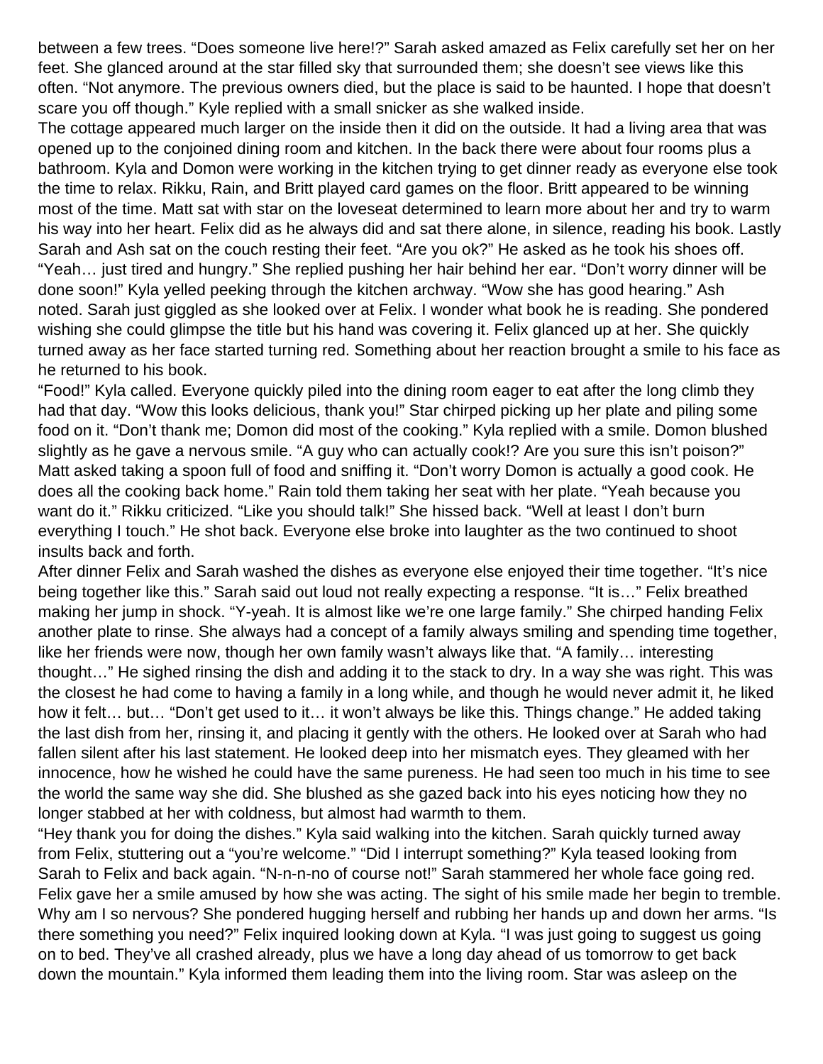between a few trees. “Does someone live here!?” Sarah asked amazed as Felix carefully set her on her feet. She glanced around at the star filled sky that surrounded them; she doesn’t see views like this often. “Not anymore. The previous owners died, but the place is said to be haunted. I hope that doesn’t scare you off though.” Kyle replied with a small snicker as she walked inside.

The cottage appeared much larger on the inside then it did on the outside. It had a living area that was opened up to the conjoined dining room and kitchen. In the back there were about four rooms plus a bathroom. Kyla and Domon were working in the kitchen trying to get dinner ready as everyone else took the time to relax. Rikku, Rain, and Britt played card games on the floor. Britt appeared to be winning most of the time. Matt sat with star on the loveseat determined to learn more about her and try to warm his way into her heart. Felix did as he always did and sat there alone, in silence, reading his book. Lastly Sarah and Ash sat on the couch resting their feet. “Are you ok?” He asked as he took his shoes off. “Yeah… just tired and hungry.” She replied pushing her hair behind her ear. “Don’t worry dinner will be done soon!” Kyla yelled peeking through the kitchen archway. “Wow she has good hearing.” Ash noted. Sarah just giggled as she looked over at Felix. I wonder what book he is reading. She pondered wishing she could glimpse the title but his hand was covering it. Felix glanced up at her. She quickly turned away as her face started turning red. Something about her reaction brought a smile to his face as he returned to his book.

“Food!” Kyla called. Everyone quickly piled into the dining room eager to eat after the long climb they had that day. “Wow this looks delicious, thank you!” Star chirped picking up her plate and piling some food on it. “Don’t thank me; Domon did most of the cooking.” Kyla replied with a smile. Domon blushed slightly as he gave a nervous smile. “A guy who can actually cook!? Are you sure this isn’t poison?” Matt asked taking a spoon full of food and sniffing it. “Don’t worry Domon is actually a good cook. He does all the cooking back home.” Rain told them taking her seat with her plate. “Yeah because you want do it.” Rikku criticized. “Like you should talk!” She hissed back. “Well at least I don’t burn everything I touch.” He shot back. Everyone else broke into laughter as the two continued to shoot insults back and forth.

After dinner Felix and Sarah washed the dishes as everyone else enjoyed their time together. “It’s nice being together like this.” Sarah said out loud not really expecting a response. “It is…” Felix breathed making her jump in shock. “Y-yeah. It is almost like we’re one large family.” She chirped handing Felix another plate to rinse. She always had a concept of a family always smiling and spending time together, like her friends were now, though her own family wasn’t always like that. “A family… interesting thought…” He sighed rinsing the dish and adding it to the stack to dry. In a way she was right. This was the closest he had come to having a family in a long while, and though he would never admit it, he liked how it felt… but… “Don’t get used to it… it won’t always be like this. Things change.” He added taking the last dish from her, rinsing it, and placing it gently with the others. He looked over at Sarah who had fallen silent after his last statement. He looked deep into her mismatch eyes. They gleamed with her innocence, how he wished he could have the same pureness. He had seen too much in his time to see the world the same way she did. She blushed as she gazed back into his eyes noticing how they no longer stabbed at her with coldness, but almost had warmth to them.

“Hey thank you for doing the dishes.” Kyla said walking into the kitchen. Sarah quickly turned away from Felix, stuttering out a “you’re welcome.” “Did I interrupt something?” Kyla teased looking from Sarah to Felix and back again. “N-n-n-no of course not!” Sarah stammered her whole face going red. Felix gave her a smile amused by how she was acting. The sight of his smile made her begin to tremble. Why am I so nervous? She pondered hugging herself and rubbing her hands up and down her arms. “Is there something you need?” Felix inquired looking down at Kyla. “I was just going to suggest us going on to bed. They’ve all crashed already, plus we have a long day ahead of us tomorrow to get back down the mountain.” Kyla informed them leading them into the living room. Star was asleep on the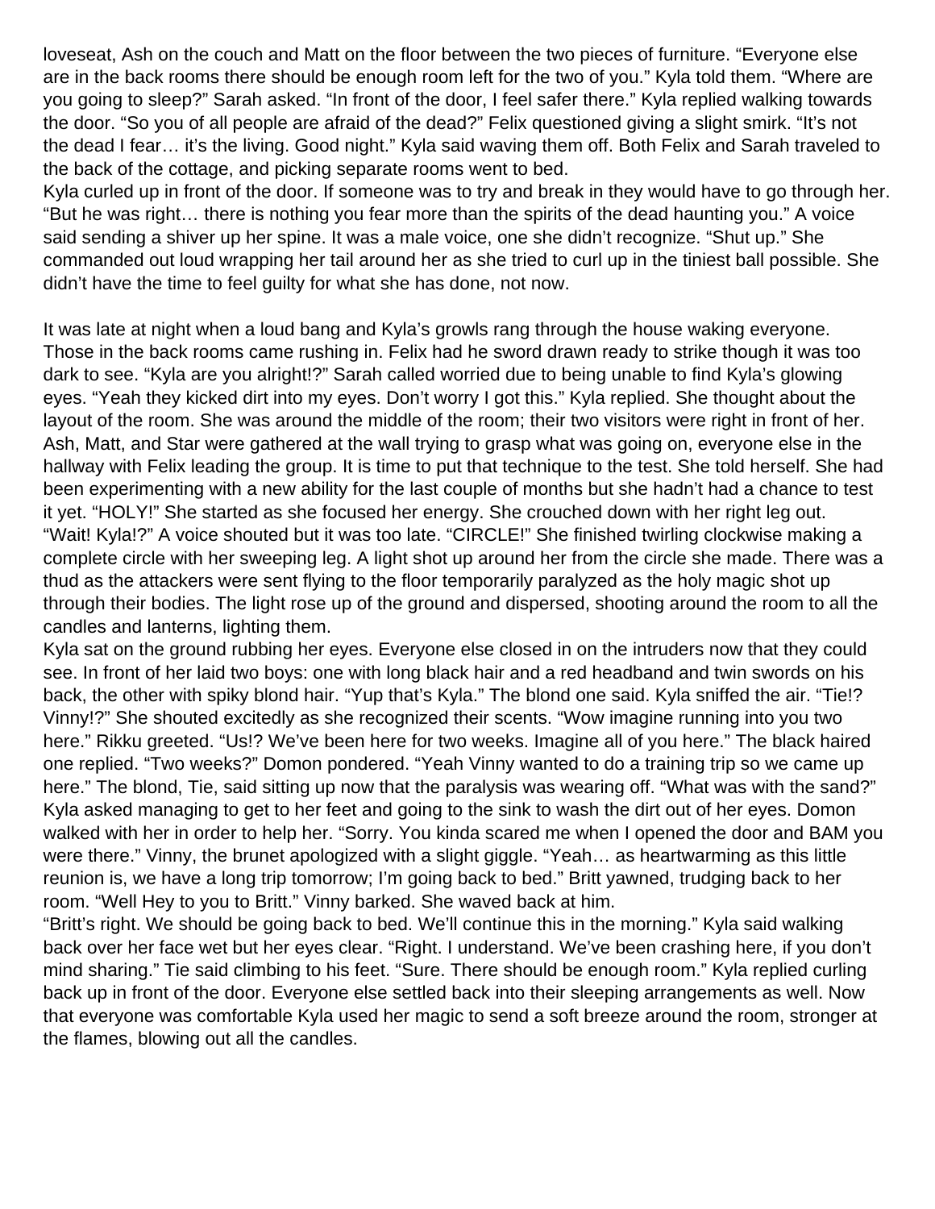loveseat, Ash on the couch and Matt on the floor between the two pieces of furniture. "Everyone else are in the back rooms there should be enough room left for the two of you." Kyla told them. "Where are you going to sleep?" Sarah asked. "In front of the door, I feel safer there." Kyla replied walking towards the door. "So you of all people are afraid of the dead?" Felix questioned giving a slight smirk. "It's not the dead I fear… it's the living. Good night." Kyla said waving them off. Both Felix and Sarah traveled to the back of the cottage, and picking separate rooms went to bed.

Kyla curled up in front of the door. If someone was to try and break in they would have to go through her. "But he was right… there is nothing you fear more than the spirits of the dead haunting you." A voice said sending a shiver up her spine. It was a male voice, one she didn't recognize. "Shut up." She commanded out loud wrapping her tail around her as she tried to curl up in the tiniest ball possible. She didn't have the time to feel guilty for what she has done, not now.

It was late at night when a loud bang and Kyla's growls rang through the house waking everyone. Those in the back rooms came rushing in. Felix had he sword drawn ready to strike though it was too dark to see. "Kyla are you alright!?" Sarah called worried due to being unable to find Kyla's glowing eyes. "Yeah they kicked dirt into my eyes. Don't worry I got this." Kyla replied. She thought about the layout of the room. She was around the middle of the room; their two visitors were right in front of her. Ash, Matt, and Star were gathered at the wall trying to grasp what was going on, everyone else in the hallway with Felix leading the group. It is time to put that technique to the test. She told herself. She had been experimenting with a new ability for the last couple of months but she hadn't had a chance to test it yet. "HOLY!" She started as she focused her energy. She crouched down with her right leg out. "Wait! Kyla!?" A voice shouted but it was too late. "CIRCLE!" She finished twirling clockwise making a complete circle with her sweeping leg. A light shot up around her from the circle she made. There was a thud as the attackers were sent flying to the floor temporarily paralyzed as the holy magic shot up through their bodies. The light rose up of the ground and dispersed, shooting around the room to all the candles and lanterns, lighting them.

Kyla sat on the ground rubbing her eyes. Everyone else closed in on the intruders now that they could see. In front of her laid two boys: one with long black hair and a red headband and twin swords on his back, the other with spiky blond hair. "Yup that's Kyla." The blond one said. Kyla sniffed the air. "Tie!? Vinny!?" She shouted excitedly as she recognized their scents. "Wow imagine running into you two here." Rikku greeted. "Us!? We've been here for two weeks. Imagine all of you here." The black haired one replied. "Two weeks?" Domon pondered. "Yeah Vinny wanted to do a training trip so we came up here." The blond, Tie, said sitting up now that the paralysis was wearing off. "What was with the sand?" Kyla asked managing to get to her feet and going to the sink to wash the dirt out of her eyes. Domon walked with her in order to help her. "Sorry. You kinda scared me when I opened the door and BAM you were there." Vinny, the brunet apologized with a slight giggle. "Yeah… as heartwarming as this little reunion is, we have a long trip tomorrow; I'm going back to bed." Britt yawned, trudging back to her room. "Well Hey to you to Britt." Vinny barked. She waved back at him.

"Britt's right. We should be going back to bed. We'll continue this in the morning." Kyla said walking back over her face wet but her eyes clear. "Right. I understand. We've been crashing here, if you don't mind sharing." Tie said climbing to his feet. "Sure. There should be enough room." Kyla replied curling back up in front of the door. Everyone else settled back into their sleeping arrangements as well. Now that everyone was comfortable Kyla used her magic to send a soft breeze around the room, stronger at the flames, blowing out all the candles.